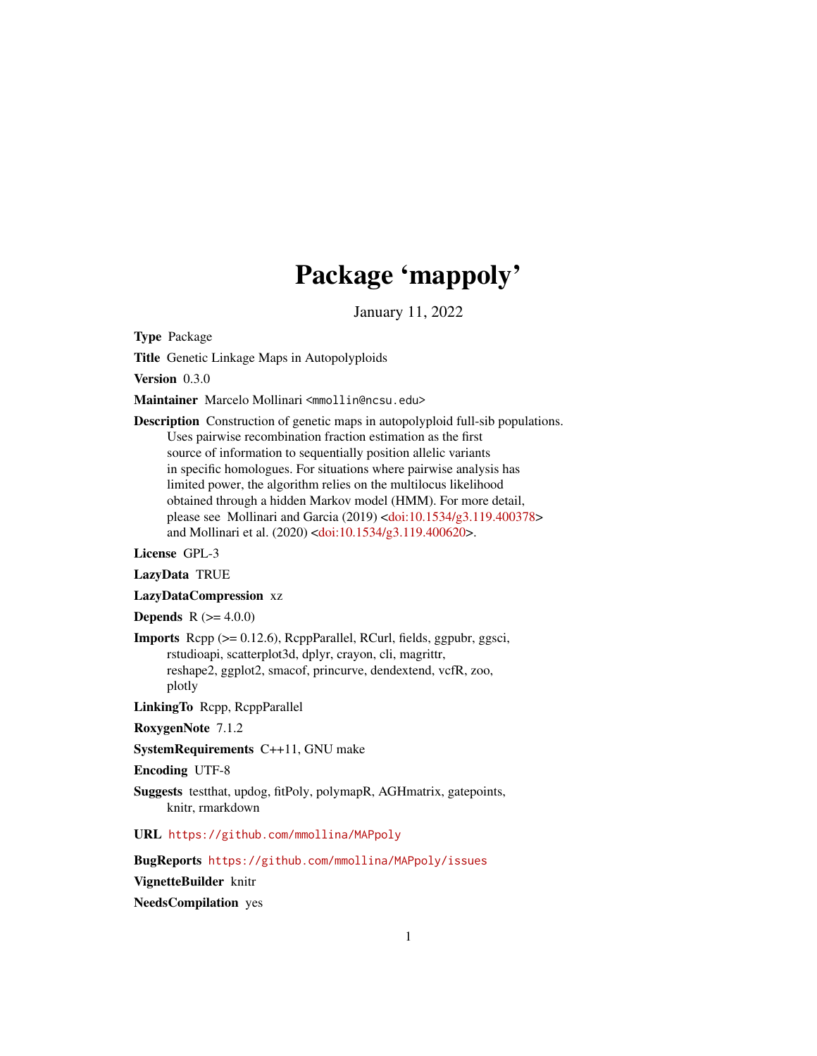# Package 'mappoly'

January 11, 2022

**Type** Package

**Title** Genetic Linkage Maps in Autopolyploids

**Version** 0.3.0

**Maintainer** Marcelo Mollinari <mmollin@ncsu.edu>

**Description** Construction of genetic maps in autopolyploid full-sib populations. Uses pairwise recombination fraction estimation as the first source of information to sequentially position allelic variants in specific homologues. For situations where pairwise analysis has limited power, the algorithm relies on the multilocus likelihood obtained through a hidden Markov model (HMM). For more detail, please see Mollinari and Garcia (2019) <doi:10.1534/g3.119.400378> and Mollinari et al. (2020) <doi:10.1534/g3.119.400620>.

**License** GPL-3

**LazyData** TRUE

**LazyDataCompression** xz

**Depends** R (>= 4.0.0)

**Imports** Rcpp (>= 0.12.6), RcppParallel, RCurl, fields, ggpubr, ggsci, rstudioapi, scatterplot3d, dplyr, crayon, cli, magrittr, reshape2, ggplot2, smacof, princurve, dendextend, vcfR, zoo, plotly

**LinkingTo** Rcpp, RcppParallel

**RoxygenNote** 7.1.2

**SystemRequirements** C++11, GNU make

**Encoding** UTF-8

**Suggests** testthat, updog, fitPoly, polymapR, AGHmatrix, gatepoints, knitr, rmarkdown

**URL** https://github.com/mmollina/MAPpoly

**BugReports** https://github.com/mmollina/MAPpoly/issues

**VignetteBuilder** knitr

**NeedsCompilation** yes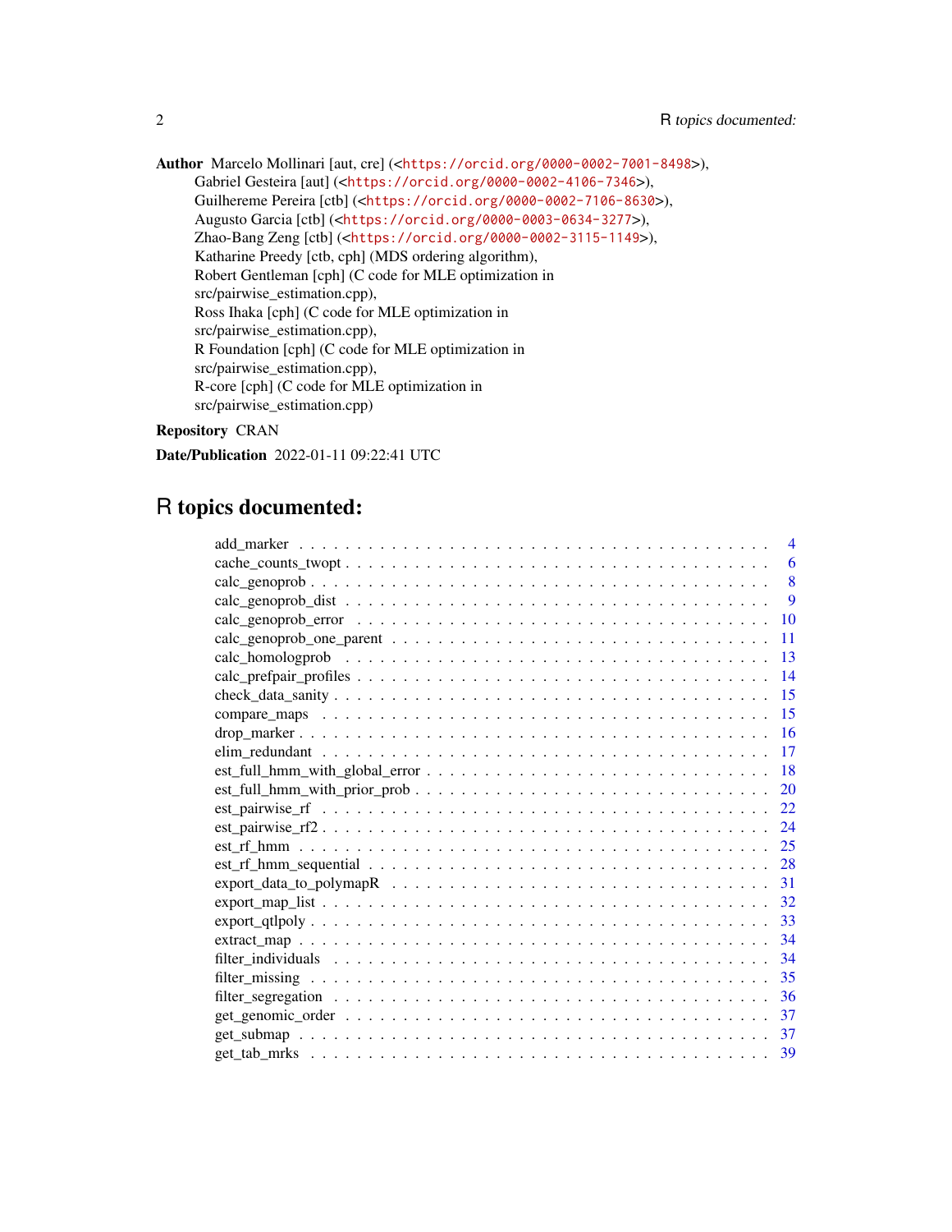**Author** Marcelo Mollinari [aut, cre] (<https://orcid.org/0000-0002-7001-8498>), Gabriel Gesteira [aut] (<https://orcid.org/0000-0002-4106-7346>), Guilhereme Pereira [ctb] (<https://orcid.org/0000-0002-7106-8630>), Augusto Garcia [ctb] (<https://orcid.org/0000-0003-0634-3277>), Zhao-Bang Zeng [ctb] (<https://orcid.org/0000-0002-3115-1149>), Katharine Preedy [ctb, cph] (MDS ordering algorithm), Robert Gentleman [cph] (C code for MLE optimization in src/pairwise_estimation.cpp), Ross Ihaka [cph] (C code for MLE optimization in src/pairwise_estimation.cpp), R Foundation [cph] (C code for MLE optimization in src/pairwise_estimation.cpp), R-core [cph] (C code for MLE optimization in src/pairwise_estimation.cpp)

**Repository** CRAN

**Date/Publication** 2022-01-11 09:22:41 UTC

# R topics documented:

- add_marker . . . . . . . . . . 4
- cache_counts_twopt . . . . . . . . . . 6
- calc_genoprob . . . . . . . . . . 8
- calc_genoprob_dist . . . . . . . . . . 9
- calc_genoprob_error . . . . . . . . . . 10
- calc_genoprob_one_parent . . . . . . . . . . 11
- calc_homologprob . . . . . . . . . . 13
- calc_prefpair_profiles . . . . . . . . . . 14
- check_data_sanity . . . . . . . . . . 15
- compare_maps . . . . . . . . . . 15
- drop_marker . . . . . . . . . . 16
- elim_redundant . . . . . . . . . . 17
- est_full_hmm_with_global_error . . . . . . . . . . 18
- est_full_hmm_with_prior_prob . . . . . . . . . . 20
- est_pairwise_rf . . . . . . . . . . 22
- est_pairwise_rf2 . . . . . . . . . . 24
- est_rf_hmm . . . . . . . . . . 25
- est_rf_hmm_sequential . . . . . . . . . . 28
- export_data_to_polymapR . . . . . . . . . . 31
- export_map_list . . . . . . . . . . 32
- export_qtlpoly . . . . . . . . . . 33
- extract_map . . . . . . . . . . 34
- filter_individuals . . . . . . . . . . 34
- filter_missing . . . . . . . . . . 35
- filter_segregation . . . . . . . . . . 36
- get_genomic_order . . . . . . . . . . 37
- get_submap . . . . . . . . . . 37
- get_tab_mrks . . . . . . . . . . 39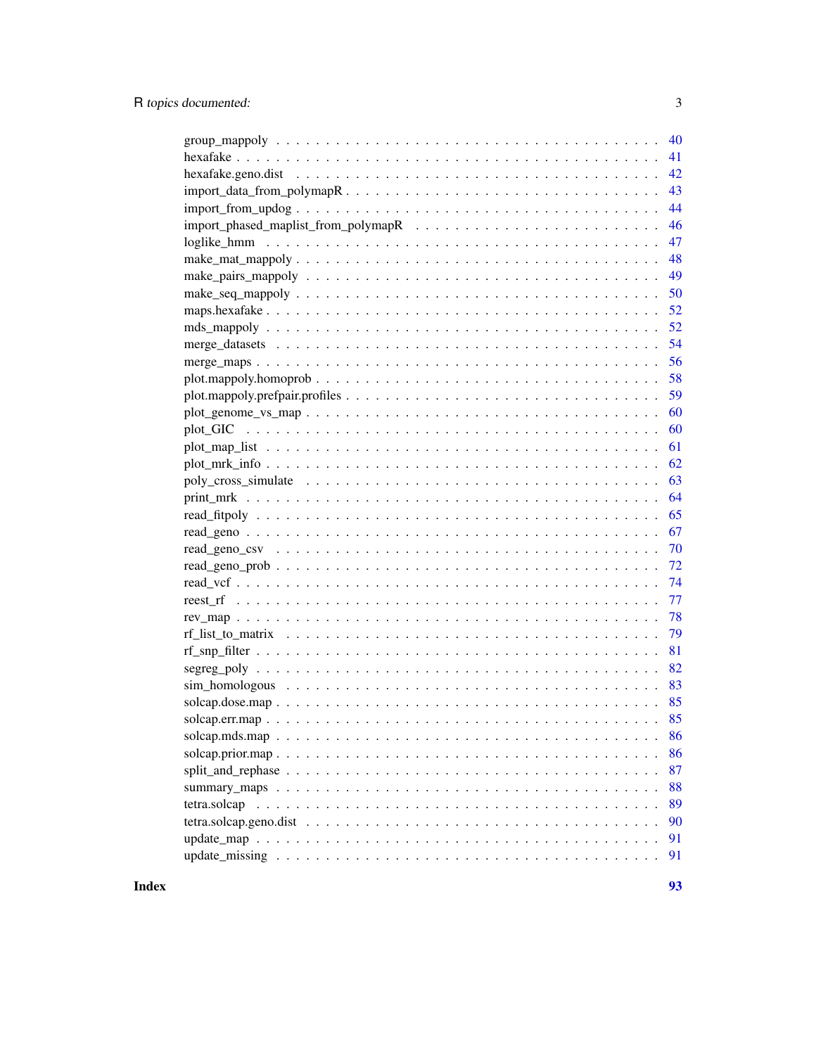| | |
|---|---|
| group_mappoly | 40 |
| hexafake | 41 |
| hexafake.geno.dist | 42 |
| import_data_from_polymapR | 43 |
| import_from_updog | 44 |
| import_phased_maplist_from_polymapR | 46 |
| loglike_hmm | 47 |
| make_mat_mappoly | 48 |
| make_pairs_mappoly | 49 |
| make_seq_mappoly | 50 |
| maps.hexafake | 52 |
| mds_mappoly | 52 |
| merge_datasets | 54 |
| merge_maps | 56 |
| plot.mappoly.homoprob | 58 |
| plot.mappoly.prefpair.profiles | 59 |
| plot_genome_vs_map | 60 |
| plot_GIC | 60 |
| plot_map_list | 61 |
| plot_mrk_info | 62 |
| poly_cross_simulate | 63 |
| print_mrk | 64 |
| read_fitpoly | 65 |
| read_geno | 67 |
| read_geno_csv | 70 |
| read_geno_prob | 72 |
| read_vcf | 74 |
| reest_rf | 77 |
| rev_map | 78 |
| rf_list_to_matrix | 79 |
| rf_snp_filter | 81 |
| segreg_poly | 82 |
| sim_homologous | 83 |
| solcap.dose.map | 85 |
| solcap.err.map | 85 |
| solcap.mds.map | 86 |
| solcap.prior.map | 86 |
| split_and_rephase | 87 |
| summary_maps | 88 |
| tetra.solcap | 89 |
| tetra.solcap.geno.dist | 90 |
| update_map | 91 |
| update_missing | 91 |

**Index** **93**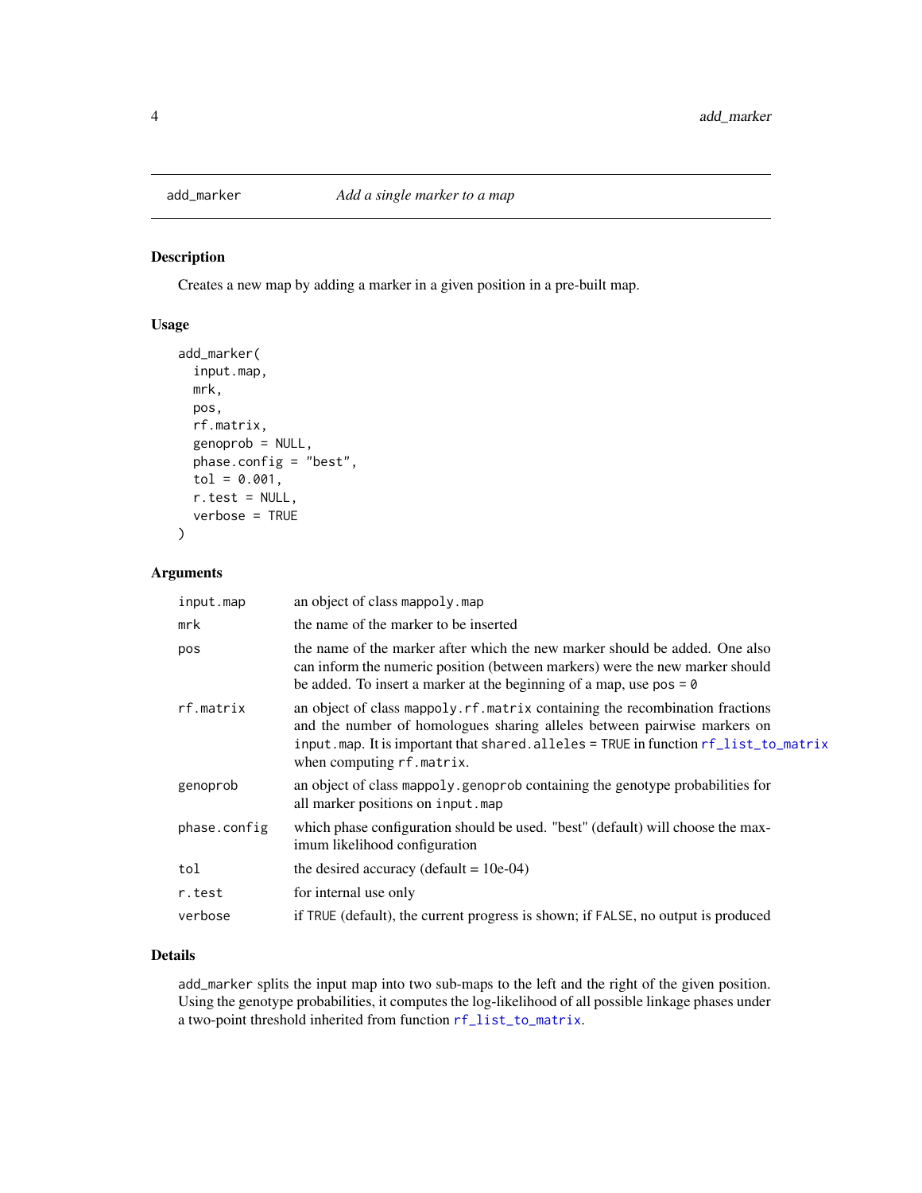# add_marker — *Add a single marker to a map*

## Description

Creates a new map by adding a marker in a given position in a pre-built map.

## Usage

```
add_marker(
  input.map,
  mrk,
  pos,
  rf.matrix,
  genoprob = NULL,
  phase.config = "best",
  tol = 0.001,
  r.test = NULL,
  verbose = TRUE
)
```

## Arguments

| | |
|---|---|
| `input.map` | an object of class `mappoly.map` |
| `mrk` | the name of the marker to be inserted |
| `pos` | the name of the marker after which the new marker should be added. One also can inform the numeric position (between markers) were the new marker should be added. To insert a marker at the beginning of a map, use `pos = 0` |
| `rf.matrix` | an object of class `mappoly.rf.matrix` containing the recombination fractions and the number of homologues sharing alleles between pairwise markers on `input.map`. It is important that `shared.alleles` = TRUE in function `rf_list_to_matrix` when computing `rf.matrix`. |
| `genoprob` | an object of class `mappoly.genoprob` containing the genotype probabilities for all marker positions on `input.map` |
| `phase.config` | which phase configuration should be used. "best" (default) will choose the maximum likelihood configuration |
| `tol` | the desired accuracy (default = 10e-04) |
| `r.test` | for internal use only |
| `verbose` | if `TRUE` (default), the current progress is shown; if `FALSE`, no output is produced |

## Details

`add_marker` splits the input map into two sub-maps to the left and the right of the given position. Using the genotype probabilities, it computes the log-likelihood of all possible linkage phases under a two-point threshold inherited from function `rf_list_to_matrix`.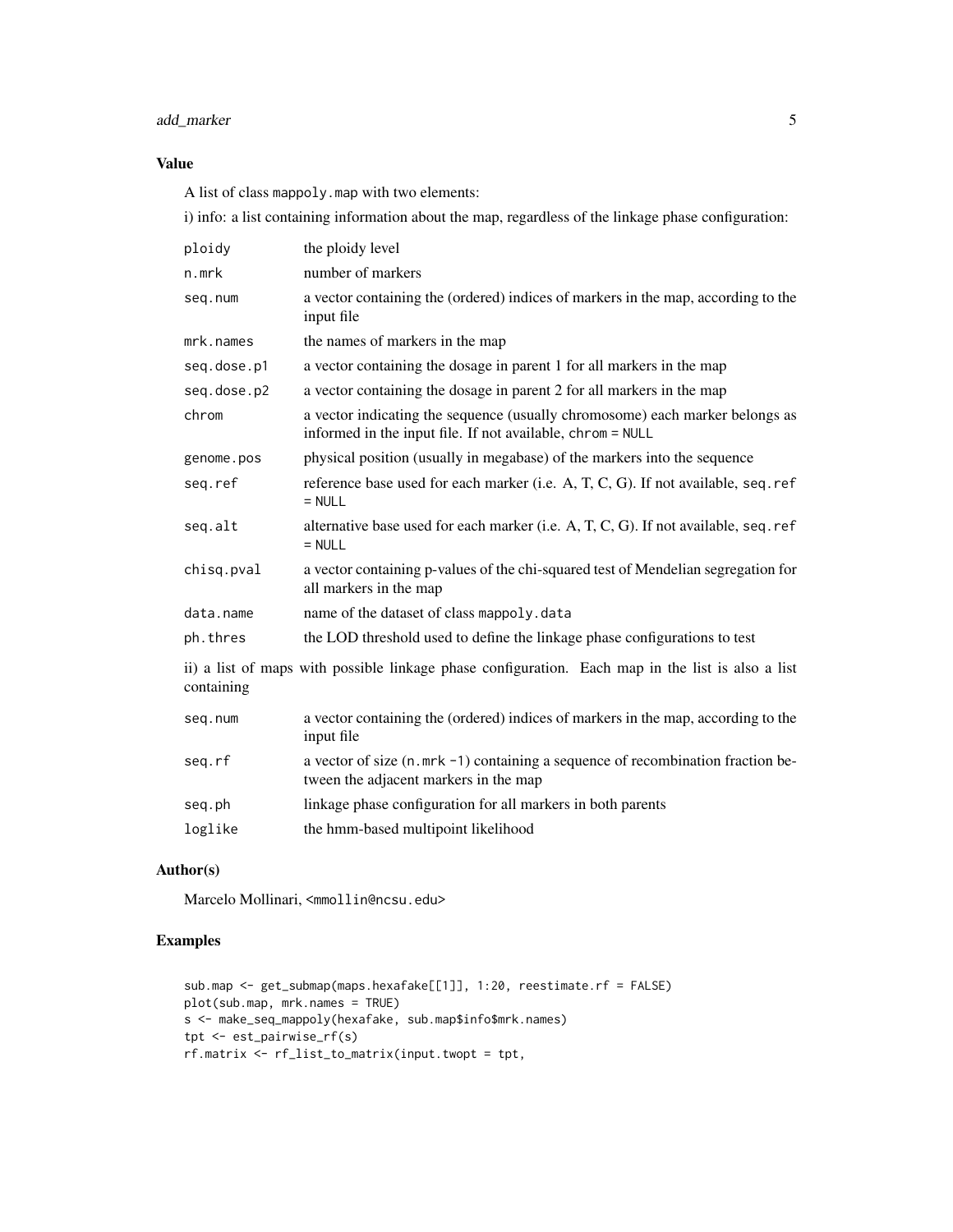## Value

A list of class `mappoly.map` with two elements:

i) info: a list containing information about the map, regardless of the linkage phase configuration:

| | |
|---|---|
| `ploidy` | the ploidy level |
| `n.mrk` | number of markers |
| `seq.num` | a vector containing the (ordered) indices of markers in the map, according to the input file |
| `mrk.names` | the names of markers in the map |
| `seq.dose.p1` | a vector containing the dosage in parent 1 for all markers in the map |
| `seq.dose.p2` | a vector containing the dosage in parent 2 for all markers in the map |
| `chrom` | a vector indicating the sequence (usually chromosome) each marker belongs as informed in the input file. If not available, `chrom = NULL` |
| `genome.pos` | physical position (usually in megabase) of the markers into the sequence |
| `seq.ref` | reference base used for each marker (i.e. A, T, C, G). If not available, `seq.ref = NULL` |
| `seq.alt` | alternative base used for each marker (i.e. A, T, C, G). If not available, `seq.ref = NULL` |
| `chisq.pval` | a vector containing p-values of the chi-squared test of Mendelian segregation for all markers in the map |
| `data.name` | name of the dataset of class `mappoly.data` |
| `ph.thres` | the LOD threshold used to define the linkage phase configurations to test |

ii) a list of maps with possible linkage phase configuration. Each map in the list is also a list containing

| | |
|---|---|
| `seq.num` | a vector containing the (ordered) indices of markers in the map, according to the input file |
| `seq.rf` | a vector of size (`n.mrk -1`) containing a sequence of recombination fraction between the adjacent markers in the map |
| `seq.ph` | linkage phase configuration for all markers in both parents |
| `loglike` | the hmm-based multipoint likelihood |

## Author(s)

Marcelo Mollinari, <mmollin@ncsu.edu>

## Examples

```
sub.map <- get_submap(maps.hexafake[[1]], 1:20, reestimate.rf = FALSE)
plot(sub.map, mrk.names = TRUE)
s <- make_seq_mappoly(hexafake, sub.map$info$mrk.names)
tpt <- est_pairwise_rf(s)
rf.matrix <- rf_list_to_matrix(input.twopt = tpt,
```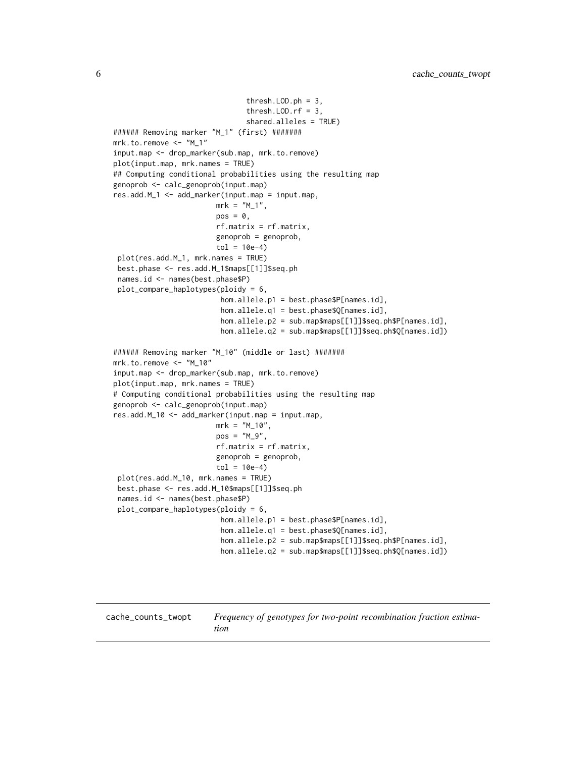```
                              thresh.LOD.ph = 3,
                              thresh.LOD.rf = 3,
                              shared.alleles = TRUE)
###### Removing marker "M_1" (first) #######
mrk.to.remove <- "M_1"
input.map <- drop_marker(sub.map, mrk.to.remove)
plot(input.map, mrk.names = TRUE)
## Computing conditional probabilities using the resulting map
genoprob <- calc_genoprob(input.map)
res.add.M_1 <- add_marker(input.map = input.map,
                        mrk = "M_1",
                        pos = 0,
                        rf.matrix = rf.matrix,
                        genoprob = genoprob,
                        tol = 10e-4)
 plot(res.add.M_1, mrk.names = TRUE)
 best.phase <- res.add.M_1$maps[[1]]$seq.ph
 names.id <- names(best.phase$P)
 plot_compare_haplotypes(ploidy = 6,
                         hom.allele.p1 = best.phase$P[names.id],
                         hom.allele.q1 = best.phase$Q[names.id],
                         hom.allele.p2 = sub.map$maps[[1]]$seq.ph$P[names.id],
                         hom.allele.q2 = sub.map$maps[[1]]$seq.ph$Q[names.id])

###### Removing marker "M_10" (middle or last) #######
mrk.to.remove <- "M_10"
input.map <- drop_marker(sub.map, mrk.to.remove)
plot(input.map, mrk.names = TRUE)
# Computing conditional probabilities using the resulting map
genoprob <- calc_genoprob(input.map)
res.add.M_10 <- add_marker(input.map = input.map,
                        mrk = "M_10",
                        pos = "M_9",
                        rf.matrix = rf.matrix,
                        genoprob = genoprob,
                        tol = 10e-4)
 plot(res.add.M_10, mrk.names = TRUE)
 best.phase <- res.add.M_10$maps[[1]]$seq.ph
 names.id <- names(best.phase$P)
 plot_compare_haplotypes(ploidy = 6,
                         hom.allele.p1 = best.phase$P[names.id],
                         hom.allele.q1 = best.phase$Q[names.id],
                         hom.allele.p2 = sub.map$maps[[1]]$seq.ph$P[names.id],
                         hom.allele.q2 = sub.map$maps[[1]]$seq.ph$Q[names.id])
```

---

cache_counts_twopt &emsp; *Frequency of genotypes for two-point recombination fraction estimation*

---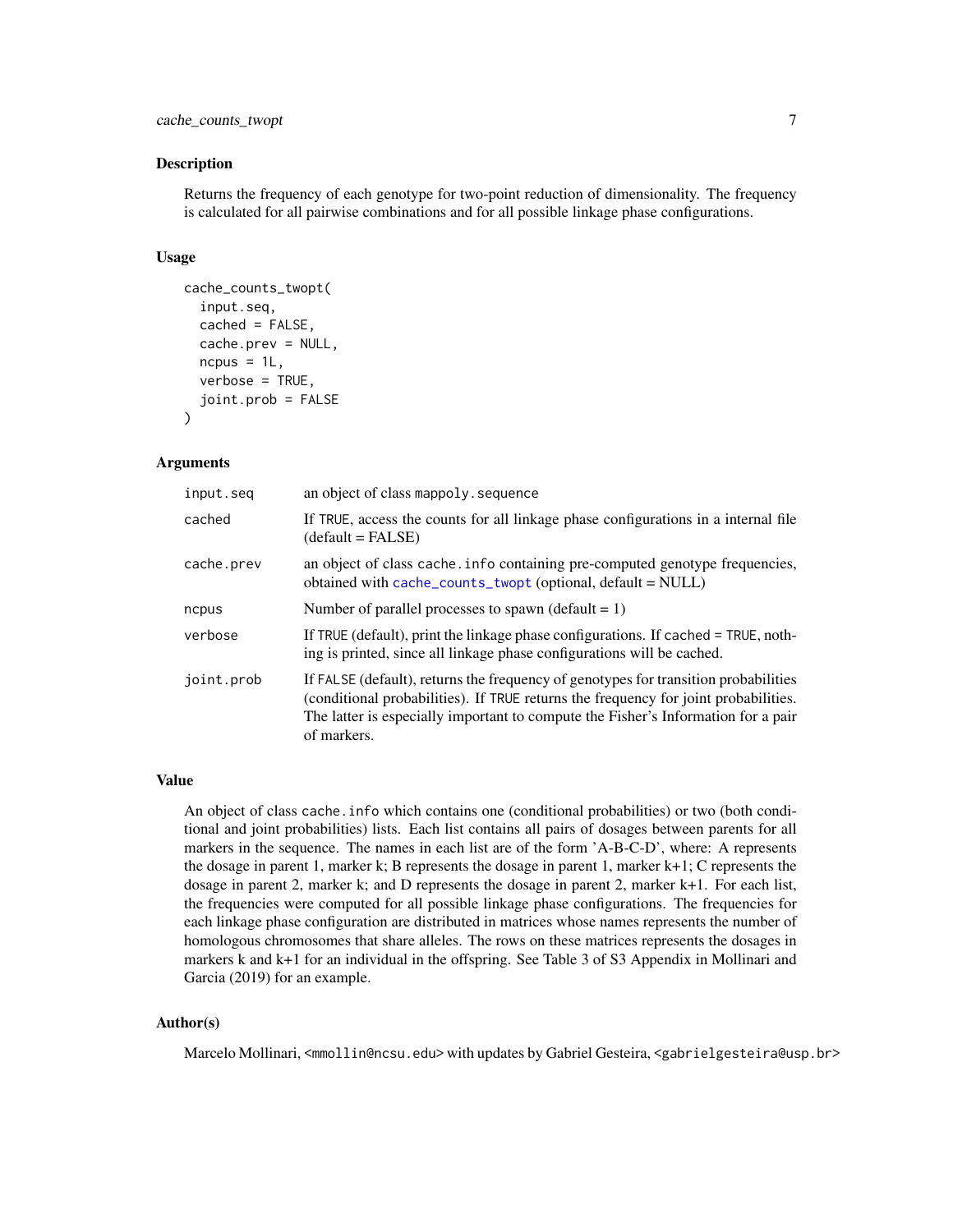## Description

Returns the frequency of each genotype for two-point reduction of dimensionality. The frequency is calculated for all pairwise combinations and for all possible linkage phase configurations.

## Usage

```
cache_counts_twopt(
  input.seq,
  cached = FALSE,
  cache.prev = NULL,
  ncpus = 1L,
  verbose = TRUE,
  joint.prob = FALSE
)
```

## Arguments

| | |
|---|---|
| `input.seq` | an object of class `mappoly.sequence` |
| `cached` | If `TRUE`, access the counts for all linkage phase configurations in a internal file (default = FALSE) |
| `cache.prev` | an object of class `cache.info` containing pre-computed genotype frequencies, obtained with `cache_counts_twopt` (optional, default = NULL) |
| `ncpus` | Number of parallel processes to spawn (default = 1) |
| `verbose` | If `TRUE` (default), print the linkage phase configurations. If `cached = TRUE`, nothing is printed, since all linkage phase configurations will be cached. |
| `joint.prob` | If `FALSE` (default), returns the frequency of genotypes for transition probabilities (conditional probabilities). If `TRUE` returns the frequency for joint probabilities. The latter is especially important to compute the Fisher's Information for a pair of markers. |

## Value

An object of class `cache.info` which contains one (conditional probabilities) or two (both conditional and joint probabilities) lists. Each list contains all pairs of dosages between parents for all markers in the sequence. The names in each list are of the form 'A-B-C-D', where: A represents the dosage in parent 1, marker k; B represents the dosage in parent 1, marker k+1; C represents the dosage in parent 2, marker k; and D represents the dosage in parent 2, marker k+1. For each list, the frequencies were computed for all possible linkage phase configurations. The frequencies for each linkage phase configuration are distributed in matrices whose names represents the number of homologous chromosomes that share alleles. The rows on these matrices represents the dosages in markers k and k+1 for an individual in the offspring. See Table 3 of S3 Appendix in Mollinari and Garcia (2019) for an example.

## Author(s)

Marcelo Mollinari, <mmollin@ncsu.edu> with updates by Gabriel Gesteira, <gabrielgesteira@usp.br>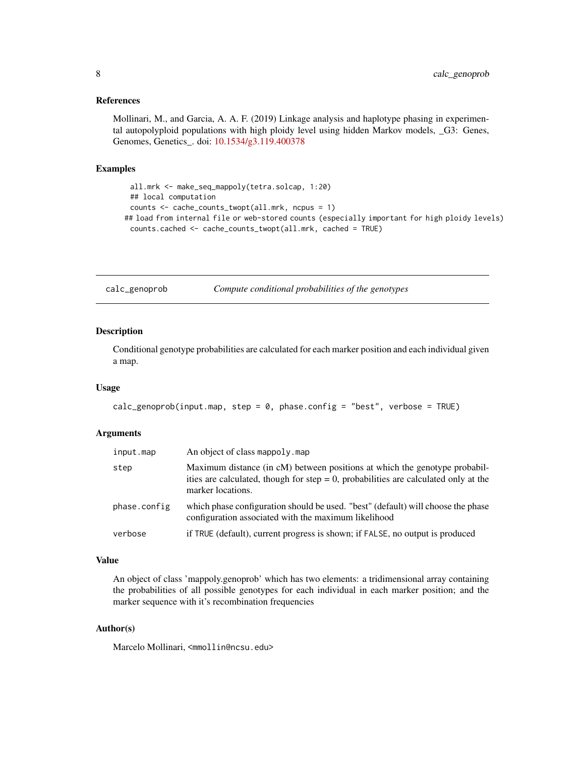### References

Mollinari, M., and Garcia, A. A. F. (2019) Linkage analysis and haplotype phasing in experimental autopolyploid populations with high ploidy level using hidden Markov models, _G3: Genes, Genomes, Genetics_. doi: 10.1534/g3.119.400378

### Examples

```
all.mrk <- make_seq_mappoly(tetra.solcap, 1:20)
## local computation
counts <- cache_counts_twopt(all.mrk, ncpus = 1)
## load from internal file or web-stored counts (especially important for high ploidy levels)
counts.cached <- cache_counts_twopt(all.mrk, cached = TRUE)
```

---

## calc_genoprob — *Compute conditional probabilities of the genotypes*

### Description

Conditional genotype probabilities are calculated for each marker position and each individual given a map.

### Usage

```
calc_genoprob(input.map, step = 0, phase.config = "best", verbose = TRUE)
```

### Arguments

| Argument | Description |
|---|---|
| `input.map` | An object of class `mappoly.map` |
| `step` | Maximum distance (in cM) between positions at which the genotype probabilities are calculated, though for step = 0, probabilities are calculated only at the marker locations. |
| `phase.config` | which phase configuration should be used. "best" (default) will choose the phase configuration associated with the maximum likelihood |
| `verbose` | if `TRUE` (default), current progress is shown; if `FALSE`, no output is produced |

### Value

An object of class 'mappoly.genoprob' which has two elements: a tridimensional array containing the probabilities of all possible genotypes for each individual in each marker position; and the marker sequence with it's recombination frequencies

### Author(s)

Marcelo Mollinari, <mmollin@ncsu.edu>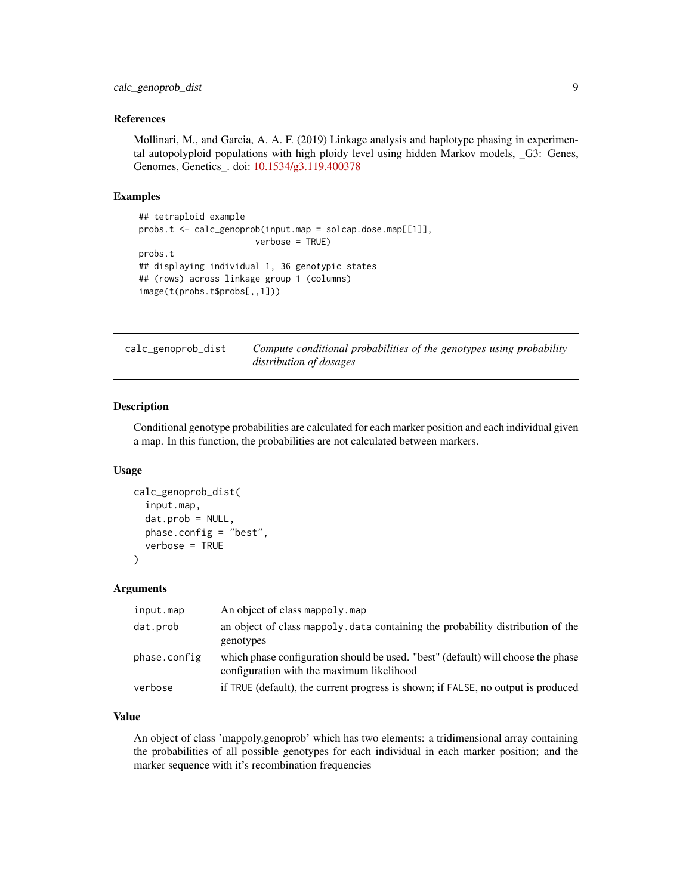### References

Mollinari, M., and Garcia, A. A. F. (2019) Linkage analysis and haplotype phasing in experimental autopolyploid populations with high ploidy level using hidden Markov models, _G3: Genes, Genomes, Genetics_. doi: 10.1534/g3.119.400378

### Examples

```
## tetraploid example
probs.t <- calc_genoprob(input.map = solcap.dose.map[[1]],
                         verbose = TRUE)
probs.t
## displaying individual 1, 36 genotypic states
## (rows) across linkage group 1 (columns)
image(t(probs.t$probs[,,1]))
```

---

## calc_genoprob_dist — *Compute conditional probabilities of the genotypes using probability distribution of dosages*

---

### Description

Conditional genotype probabilities are calculated for each marker position and each individual given a map. In this function, the probabilities are not calculated between markers.

### Usage

```
calc_genoprob_dist(
  input.map,
  dat.prob = NULL,
  phase.config = "best",
  verbose = TRUE
)
```

### Arguments

| | |
|---|---|
| input.map | An object of class mappoly.map |
| dat.prob | an object of class mappoly.data containing the probability distribution of the genotypes |
| phase.config | which phase configuration should be used. "best" (default) will choose the phase configuration with the maximum likelihood |
| verbose | if TRUE (default), the current progress is shown; if FALSE, no output is produced |

### Value

An object of class 'mappoly.genoprob' which has two elements: a tridimensional array containing the probabilities of all possible genotypes for each individual in each marker position; and the marker sequence with it's recombination frequencies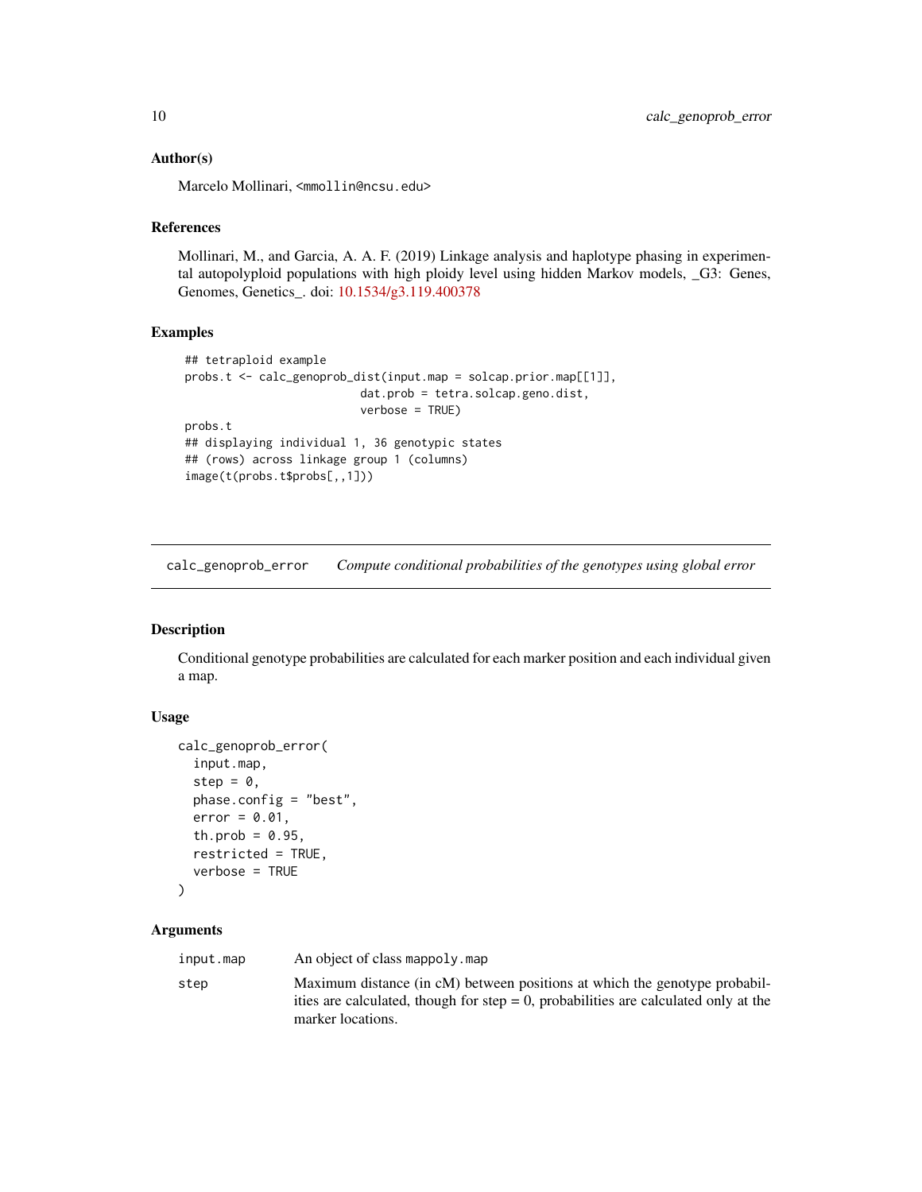### Author(s)

Marcelo Mollinari, <mmollin@ncsu.edu>

### References

Mollinari, M., and Garcia, A. A. F. (2019) Linkage analysis and haplotype phasing in experimental autopolyploid populations with high ploidy level using hidden Markov models, _G3: Genes, Genomes, Genetics_. doi: 10.1534/g3.119.400378

### Examples

```
## tetraploid example
probs.t <- calc_genoprob_dist(input.map = solcap.prior.map[[1]],
                              dat.prob = tetra.solcap.geno.dist,
                              verbose = TRUE)
probs.t
## displaying individual 1, 36 genotypic states
## (rows) across linkage group 1 (columns)
image(t(probs.t$probs[,,1]))
```

---

## calc_genoprob_error — *Compute conditional probabilities of the genotypes using global error*

### Description

Conditional genotype probabilities are calculated for each marker position and each individual given a map.

### Usage

```
calc_genoprob_error(
  input.map,
  step = 0,
  phase.config = "best",
  error = 0.01,
  th.prob = 0.95,
  restricted = TRUE,
  verbose = TRUE
)
```

### Arguments

| | |
|---|---|
| input.map | An object of class mappoly.map |
| step | Maximum distance (in cM) between positions at which the genotype probabilities are calculated, though for step = 0, probabilities are calculated only at the marker locations. |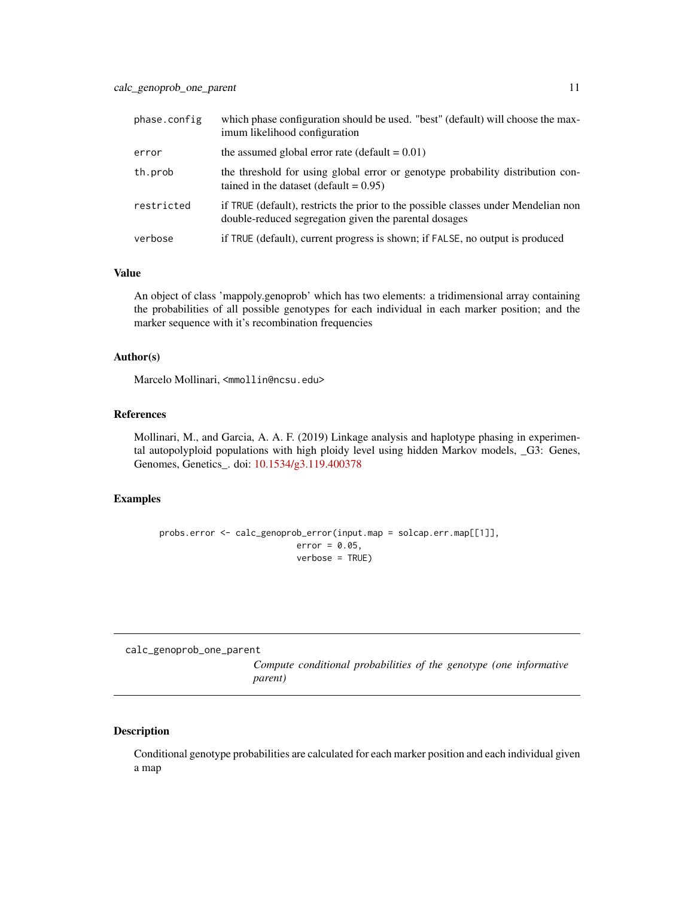| | |
|---|---|
| phase.config | which phase configuration should be used. "best" (default) will choose the maximum likelihood configuration |
| error | the assumed global error rate (default = 0.01) |
| th.prob | the threshold for using global error or genotype probability distribution contained in the dataset (default = 0.95) |
| restricted | if TRUE (default), restricts the prior to the possible classes under Mendelian non double-reduced segregation given the parental dosages |
| verbose | if TRUE (default), current progress is shown; if FALSE, no output is produced |

### Value

An object of class 'mappoly.genoprob' which has two elements: a tridimensional array containing the probabilities of all possible genotypes for each individual in each marker position; and the marker sequence with it's recombination frequencies

### Author(s)

Marcelo Mollinari, <mmollin@ncsu.edu>

### References

Mollinari, M., and Garcia, A. A. F. (2019) Linkage analysis and haplotype phasing in experimental autopolyploid populations with high ploidy level using hidden Markov models, _G3: Genes, Genomes, Genetics_. doi: 10.1534/g3.119.400378

### Examples

```
probs.error <- calc_genoprob_error(input.map = solcap.err.map[[1]],
                                   error = 0.05,
                                   verbose = TRUE)
```

---

## calc_genoprob_one_parent

*Compute conditional probabilities of the genotype (one informative parent)*

---

### Description

Conditional genotype probabilities are calculated for each marker position and each individual given a map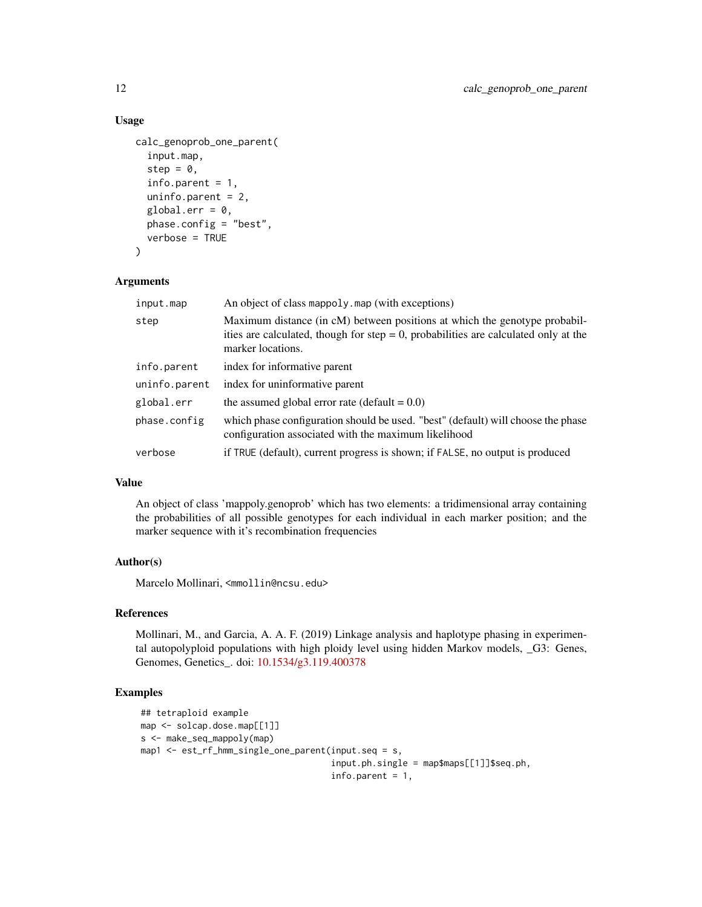### Usage

```
calc_genoprob_one_parent(
  input.map,
  step = 0,
  info.parent = 1,
  uninfo.parent = 2,
  global.err = 0,
  phase.config = "best",
  verbose = TRUE
)
```

### Arguments

| | |
|---|---|
| input.map | An object of class `mappoly.map` (with exceptions) |
| step | Maximum distance (in cM) between positions at which the genotype probabilities are calculated, though for step = 0, probabilities are calculated only at the marker locations. |
| info.parent | index for informative parent |
| uninfo.parent | index for uninformative parent |
| global.err | the assumed global error rate (default = 0.0) |
| phase.config | which phase configuration should be used. "best" (default) will choose the phase configuration associated with the maximum likelihood |
| verbose | if `TRUE` (default), current progress is shown; if `FALSE`, no output is produced |

### Value

An object of class 'mappoly.genoprob' which has two elements: a tridimensional array containing the probabilities of all possible genotypes for each individual in each marker position; and the marker sequence with it's recombination frequencies

### Author(s)

Marcelo Mollinari, <mmollin@ncsu.edu>

### References

Mollinari, M., and Garcia, A. A. F. (2019) Linkage analysis and haplotype phasing in experimental autopolyploid populations with high ploidy level using hidden Markov models, _G3: Genes, Genomes, Genetics_. doi: 10.1534/g3.119.400378

### Examples

```
## tetraploid example
map <- solcap.dose.map[[1]]
s <- make_seq_mappoly(map)
map1 <- est_rf_hmm_single_one_parent(input.seq = s,
                                     input.ph.single = map$maps[[1]]$seq.ph,
                                     info.parent = 1,
```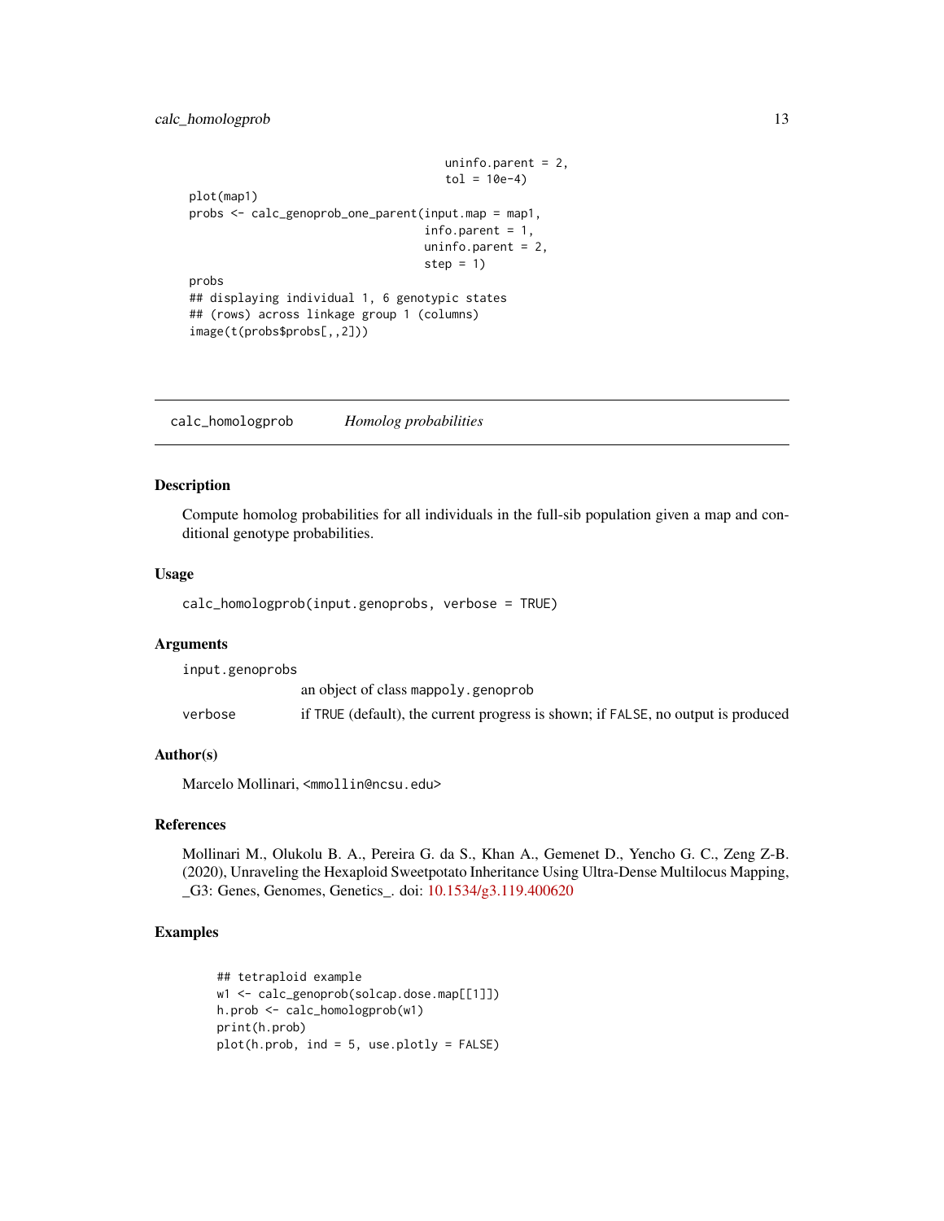```
                                    uninfo.parent = 2,
                                    tol = 10e-4)
plot(map1)
probs <- calc_genoprob_one_parent(input.map = map1,
                                  info.parent = 1,
                                  uninfo.parent = 2,
                                  step = 1)
probs
## displaying individual 1, 6 genotypic states
## (rows) across linkage group 1 (columns)
image(t(probs$probs[,,2]))
```

## calc_homologprob    *Homolog probabilities*

### Description

Compute homolog probabilities for all individuals in the full-sib population given a map and conditional genotype probabilities.

### Usage

```
calc_homologprob(input.genoprobs, verbose = TRUE)
```

### Arguments

| | |
|---|---|
| `input.genoprobs` | an object of class `mappoly.genoprob` |
| `verbose` | if `TRUE` (default), the current progress is shown; if `FALSE`, no output is produced |

### Author(s)

Marcelo Mollinari, <mmollin@ncsu.edu>

### References

Mollinari M., Olukolu B. A., Pereira G. da S., Khan A., Gemenet D., Yencho G. C., Zeng Z-B. (2020), Unraveling the Hexaploid Sweetpotato Inheritance Using Ultra-Dense Multilocus Mapping, _G3: Genes, Genomes, Genetics_. doi: 10.1534/g3.119.400620

### Examples

```
## tetraploid example
w1 <- calc_genoprob(solcap.dose.map[[1]])
h.prob <- calc_homologprob(w1)
print(h.prob)
plot(h.prob, ind = 5, use.plotly = FALSE)
```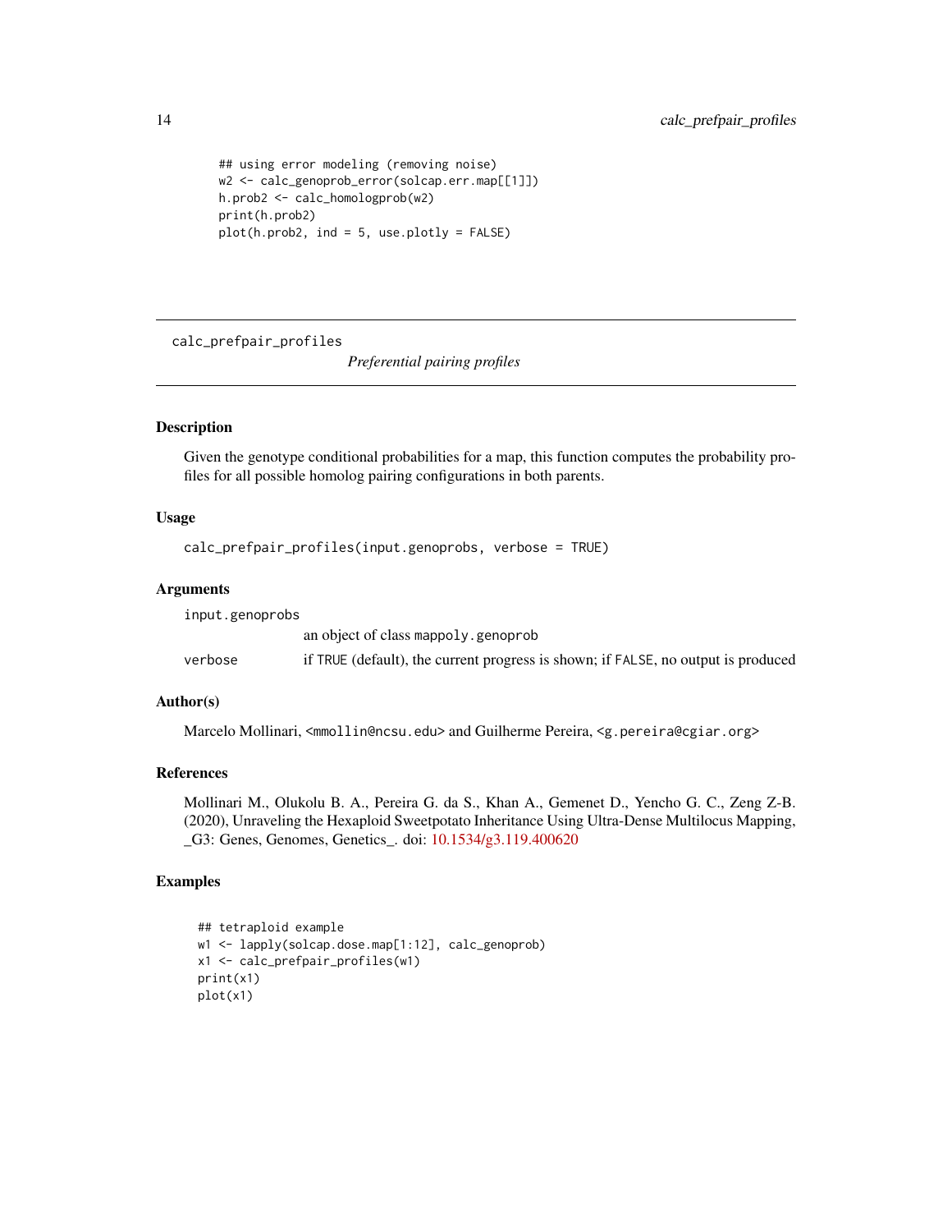```
## using error modeling (removing noise)
w2 <- calc_genoprob_error(solcap.err.map[[1]])
h.prob2 <- calc_homologprob(w2)
print(h.prob2)
plot(h.prob2, ind = 5, use.plotly = FALSE)
```

---

## calc_prefpair_profiles

*Preferential pairing profiles*

---

### Description

Given the genotype conditional probabilities for a map, this function computes the probability profiles for all possible homolog pairing configurations in both parents.

### Usage

```
calc_prefpair_profiles(input.genoprobs, verbose = TRUE)
```

### Arguments

| | |
|---|---|
| `input.genoprobs` | an object of class `mappoly.genoprob` |
| `verbose` | if `TRUE` (default), the current progress is shown; if `FALSE`, no output is produced |

### Author(s)

Marcelo Mollinari, <mmollin@ncsu.edu> and Guilherme Pereira, <g.pereira@cgiar.org>

### References

Mollinari M., Olukolu B. A., Pereira G. da S., Khan A., Gemenet D., Yencho G. C., Zeng Z-B. (2020), Unraveling the Hexaploid Sweetpotato Inheritance Using Ultra-Dense Multilocus Mapping, _G3: Genes, Genomes, Genetics_. doi: 10.1534/g3.119.400620

### Examples

```
## tetraploid example
w1 <- lapply(solcap.dose.map[1:12], calc_genoprob)
x1 <- calc_prefpair_profiles(w1)
print(x1)
plot(x1)
```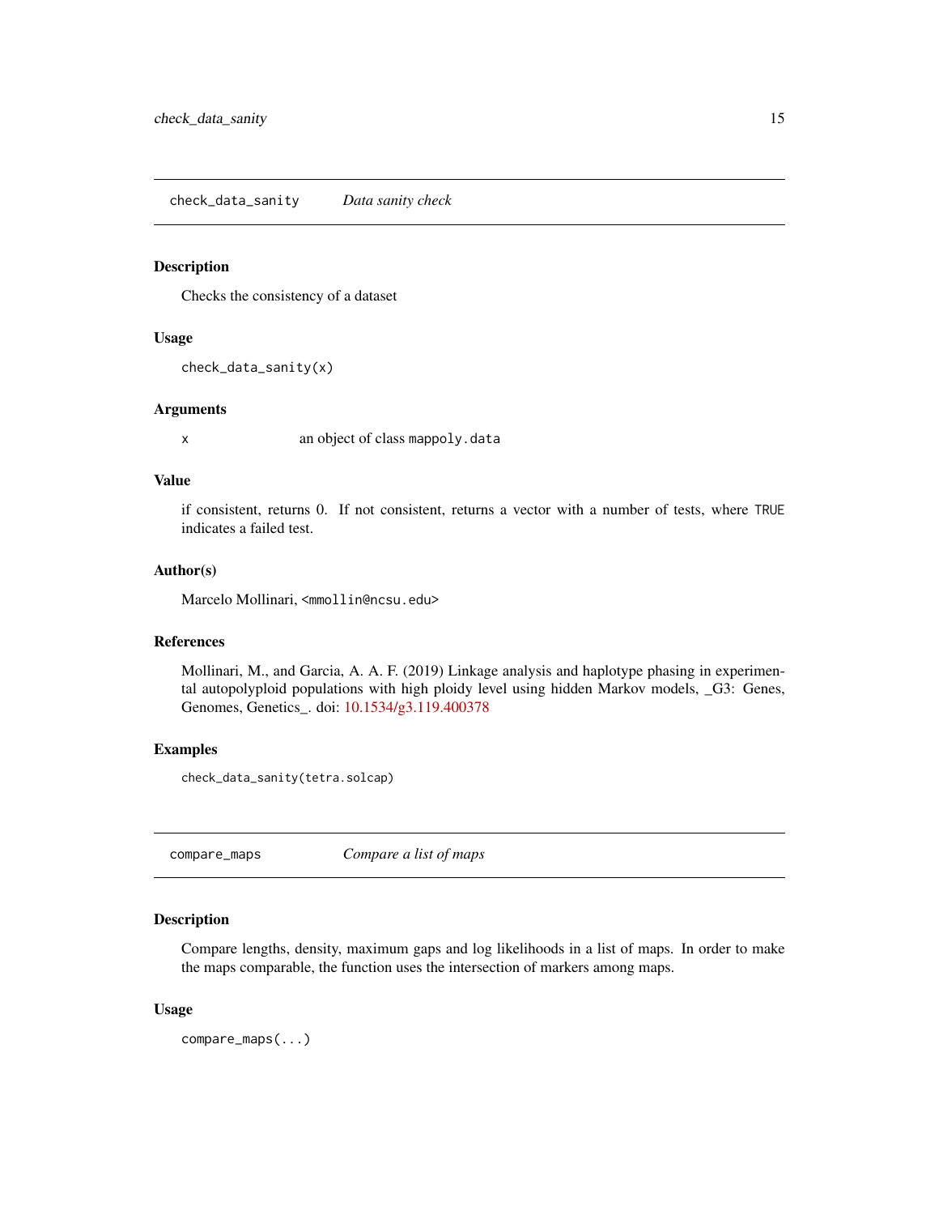## check_data_sanity *Data sanity check*

### Description

Checks the consistency of a dataset

### Usage

```
check_data_sanity(x)
```

### Arguments

x an object of class `mappoly.data`

### Value

if consistent, returns 0. If not consistent, returns a vector with a number of tests, where `TRUE` indicates a failed test.

### Author(s)

Marcelo Mollinari, <mmollin@ncsu.edu>

### References

Mollinari, M., and Garcia, A. A. F. (2019) Linkage analysis and haplotype phasing in experimental autopolyploid populations with high ploidy level using hidden Markov models, _G3: Genes, Genomes, Genetics_. doi: 10.1534/g3.119.400378

### Examples

```
check_data_sanity(tetra.solcap)
```

## compare_maps *Compare a list of maps*

### Description

Compare lengths, density, maximum gaps and log likelihoods in a list of maps. In order to make the maps comparable, the function uses the intersection of markers among maps.

### Usage

```
compare_maps(...)
```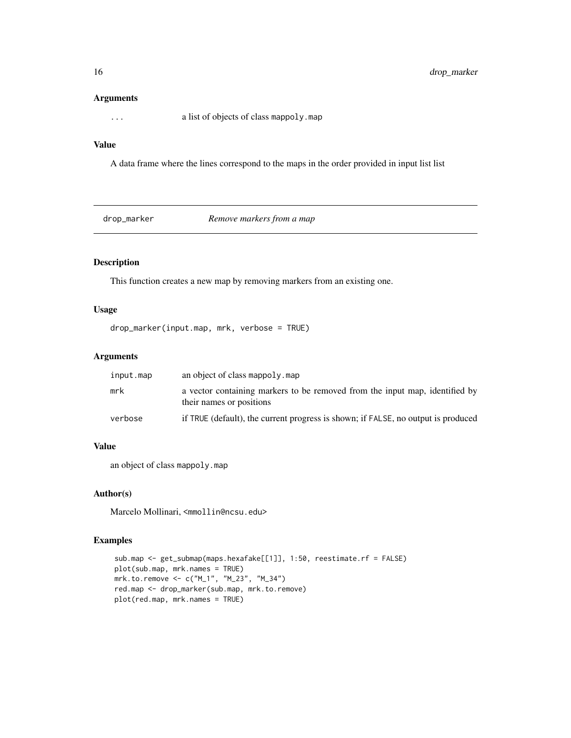### Arguments

| | |
|---|---|
| `...` | a list of objects of class `mappoly.map` |

### Value

A data frame where the lines correspond to the maps in the order provided in input list list

---

## drop_marker — *Remove markers from a map*

### Description

This function creates a new map by removing markers from an existing one.

### Usage

```
drop_marker(input.map, mrk, verbose = TRUE)
```

### Arguments

| | |
|---|---|
| `input.map` | an object of class `mappoly.map` |
| `mrk` | a vector containing markers to be removed from the input map, identified by their names or positions |
| `verbose` | if `TRUE` (default), the current progress is shown; if `FALSE`, no output is produced |

### Value

an object of class `mappoly.map`

### Author(s)

Marcelo Mollinari, <mmollin@ncsu.edu>

### Examples

```
sub.map <- get_submap(maps.hexafake[[1]], 1:50, reestimate.rf = FALSE)
plot(sub.map, mrk.names = TRUE)
mrk.to.remove <- c("M_1", "M_23", "M_34")
red.map <- drop_marker(sub.map, mrk.to.remove)
plot(red.map, mrk.names = TRUE)
```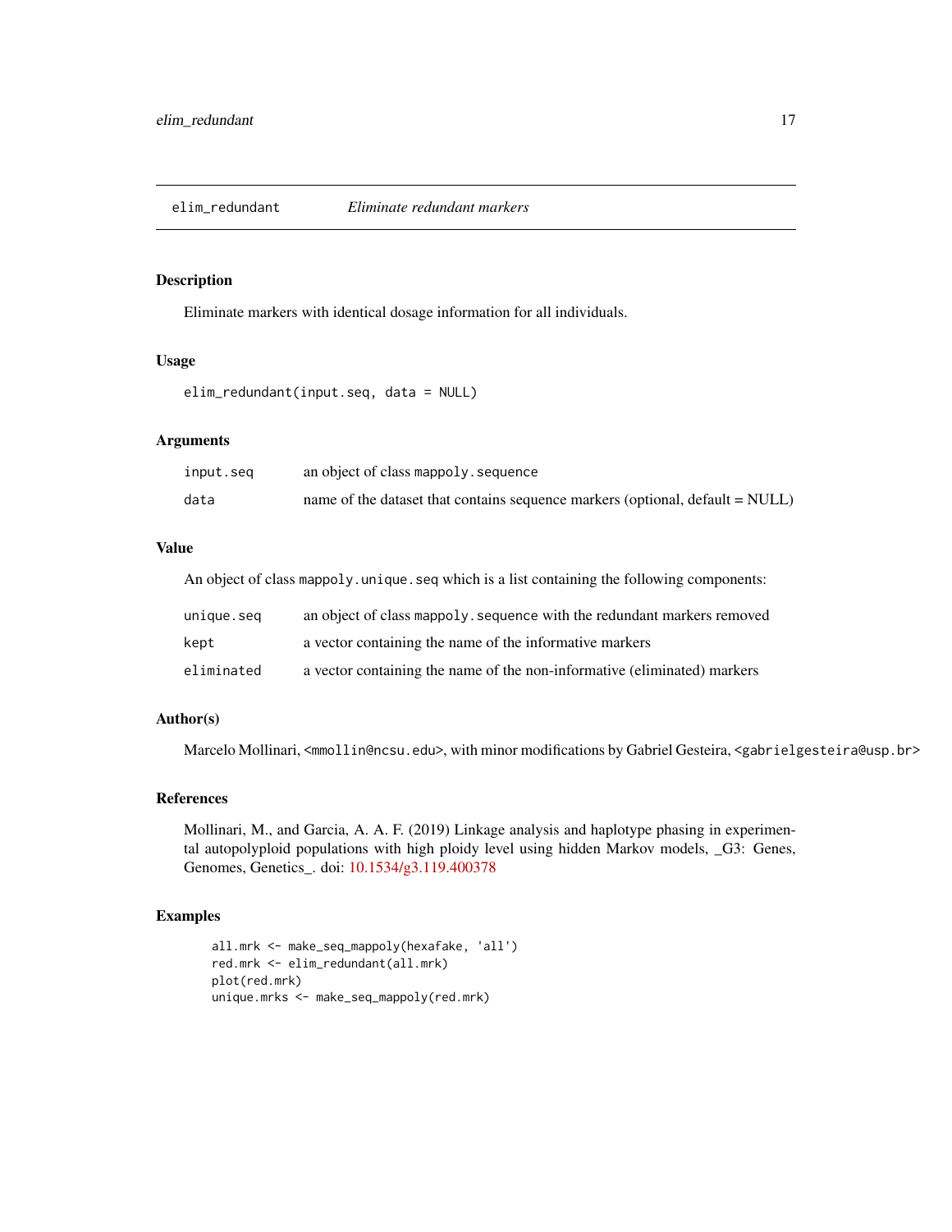## elim_redundant    *Eliminate redundant markers*

### Description

Eliminate markers with identical dosage information for all individuals.

### Usage

```
elim_redundant(input.seq, data = NULL)
```

### Arguments

| | |
|---|---|
| `input.seq` | an object of class `mappoly.sequence` |
| `data` | name of the dataset that contains sequence markers (optional, default = NULL) |

### Value

An object of class `mappoly.unique.seq` which is a list containing the following components:

| | |
|---|---|
| `unique.seq` | an object of class `mappoly.sequence` with the redundant markers removed |
| `kept` | a vector containing the name of the informative markers |
| `eliminated` | a vector containing the name of the non-informative (eliminated) markers |

### Author(s)

Marcelo Mollinari, <mmollin@ncsu.edu>, with minor modifications by Gabriel Gesteira, <gabrielgesteira@usp.br>

### References

Mollinari, M., and Garcia, A. A. F. (2019) Linkage analysis and haplotype phasing in experimental autopolyploid populations with high ploidy level using hidden Markov models, _G3: Genes, Genomes, Genetics_. doi: 10.1534/g3.119.400378

### Examples

```
all.mrk <- make_seq_mappoly(hexafake, 'all')
red.mrk <- elim_redundant(all.mrk)
plot(red.mrk)
unique.mrks <- make_seq_mappoly(red.mrk)
```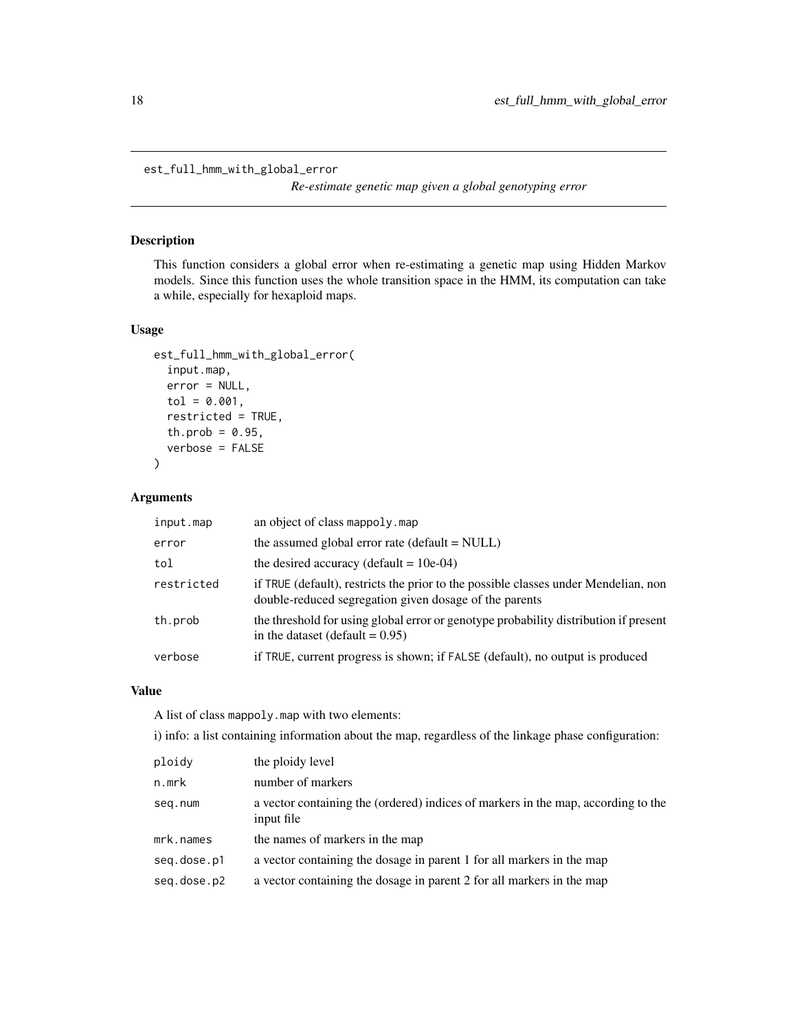`est_full_hmm_with_global_error`

*Re-estimate genetic map given a global genotyping error*

### Description

This function considers a global error when re-estimating a genetic map using Hidden Markov models. Since this function uses the whole transition space in the HMM, its computation can take a while, especially for hexaploid maps.

### Usage

```
est_full_hmm_with_global_error(
  input.map,
  error = NULL,
  tol = 0.001,
  restricted = TRUE,
  th.prob = 0.95,
  verbose = FALSE
)
```

### Arguments

| | |
|---|---|
| `input.map` | an object of class `mappoly.map` |
| `error` | the assumed global error rate (default = NULL) |
| `tol` | the desired accuracy (default = 10e-04) |
| `restricted` | if `TRUE` (default), restricts the prior to the possible classes under Mendelian, non double-reduced segregation given dosage of the parents |
| `th.prob` | the threshold for using global error or genotype probability distribution if present in the dataset (default = 0.95) |
| `verbose` | if `TRUE`, current progress is shown; if `FALSE` (default), no output is produced |

### Value

A list of class `mappoly.map` with two elements:

i) info: a list containing information about the map, regardless of the linkage phase configuration:

| | |
|---|---|
| `ploidy` | the ploidy level |
| `n.mrk` | number of markers |
| `seq.num` | a vector containing the (ordered) indices of markers in the map, according to the input file |
| `mrk.names` | the names of markers in the map |
| `seq.dose.p1` | a vector containing the dosage in parent 1 for all markers in the map |
| `seq.dose.p2` | a vector containing the dosage in parent 2 for all markers in the map |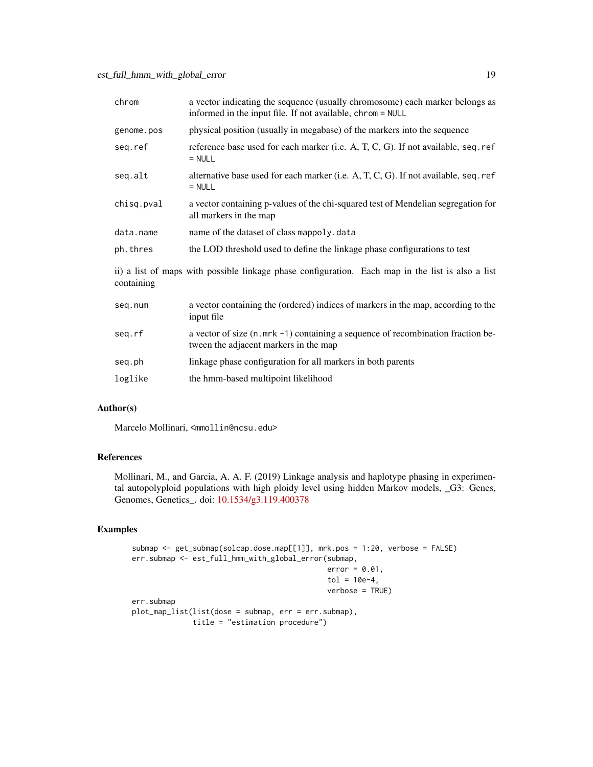| | |
|---|---|
| `chrom` | a vector indicating the sequence (usually chromosome) each marker belongs as informed in the input file. If not available, `chrom = NULL` |
| `genome.pos` | physical position (usually in megabase) of the markers into the sequence |
| `seq.ref` | reference base used for each marker (i.e. A, T, C, G). If not available, `seq.ref = NULL` |
| `seq.alt` | alternative base used for each marker (i.e. A, T, C, G). If not available, `seq.ref = NULL` |
| `chisq.pval` | a vector containing p-values of the chi-squared test of Mendelian segregation for all markers in the map |
| `data.name` | name of the dataset of class `mappoly.data` |
| `ph.thres` | the LOD threshold used to define the linkage phase configurations to test |

ii) a list of maps with possible linkage phase configuration. Each map in the list is also a list containing

| | |
|---|---|
| `seq.num` | a vector containing the (ordered) indices of markers in the map, according to the input file |
| `seq.rf` | a vector of size (`n.mrk -1`) containing a sequence of recombination fraction between the adjacent markers in the map |
| `seq.ph` | linkage phase configuration for all markers in both parents |
| `loglike` | the hmm-based multipoint likelihood |

## Author(s)

Marcelo Mollinari, <mmollin@ncsu.edu>

## References

Mollinari, M., and Garcia, A. A. F. (2019) Linkage analysis and haplotype phasing in experimental autopolyploid populations with high ploidy level using hidden Markov models, _G3: Genes, Genomes, Genetics_. doi: 10.1534/g3.119.400378

## Examples

```
submap <- get_submap(solcap.dose.map[[1]], mrk.pos = 1:20, verbose = FALSE)
err.submap <- est_full_hmm_with_global_error(submap,
                                              error = 0.01,
                                              tol = 10e-4,
                                              verbose = TRUE)
err.submap
plot_map_list(list(dose = submap, err = err.submap),
              title = "estimation procedure")
```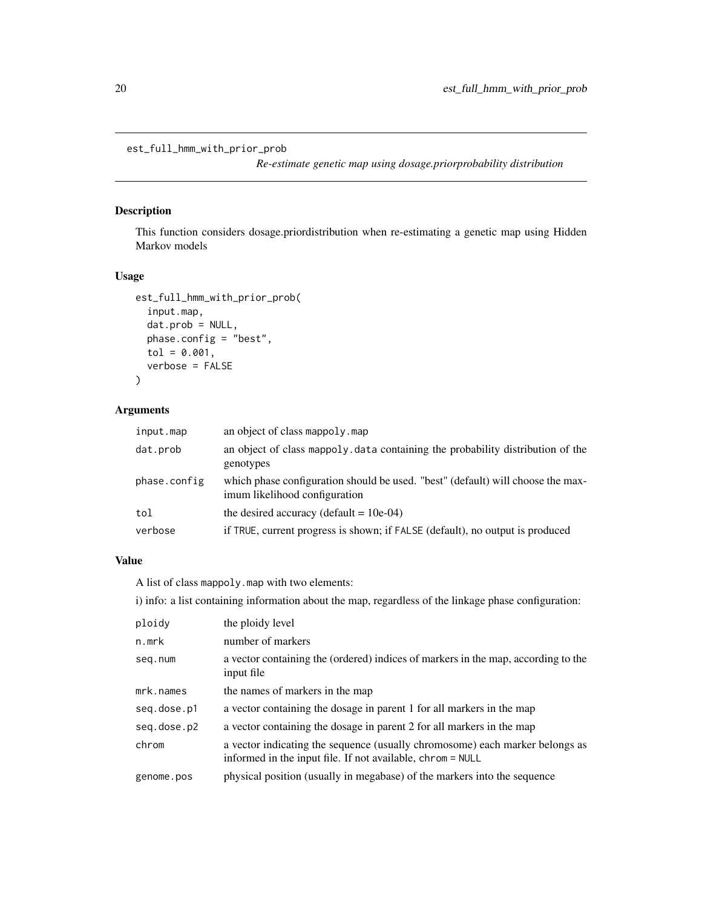```
est_full_hmm_with_prior_prob
```

*Re-estimate genetic map using dosage.priorprobability distribution*

## Description

This function considers dosage.priordistribution when re-estimating a genetic map using Hidden Markov models

## Usage

```
est_full_hmm_with_prior_prob(
  input.map,
  dat.prob = NULL,
  phase.config = "best",
  tol = 0.001,
  verbose = FALSE
)
```

## Arguments

| | |
|---|---|
| `input.map` | an object of class `mappoly.map` |
| `dat.prob` | an object of class `mappoly.data` containing the probability distribution of the genotypes |
| `phase.config` | which phase configuration should be used. "best" (default) will choose the maximum likelihood configuration |
| `tol` | the desired accuracy (default = 10e-04) |
| `verbose` | if `TRUE`, current progress is shown; if `FALSE` (default), no output is produced |

## Value

A list of class `mappoly.map` with two elements:

i) info: a list containing information about the map, regardless of the linkage phase configuration:

| | |
|---|---|
| `ploidy` | the ploidy level |
| `n.mrk` | number of markers |
| `seq.num` | a vector containing the (ordered) indices of markers in the map, according to the input file |
| `mrk.names` | the names of markers in the map |
| `seq.dose.p1` | a vector containing the dosage in parent 1 for all markers in the map |
| `seq.dose.p2` | a vector containing the dosage in parent 2 for all markers in the map |
| `chrom` | a vector indicating the sequence (usually chromosome) each marker belongs as informed in the input file. If not available, `chrom = NULL` |
| `genome.pos` | physical position (usually in megabase) of the markers into the sequence |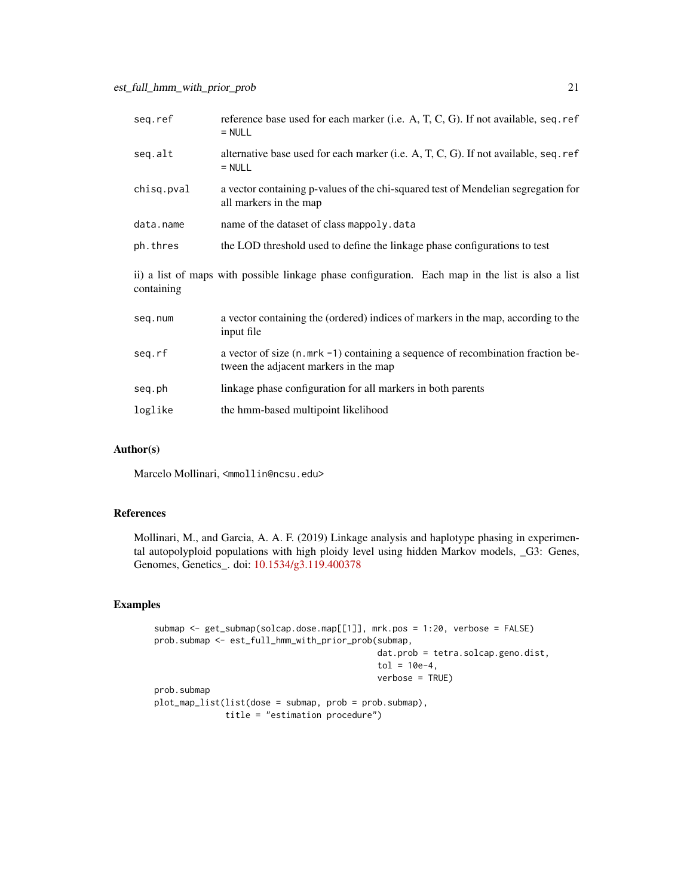| | |
|---|---|
| seq.ref | reference base used for each marker (i.e. A, T, C, G). If not available, seq.ref = NULL |
| seq.alt | alternative base used for each marker (i.e. A, T, C, G). If not available, seq.ref = NULL |
| chisq.pval | a vector containing p-values of the chi-squared test of Mendelian segregation for all markers in the map |
| data.name | name of the dataset of class mappoly.data |
| ph.thres | the LOD threshold used to define the linkage phase configurations to test |

ii) a list of maps with possible linkage phase configuration. Each map in the list is also a list containing

| | |
|---|---|
| seq.num | a vector containing the (ordered) indices of markers in the map, according to the input file |
| seq.rf | a vector of size (n.mrk -1) containing a sequence of recombination fraction between the adjacent markers in the map |
| seq.ph | linkage phase configuration for all markers in both parents |
| loglike | the hmm-based multipoint likelihood |

## Author(s)

Marcelo Mollinari, <mmollin@ncsu.edu>

## References

Mollinari, M., and Garcia, A. A. F. (2019) Linkage analysis and haplotype phasing in experimental autopolyploid populations with high ploidy level using hidden Markov models, _G3: Genes, Genomes, Genetics_. doi: 10.1534/g3.119.400378

## Examples

```
submap <- get_submap(solcap.dose.map[[1]], mrk.pos = 1:20, verbose = FALSE)
prob.submap <- est_full_hmm_with_prior_prob(submap,
                                            dat.prob = tetra.solcap.geno.dist,
                                            tol = 10e-4,
                                            verbose = TRUE)
prob.submap
plot_map_list(list(dose = submap, prob = prob.submap),
              title = "estimation procedure")
```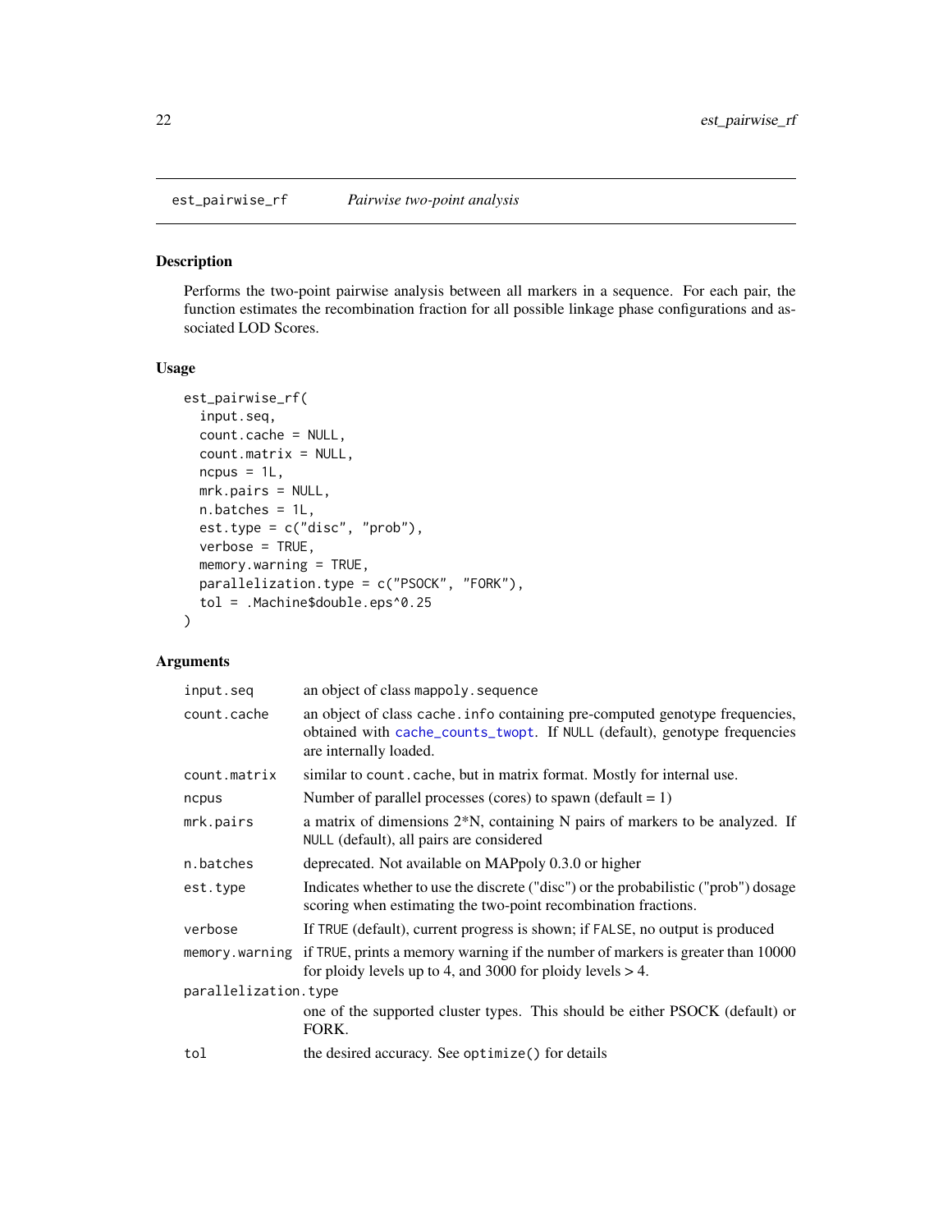est_pairwise_rf    *Pairwise two-point analysis*

## Description

Performs the two-point pairwise analysis between all markers in a sequence. For each pair, the function estimates the recombination fraction for all possible linkage phase configurations and associated LOD Scores.

## Usage

```
est_pairwise_rf(
  input.seq,
  count.cache = NULL,
  count.matrix = NULL,
  ncpus = 1L,
  mrk.pairs = NULL,
  n.batches = 1L,
  est.type = c("disc", "prob"),
  verbose = TRUE,
  memory.warning = TRUE,
  parallelization.type = c("PSOCK", "FORK"),
  tol = .Machine$double.eps^0.25
)
```

## Arguments

| | |
|---|---|
| `input.seq` | an object of class `mappoly.sequence` |
| `count.cache` | an object of class `cache.info` containing pre-computed genotype frequencies, obtained with `cache_counts_twopt`. If `NULL` (default), genotype frequencies are internally loaded. |
| `count.matrix` | similar to `count.cache`, but in matrix format. Mostly for internal use. |
| `ncpus` | Number of parallel processes (cores) to spawn (default = 1) |
| `mrk.pairs` | a matrix of dimensions 2*N, containing N pairs of markers to be analyzed. If `NULL` (default), all pairs are considered |
| `n.batches` | deprecated. Not available on MAPpoly 0.3.0 or higher |
| `est.type` | Indicates whether to use the discrete ("disc") or the probabilistic ("prob") dosage scoring when estimating the two-point recombination fractions. |
| `verbose` | If `TRUE` (default), current progress is shown; if `FALSE`, no output is produced |
| `memory.warning` | if `TRUE`, prints a memory warning if the number of markers is greater than 10000 for ploidy levels up to 4, and 3000 for ploidy levels > 4. |
| `parallelization.type` | one of the supported cluster types. This should be either PSOCK (default) or FORK. |
| `tol` | the desired accuracy. See `optimize()` for details |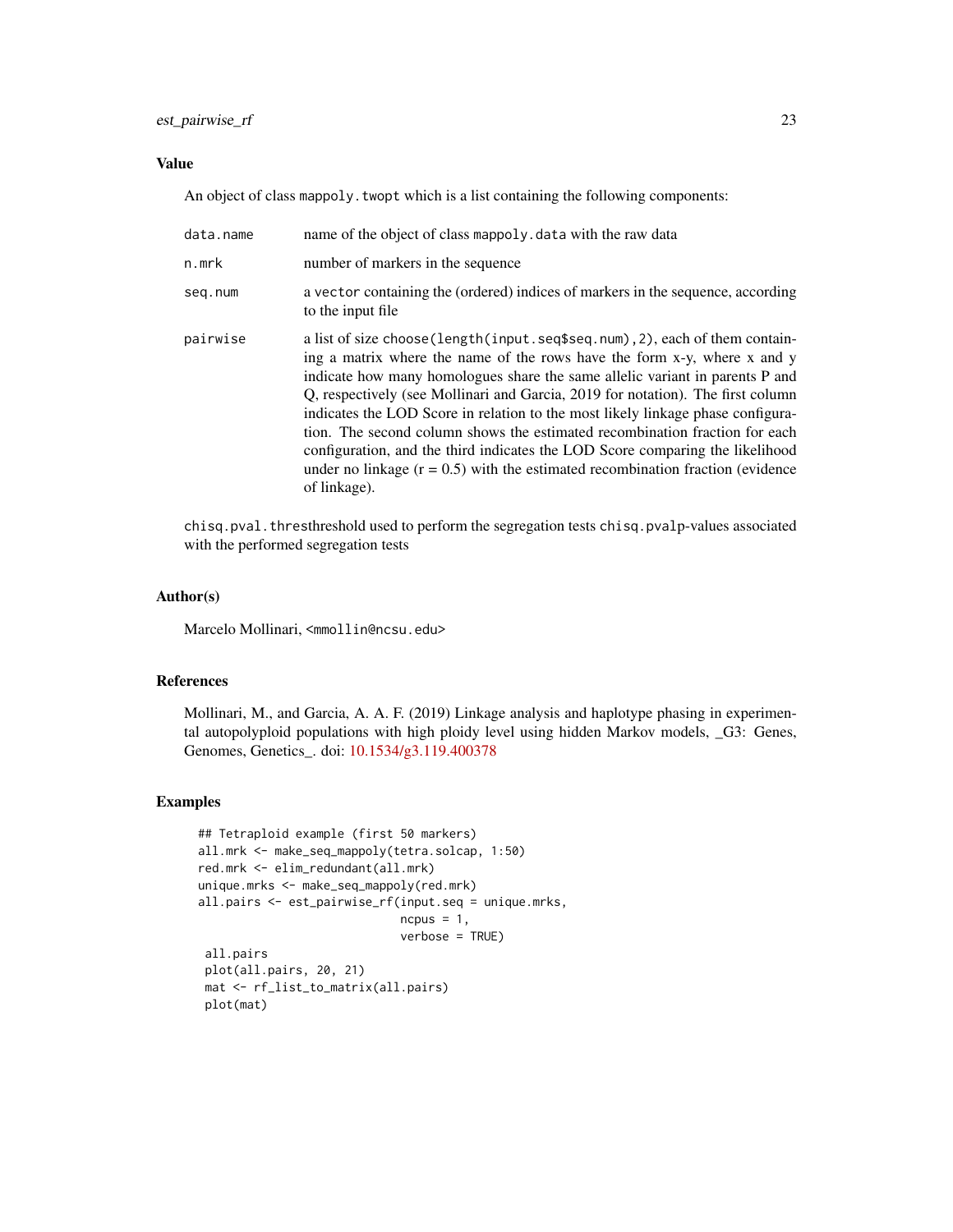## Value

An object of class `mappoly.twopt` which is a list containing the following components:

| | |
|---|---|
| `data.name` | name of the object of class `mappoly.data` with the raw data |
| `n.mrk` | number of markers in the sequence |
| `seq.num` | a `vector` containing the (ordered) indices of markers in the sequence, according to the input file |
| `pairwise` | a list of size `choose(length(input.seq$seq.num),2)`, each of them containing a matrix where the name of the rows have the form x-y, where x and y indicate how many homologues share the same allelic variant in parents P and Q, respectively (see Mollinari and Garcia, 2019 for notation). The first column indicates the LOD Score in relation to the most likely linkage phase configuration. The second column shows the estimated recombination fraction for each configuration, and the third indicates the LOD Score comparing the likelihood under no linkage (r = 0.5) with the estimated recombination fraction (evidence of linkage). |

`chisq.pval.thres`threshold used to perform the segregation tests `chisq.pval`p-values associated with the performed segregation tests

## Author(s)

Marcelo Mollinari, <mmollin@ncsu.edu>

## References

Mollinari, M., and Garcia, A. A. F. (2019) Linkage analysis and haplotype phasing in experimental autopolyploid populations with high ploidy level using hidden Markov models, _G3: Genes, Genomes, Genetics_. doi: 10.1534/g3.119.400378

## Examples

```
## Tetraploid example (first 50 markers)
all.mrk <- make_seq_mappoly(tetra.solcap, 1:50)
red.mrk <- elim_redundant(all.mrk)
unique.mrks <- make_seq_mappoly(red.mrk)
all.pairs <- est_pairwise_rf(input.seq = unique.mrks,
                              ncpus = 1,
                              verbose = TRUE)
 all.pairs
 plot(all.pairs, 20, 21)
 mat <- rf_list_to_matrix(all.pairs)
 plot(mat)
```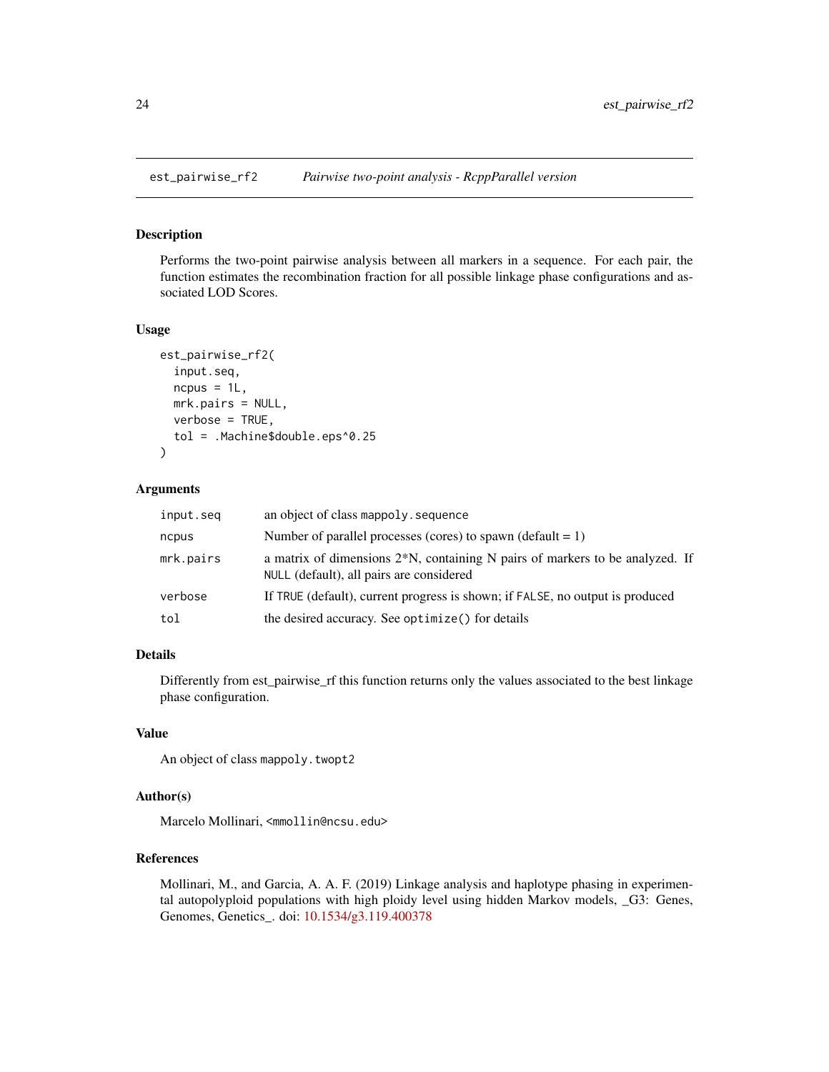# est_pairwise_rf2 — *Pairwise two-point analysis - RcppParallel version*

## Description

Performs the two-point pairwise analysis between all markers in a sequence. For each pair, the function estimates the recombination fraction for all possible linkage phase configurations and associated LOD Scores.

## Usage

```
est_pairwise_rf2(
  input.seq,
  ncpus = 1L,
  mrk.pairs = NULL,
  verbose = TRUE,
  tol = .Machine$double.eps^0.25
)
```

## Arguments

| | |
|---|---|
| `input.seq` | an object of class `mappoly.sequence` |
| `ncpus` | Number of parallel processes (cores) to spawn (default = 1) |
| `mrk.pairs` | a matrix of dimensions 2*N, containing N pairs of markers to be analyzed. If `NULL` (default), all pairs are considered |
| `verbose` | If `TRUE` (default), current progress is shown; if `FALSE`, no output is produced |
| `tol` | the desired accuracy. See `optimize()` for details |

## Details

Differently from est_pairwise_rf this function returns only the values associated to the best linkage phase configuration.

## Value

An object of class `mappoly.twopt2`

## Author(s)

Marcelo Mollinari, <mmollin@ncsu.edu>

## References

Mollinari, M., and Garcia, A. A. F. (2019) Linkage analysis and haplotype phasing in experimental autopolyploid populations with high ploidy level using hidden Markov models, _G3: Genes, Genomes, Genetics_. doi: 10.1534/g3.119.400378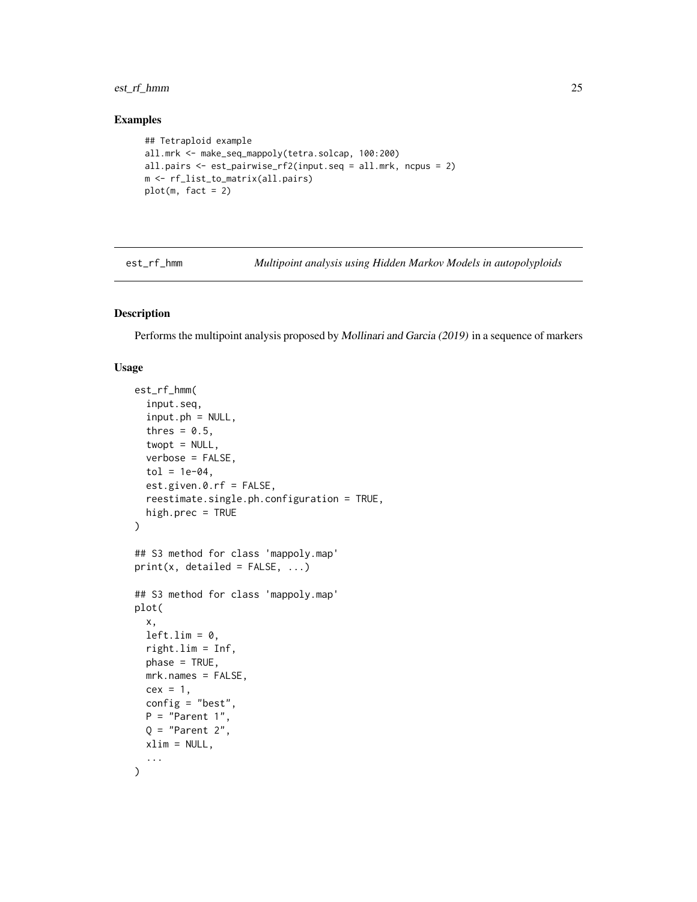### Examples

```
## Tetraploid example
all.mrk <- make_seq_mappoly(tetra.solcap, 100:200)
all.pairs <- est_pairwise_rf2(input.seq = all.mrk, ncpus = 2)
m <- rf_list_to_matrix(all.pairs)
plot(m, fact = 2)
```

---

## est_rf_hmm — *Multipoint analysis using Hidden Markov Models in autopolyploids*

---

### Description

Performs the multipoint analysis proposed by Mollinari and Garcia (2019) in a sequence of markers

### Usage

```
est_rf_hmm(
  input.seq,
  input.ph = NULL,
  thres = 0.5,
  twopt = NULL,
  verbose = FALSE,
  tol = 1e-04,
  est.given.0.rf = FALSE,
  reestimate.single.ph.configuration = TRUE,
  high.prec = TRUE
)

## S3 method for class 'mappoly.map'
print(x, detailed = FALSE, ...)

## S3 method for class 'mappoly.map'
plot(
  x,
  left.lim = 0,
  right.lim = Inf,
  phase = TRUE,
  mrk.names = FALSE,
  cex = 1,
  config = "best",
  P = "Parent 1",
  Q = "Parent 2",
  xlim = NULL,
  ...
)
```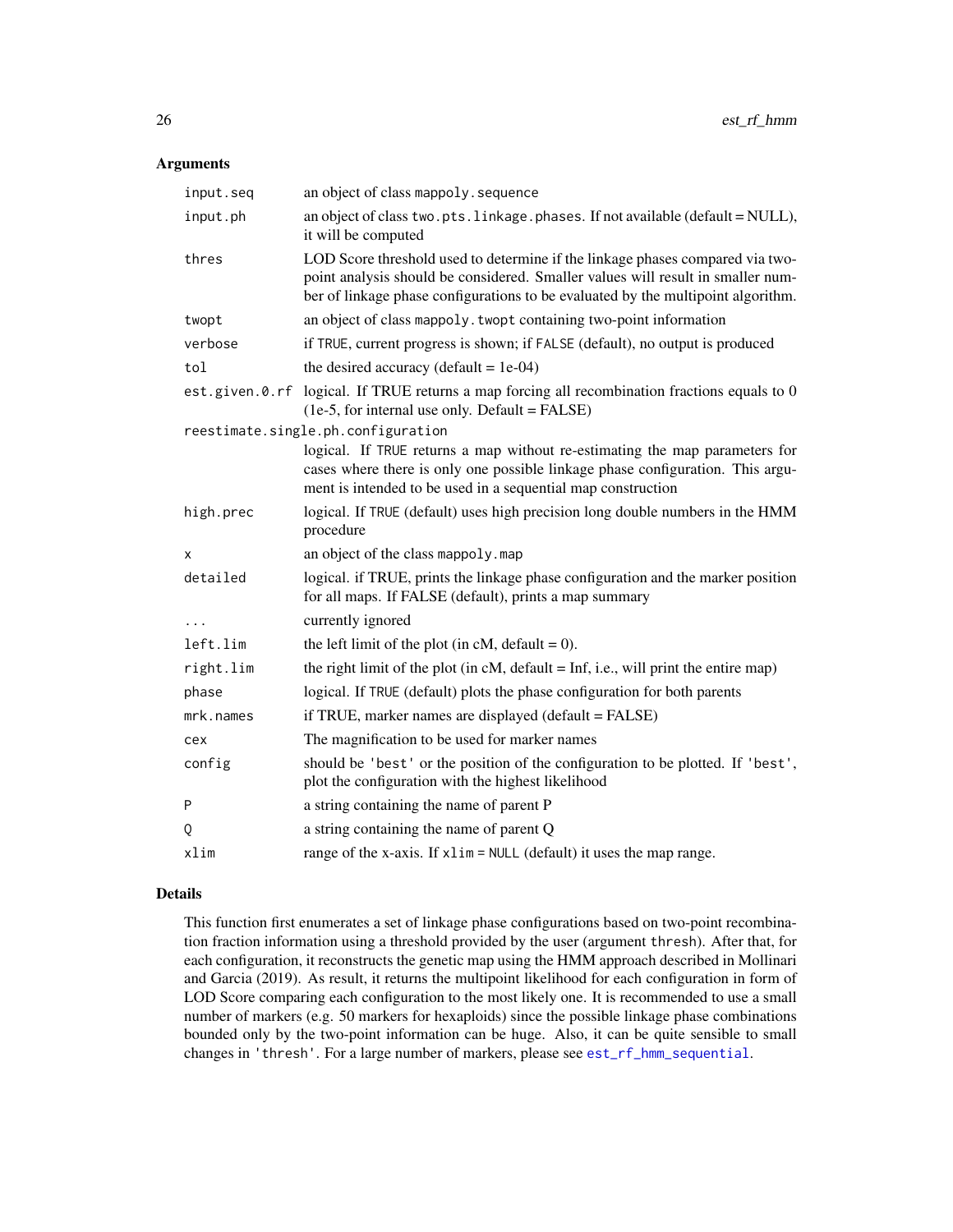## Arguments

| | |
|---|---|
| `input.seq` | an object of class `mappoly.sequence` |
| `input.ph` | an object of class `two.pts.linkage.phases`. If not available (default = NULL), it will be computed |
| `thres` | LOD Score threshold used to determine if the linkage phases compared via two-point analysis should be considered. Smaller values will result in smaller number of linkage phase configurations to be evaluated by the multipoint algorithm. |
| `twopt` | an object of class `mappoly.twopt` containing two-point information |
| `verbose` | if `TRUE`, current progress is shown; if `FALSE` (default), no output is produced |
| `tol` | the desired accuracy (default = 1e-04) |
| `est.given.0.rf` | logical. If TRUE returns a map forcing all recombination fractions equals to 0 (1e-5, for internal use only. Default = FALSE) |
| `reestimate.single.ph.configuration` | logical. If `TRUE` returns a map without re-estimating the map parameters for cases where there is only one possible linkage phase configuration. This argument is intended to be used in a sequential map construction |
| `high.prec` | logical. If `TRUE` (default) uses high precision long double numbers in the HMM procedure |
| `x` | an object of the class `mappoly.map` |
| `detailed` | logical. if TRUE, prints the linkage phase configuration and the marker position for all maps. If FALSE (default), prints a map summary |
| `...` | currently ignored |
| `left.lim` | the left limit of the plot (in cM, default = 0). |
| `right.lim` | the right limit of the plot (in cM, default = Inf, i.e., will print the entire map) |
| `phase` | logical. If `TRUE` (default) plots the phase configuration for both parents |
| `mrk.names` | if TRUE, marker names are displayed (default = FALSE) |
| `cex` | The magnification to be used for marker names |
| `config` | should be `'best'` or the position of the configuration to be plotted. If `'best'`, plot the configuration with the highest likelihood |
| `P` | a string containing the name of parent P |
| `Q` | a string containing the name of parent Q |
| `xlim` | range of the x-axis. If `xlim = NULL` (default) it uses the map range. |

## Details

This function first enumerates a set of linkage phase configurations based on two-point recombination fraction information using a threshold provided by the user (argument `thresh`). After that, for each configuration, it reconstructs the genetic map using the HMM approach described in Mollinari and Garcia (2019). As result, it returns the multipoint likelihood for each configuration in form of LOD Score comparing each configuration to the most likely one. It is recommended to use a small number of markers (e.g. 50 markers for hexaploids) since the possible linkage phase combinations bounded only by the two-point information can be huge. Also, it can be quite sensible to small changes in `'thresh'`. For a large number of markers, please see `est_rf_hmm_sequential`.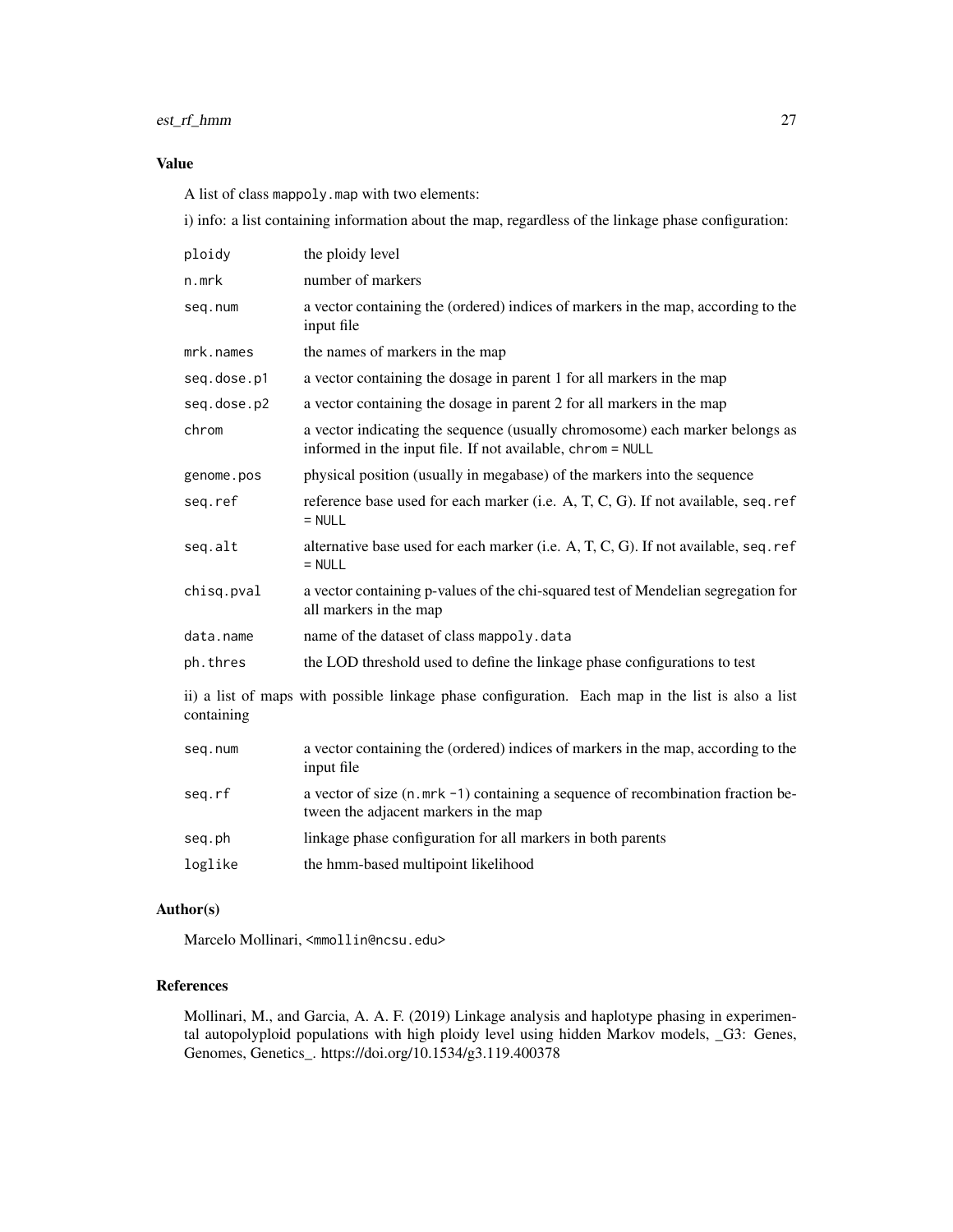### Value

A list of class `mappoly.map` with two elements:

i) info: a list containing information about the map, regardless of the linkage phase configuration:

| | |
|---|---|
| `ploidy` | the ploidy level |
| `n.mrk` | number of markers |
| `seq.num` | a vector containing the (ordered) indices of markers in the map, according to the input file |
| `mrk.names` | the names of markers in the map |
| `seq.dose.p1` | a vector containing the dosage in parent 1 for all markers in the map |
| `seq.dose.p2` | a vector containing the dosage in parent 2 for all markers in the map |
| `chrom` | a vector indicating the sequence (usually chromosome) each marker belongs as informed in the input file. If not available, `chrom = NULL` |
| `genome.pos` | physical position (usually in megabase) of the markers into the sequence |
| `seq.ref` | reference base used for each marker (i.e. A, T, C, G). If not available, `seq.ref = NULL` |
| `seq.alt` | alternative base used for each marker (i.e. A, T, C, G). If not available, `seq.ref = NULL` |
| `chisq.pval` | a vector containing p-values of the chi-squared test of Mendelian segregation for all markers in the map |
| `data.name` | name of the dataset of class `mappoly.data` |
| `ph.thres` | the LOD threshold used to define the linkage phase configurations to test |

ii) a list of maps with possible linkage phase configuration. Each map in the list is also a list containing

| | |
|---|---|
| `seq.num` | a vector containing the (ordered) indices of markers in the map, according to the input file |
| `seq.rf` | a vector of size (`n.mrk -1`) containing a sequence of recombination fraction between the adjacent markers in the map |
| `seq.ph` | linkage phase configuration for all markers in both parents |
| `loglike` | the hmm-based multipoint likelihood |

### Author(s)

Marcelo Mollinari, <mmollin@ncsu.edu>

### References

Mollinari, M., and Garcia, A. A. F. (2019) Linkage analysis and haplotype phasing in experimental autopolyploid populations with high ploidy level using hidden Markov models, _G3: Genes, Genomes, Genetics_. https://doi.org/10.1534/g3.119.400378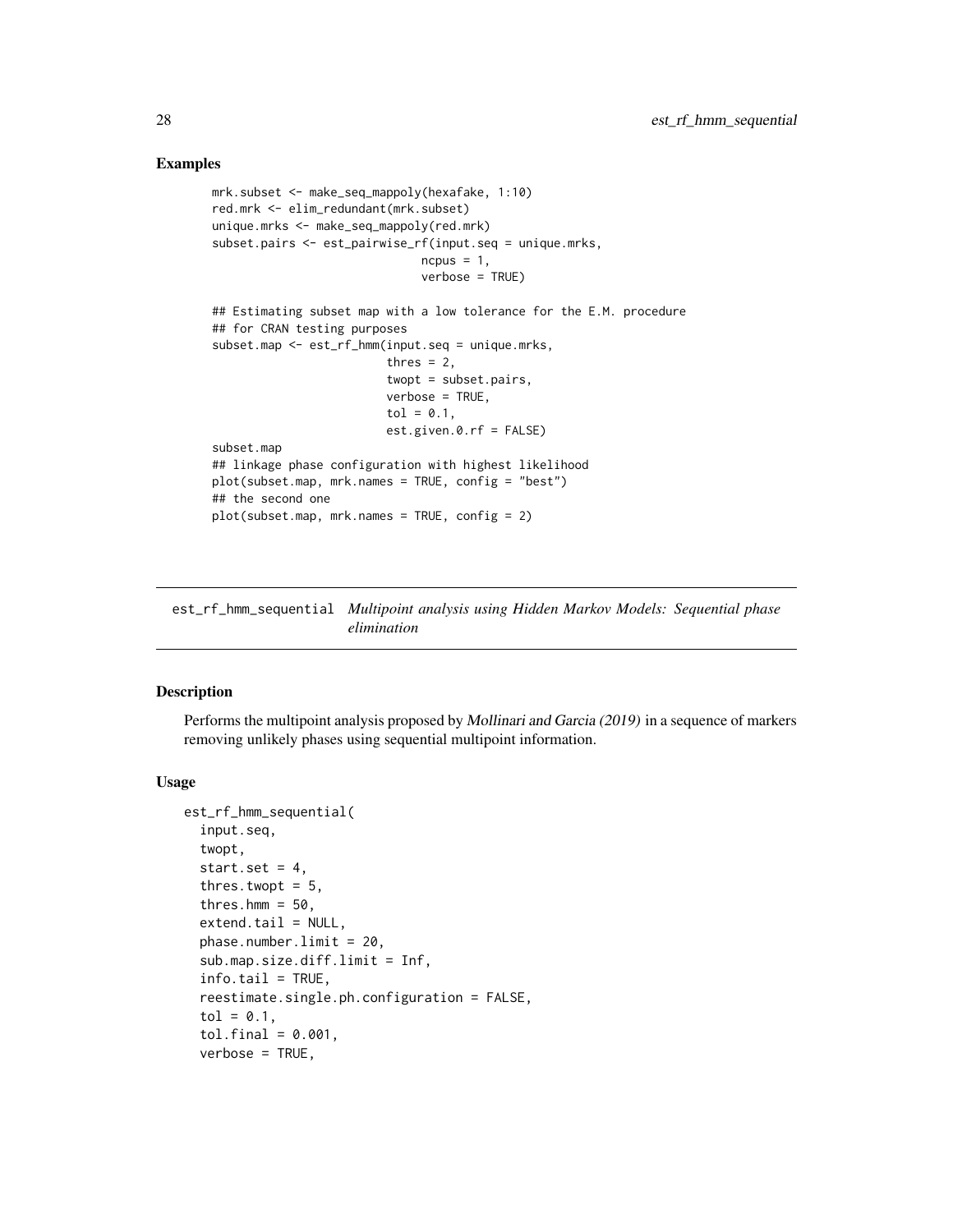## Examples

```
mrk.subset <- make_seq_mappoly(hexafake, 1:10)
red.mrk <- elim_redundant(mrk.subset)
unique.mrks <- make_seq_mappoly(red.mrk)
subset.pairs <- est_pairwise_rf(input.seq = unique.mrks,
                                ncpus = 1,
                                verbose = TRUE)

## Estimating subset map with a low tolerance for the E.M. procedure
## for CRAN testing purposes
subset.map <- est_rf_hmm(input.seq = unique.mrks,
                         thres = 2,
                         twopt = subset.pairs,
                         verbose = TRUE,
                         tol = 0.1,
                         est.given.0.rf = FALSE)
subset.map
## linkage phase configuration with highest likelihood
plot(subset.map, mrk.names = TRUE, config = "best")
## the second one
plot(subset.map, mrk.names = TRUE, config = 2)
```

---

# est_rf_hmm_sequential *Multipoint analysis using Hidden Markov Models: Sequential phase elimination*

## Description

Performs the multipoint analysis proposed by *Mollinari and Garcia (2019)* in a sequence of markers removing unlikely phases using sequential multipoint information.

## Usage

```
est_rf_hmm_sequential(
  input.seq,
  twopt,
  start.set = 4,
  thres.twopt = 5,
  thres.hmm = 50,
  extend.tail = NULL,
  phase.number.limit = 20,
  sub.map.size.diff.limit = Inf,
  info.tail = TRUE,
  reestimate.single.ph.configuration = FALSE,
  tol = 0.1,
  tol.final = 0.001,
  verbose = TRUE,
```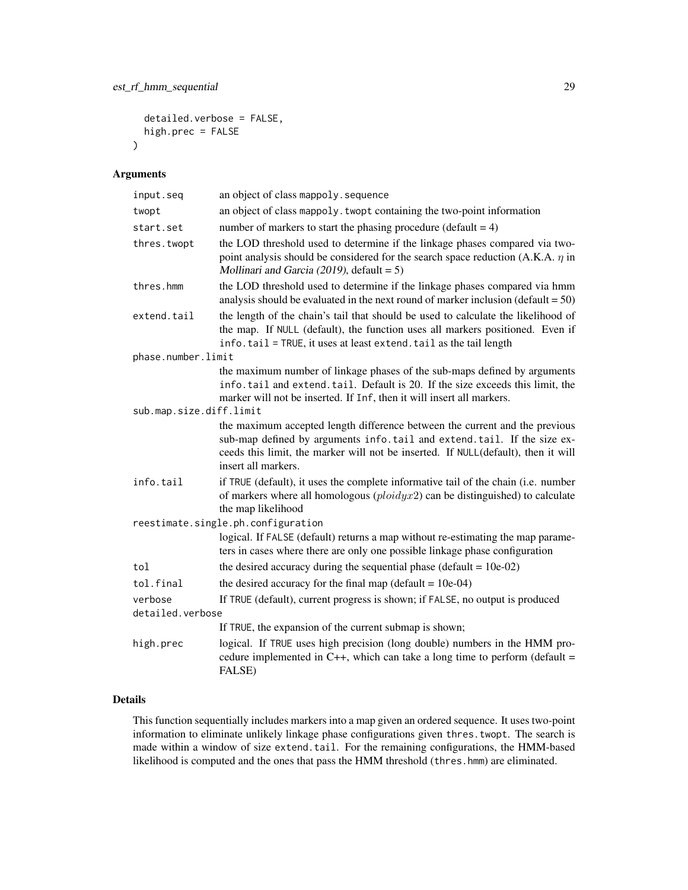```
  detailed.verbose = FALSE,
  high.prec = FALSE
)
```

## Arguments

| Argument | Description |
|---|---|
| input.seq | an object of class mappoly.sequence |
| twopt | an object of class mappoly.twopt containing the two-point information |
| start.set | number of markers to start the phasing procedure (default = 4) |
| thres.twopt | the LOD threshold used to determine if the linkage phases compared via two-point analysis should be considered for the search space reduction (A.K.A. $\eta$ in *Mollinari and Garcia (2019)*, default = 5) |
| thres.hmm | the LOD threshold used to determine if the linkage phases compared via hmm analysis should be evaluated in the next round of marker inclusion (default = 50) |
| extend.tail | the length of the chain's tail that should be used to calculate the likelihood of the map. If NULL (default), the function uses all markers positioned. Even if info.tail = TRUE, it uses at least extend.tail as the tail length |
| phase.number.limit | the maximum number of linkage phases of the sub-maps defined by arguments info.tail and extend.tail. Default is 20. If the size exceeds this limit, the marker will not be inserted. If Inf, then it will insert all markers. |
| sub.map.size.diff.limit | the maximum accepted length difference between the current and the previous sub-map defined by arguments info.tail and extend.tail. If the size exceeds this limit, the marker will not be inserted. If NULL(default), then it will insert all markers. |
| info.tail | if TRUE (default), it uses the complete informative tail of the chain (i.e. number of markers where all homologous ($ploidy x 2$) can be distinguished) to calculate the map likelihood |
| reestimate.single.ph.configuration | logical. If FALSE (default) returns a map without re-estimating the map parameters in cases where there are only one possible linkage phase configuration |
| tol | the desired accuracy during the sequential phase (default = 10e-02) |
| tol.final | the desired accuracy for the final map (default = 10e-04) |
| verbose | If TRUE (default), current progress is shown; if FALSE, no output is produced |
| detailed.verbose | If TRUE, the expansion of the current submap is shown; |
| high.prec | logical. If TRUE uses high precision (long double) numbers in the HMM procedure implemented in C++, which can take a long time to perform (default = FALSE) |

## Details

This function sequentially includes markers into a map given an ordered sequence. It uses two-point information to eliminate unlikely linkage phase configurations given thres.twopt. The search is made within a window of size extend.tail. For the remaining configurations, the HMM-based likelihood is computed and the ones that pass the HMM threshold (thres.hmm) are eliminated.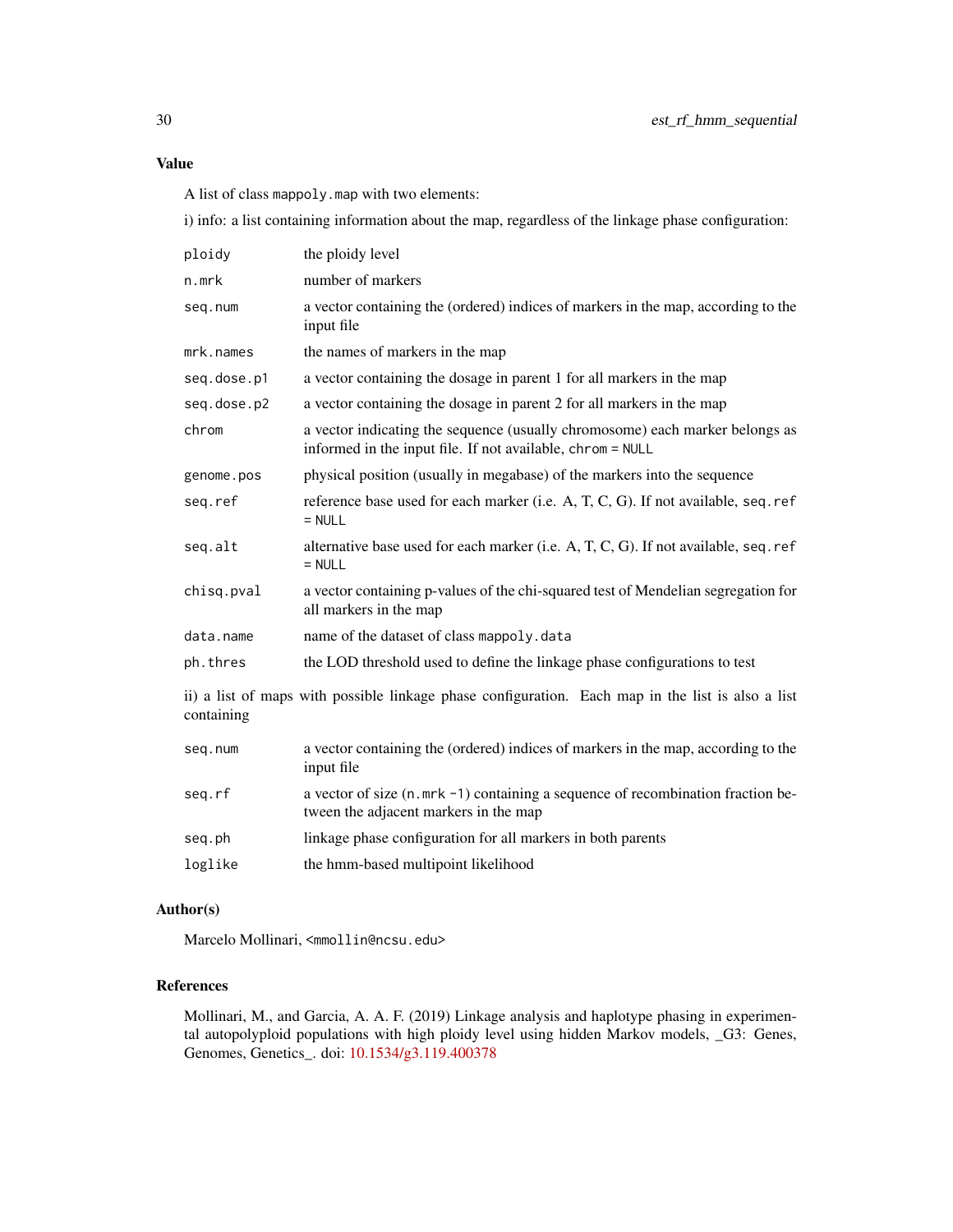## Value

A list of class `mappoly.map` with two elements:

i) info: a list containing information about the map, regardless of the linkage phase configuration:

| | |
|---|---|
| `ploidy` | the ploidy level |
| `n.mrk` | number of markers |
| `seq.num` | a vector containing the (ordered) indices of markers in the map, according to the input file |
| `mrk.names` | the names of markers in the map |
| `seq.dose.p1` | a vector containing the dosage in parent 1 for all markers in the map |
| `seq.dose.p2` | a vector containing the dosage in parent 2 for all markers in the map |
| `chrom` | a vector indicating the sequence (usually chromosome) each marker belongs as informed in the input file. If not available, `chrom = NULL` |
| `genome.pos` | physical position (usually in megabase) of the markers into the sequence |
| `seq.ref` | reference base used for each marker (i.e. A, T, C, G). If not available, `seq.ref = NULL` |
| `seq.alt` | alternative base used for each marker (i.e. A, T, C, G). If not available, `seq.ref = NULL` |
| `chisq.pval` | a vector containing p-values of the chi-squared test of Mendelian segregation for all markers in the map |
| `data.name` | name of the dataset of class `mappoly.data` |
| `ph.thres` | the LOD threshold used to define the linkage phase configurations to test |

ii) a list of maps with possible linkage phase configuration. Each map in the list is also a list containing

| | |
|---|---|
| `seq.num` | a vector containing the (ordered) indices of markers in the map, according to the input file |
| `seq.rf` | a vector of size (`n.mrk -1`) containing a sequence of recombination fraction between the adjacent markers in the map |
| `seq.ph` | linkage phase configuration for all markers in both parents |
| `loglike` | the hmm-based multipoint likelihood |

## Author(s)

Marcelo Mollinari, <mmollin@ncsu.edu>

## References

Mollinari, M., and Garcia, A. A. F. (2019) Linkage analysis and haplotype phasing in experimental autopolyploid populations with high ploidy level using hidden Markov models, _G3: Genes, Genomes, Genetics_. doi: 10.1534/g3.119.400378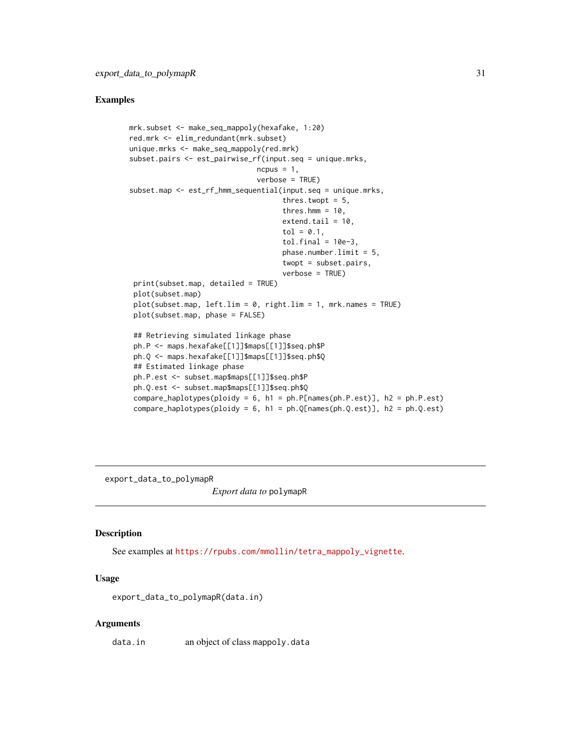## Examples

```
mrk.subset <- make_seq_mappoly(hexafake, 1:20)
red.mrk <- elim_redundant(mrk.subset)
unique.mrks <- make_seq_mappoly(red.mrk)
subset.pairs <- est_pairwise_rf(input.seq = unique.mrks,
                                ncpus = 1,
                                verbose = TRUE)
subset.map <- est_rf_hmm_sequential(input.seq = unique.mrks,
                                    thres.twopt = 5,
                                    thres.hmm = 10,
                                    extend.tail = 10,
                                    tol = 0.1,
                                    tol.final = 10e-3,
                                    phase.number.limit = 5,
                                    twopt = subset.pairs,
                                    verbose = TRUE)
 print(subset.map, detailed = TRUE)
 plot(subset.map)
 plot(subset.map, left.lim = 0, right.lim = 1, mrk.names = TRUE)
 plot(subset.map, phase = FALSE)

 ## Retrieving simulated linkage phase
 ph.P <- maps.hexafake[[1]]$maps[[1]]$seq.ph$P
 ph.Q <- maps.hexafake[[1]]$maps[[1]]$seq.ph$Q
 ## Estimated linkage phase
 ph.P.est <- subset.map$maps[[1]]$seq.ph$P
 ph.Q.est <- subset.map$maps[[1]]$seq.ph$Q
 compare_haplotypes(ploidy = 6, h1 = ph.P[names(ph.P.est)], h2 = ph.P.est)
 compare_haplotypes(ploidy = 6, h1 = ph.Q[names(ph.Q.est)], h2 = ph.Q.est)
```

---

# export_data_to_polymapR

*Export data to* `polymapR`

---

## Description

See examples at https://rpubs.com/mmollin/tetra_mappoly_vignette.

## Usage

```
export_data_to_polymapR(data.in)
```

## Arguments

| | |
|---|---|
| `data.in` | an object of class `mappoly.data` |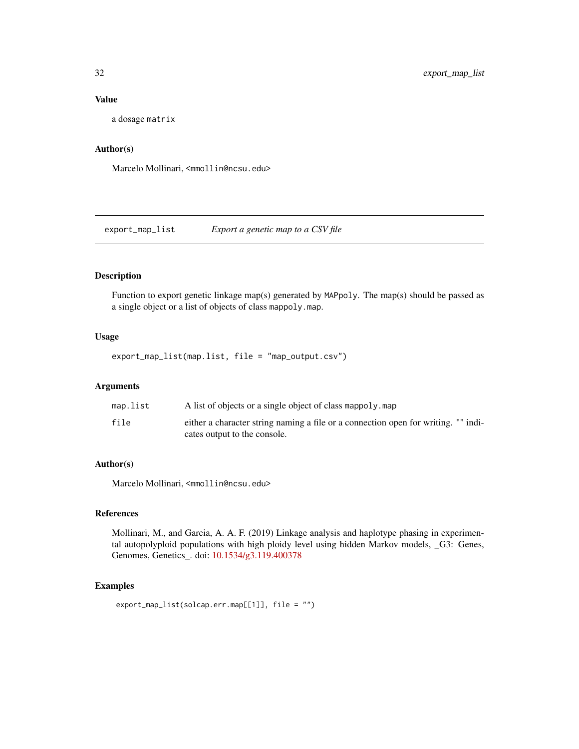### Value

a dosage `matrix`

### Author(s)

Marcelo Mollinari, <mmollin@ncsu.edu>

---

## export_map_list &nbsp;&nbsp;&nbsp; *Export a genetic map to a CSV file*

---

### Description

Function to export genetic linkage map(s) generated by `MAPpoly`. The map(s) should be passed as a single object or a list of objects of class `mappoly.map`.

### Usage

```
export_map_list(map.list, file = "map_output.csv")
```

### Arguments

| | |
|---|---|
| `map.list` | A list of objects or a single object of class `mappoly.map` |
| `file` | either a character string naming a file or a connection open for writing. "" indicates output to the console. |

### Author(s)

Marcelo Mollinari, <mmollin@ncsu.edu>

### References

Mollinari, M., and Garcia, A. A. F. (2019) Linkage analysis and haplotype phasing in experimental autopolyploid populations with high ploidy level using hidden Markov models, _G3: Genes, Genomes, Genetics_. doi: 10.1534/g3.119.400378

### Examples

```
export_map_list(solcap.err.map[[1]], file = "")
```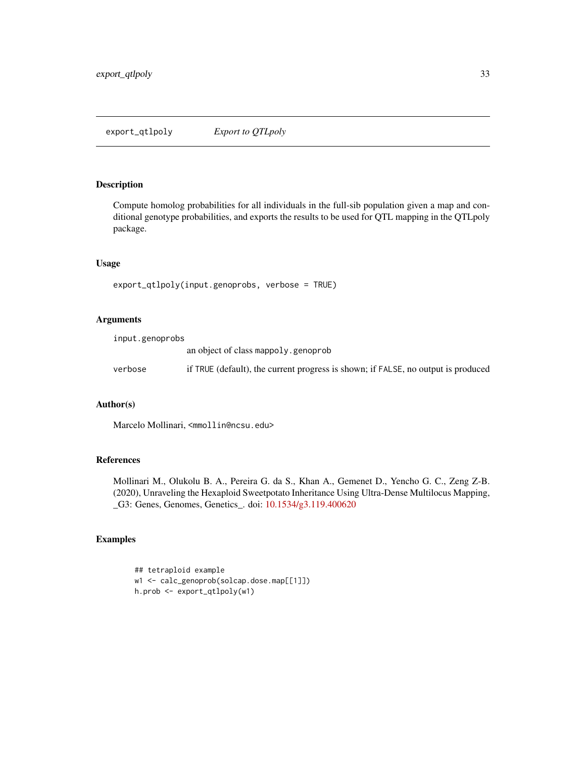## export_qtlpoly *Export to QTLpoly*

### Description

Compute homolog probabilities for all individuals in the full-sib population given a map and conditional genotype probabilities, and exports the results to be used for QTL mapping in the QTLpoly package.

### Usage

```
export_qtlpoly(input.genoprobs, verbose = TRUE)
```

### Arguments

| | |
|---|---|
| `input.genoprobs` | an object of class `mappoly.genoprob` |
| `verbose` | if `TRUE` (default), the current progress is shown; if `FALSE`, no output is produced |

### Author(s)

Marcelo Mollinari, <mmollin@ncsu.edu>

### References

Mollinari M., Olukolu B. A., Pereira G. da S., Khan A., Gemenet D., Yencho G. C., Zeng Z-B. (2020), Unraveling the Hexaploid Sweetpotato Inheritance Using Ultra-Dense Multilocus Mapping, _G3: Genes, Genomes, Genetics_. doi: 10.1534/g3.119.400620

### Examples

```
## tetraploid example
w1 <- calc_genoprob(solcap.dose.map[[1]])
h.prob <- export_qtlpoly(w1)
```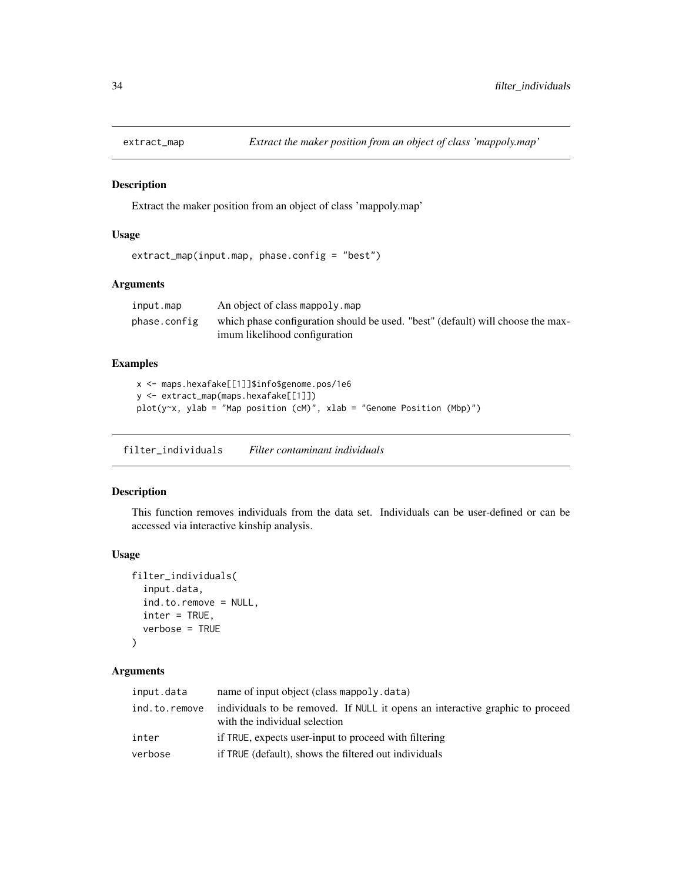## extract_map — *Extract the maker position from an object of class 'mappoly.map'*

### Description

Extract the maker position from an object of class 'mappoly.map'

### Usage

```
extract_map(input.map, phase.config = "best")
```

### Arguments

| | |
|---|---|
| input.map | An object of class mappoly.map |
| phase.config | which phase configuration should be used. "best" (default) will choose the maximum likelihood configuration |

### Examples

```
x <- maps.hexafake[[1]]$info$genome.pos/1e6
y <- extract_map(maps.hexafake[[1]])
plot(y~x, ylab = "Map position (cM)", xlab = "Genome Position (Mbp)")
```

## filter_individuals — *Filter contaminant individuals*

### Description

This function removes individuals from the data set. Individuals can be user-defined or can be accessed via interactive kinship analysis.

### Usage

```
filter_individuals(
  input.data,
  ind.to.remove = NULL,
  inter = TRUE,
  verbose = TRUE
)
```

### Arguments

| | |
|---|---|
| input.data | name of input object (class mappoly.data) |
| ind.to.remove | individuals to be removed. If NULL it opens an interactive graphic to proceed with the individual selection |
| inter | if TRUE, expects user-input to proceed with filtering |
| verbose | if TRUE (default), shows the filtered out individuals |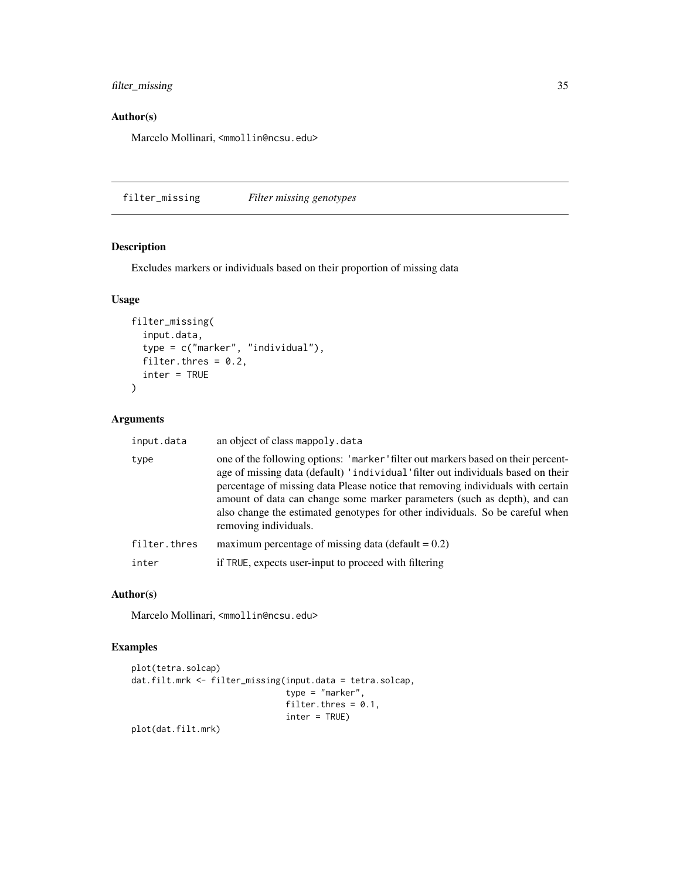## Author(s)

Marcelo Mollinari, <mmollin@ncsu.edu>

---

# filter_missing *Filter missing genotypes*

## Description

Excludes markers or individuals based on their proportion of missing data

## Usage

```
filter_missing(
  input.data,
  type = c("marker", "individual"),
  filter.thres = 0.2,
  inter = TRUE
)
```

## Arguments

| | |
|---|---|
| input.data | an object of class mappoly.data |
| type | one of the following options: 'marker' filter out markers based on their percentage of missing data (default) 'individual' filter out individuals based on their percentage of missing data Please notice that removing individuals with certain amount of data can change some marker parameters (such as depth), and can also change the estimated genotypes for other individuals. So be careful when removing individuals. |
| filter.thres | maximum percentage of missing data (default = 0.2) |
| inter | if TRUE, expects user-input to proceed with filtering |

## Author(s)

Marcelo Mollinari, <mmollin@ncsu.edu>

## Examples

```
plot(tetra.solcap)
dat.filt.mrk <- filter_missing(input.data = tetra.solcap,
                               type = "marker",
                               filter.thres = 0.1,
                               inter = TRUE)
plot(dat.filt.mrk)
```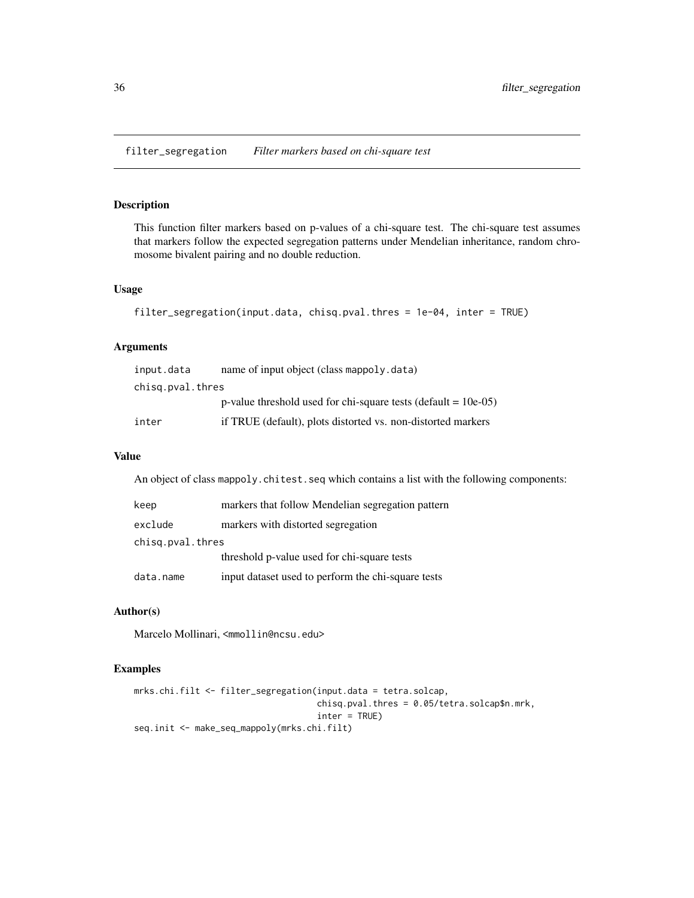## filter_segregation    *Filter markers based on chi-square test*

### Description

This function filter markers based on p-values of a chi-square test. The chi-square test assumes that markers follow the expected segregation patterns under Mendelian inheritance, random chromosome bivalent pairing and no double reduction.

### Usage

```
filter_segregation(input.data, chisq.pval.thres = 1e-04, inter = TRUE)
```

### Arguments

| | |
|---|---|
| input.data | name of input object (class mappoly.data) |
| chisq.pval.thres | p-value threshold used for chi-square tests (default = 10e-05) |
| inter | if TRUE (default), plots distorted vs. non-distorted markers |

### Value

An object of class mappoly.chitest.seq which contains a list with the following components:

| | |
|---|---|
| keep | markers that follow Mendelian segregation pattern |
| exclude | markers with distorted segregation |
| chisq.pval.thres | threshold p-value used for chi-square tests |
| data.name | input dataset used to perform the chi-square tests |

### Author(s)

Marcelo Mollinari, <mmollin@ncsu.edu>

### Examples

```
mrks.chi.filt <- filter_segregation(input.data = tetra.solcap,
                                    chisq.pval.thres = 0.05/tetra.solcap$n.mrk,
                                    inter = TRUE)
seq.init <- make_seq_mappoly(mrks.chi.filt)
```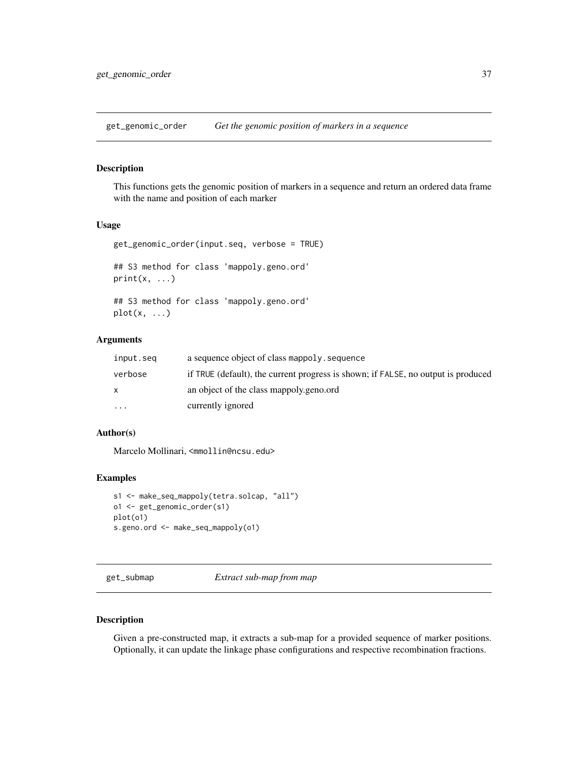## get_genomic_order — *Get the genomic position of markers in a sequence*

### Description

This functions gets the genomic position of markers in a sequence and return an ordered data frame with the name and position of each marker

### Usage

```
get_genomic_order(input.seq, verbose = TRUE)

## S3 method for class 'mappoly.geno.ord'
print(x, ...)

## S3 method for class 'mappoly.geno.ord'
plot(x, ...)
```

### Arguments

| | |
|---|---|
| input.seq | a sequence object of class `mappoly.sequence` |
| verbose | if `TRUE` (default), the current progress is shown; if `FALSE`, no output is produced |
| x | an object of the class mappoly.geno.ord |
| ... | currently ignored |

### Author(s)

Marcelo Mollinari, <mmollin@ncsu.edu>

### Examples

```
s1 <- make_seq_mappoly(tetra.solcap, "all")
o1 <- get_genomic_order(s1)
plot(o1)
s.geno.ord <- make_seq_mappoly(o1)
```

## get_submap — *Extract sub-map from map*

### Description

Given a pre-constructed map, it extracts a sub-map for a provided sequence of marker positions. Optionally, it can update the linkage phase configurations and respective recombination fractions.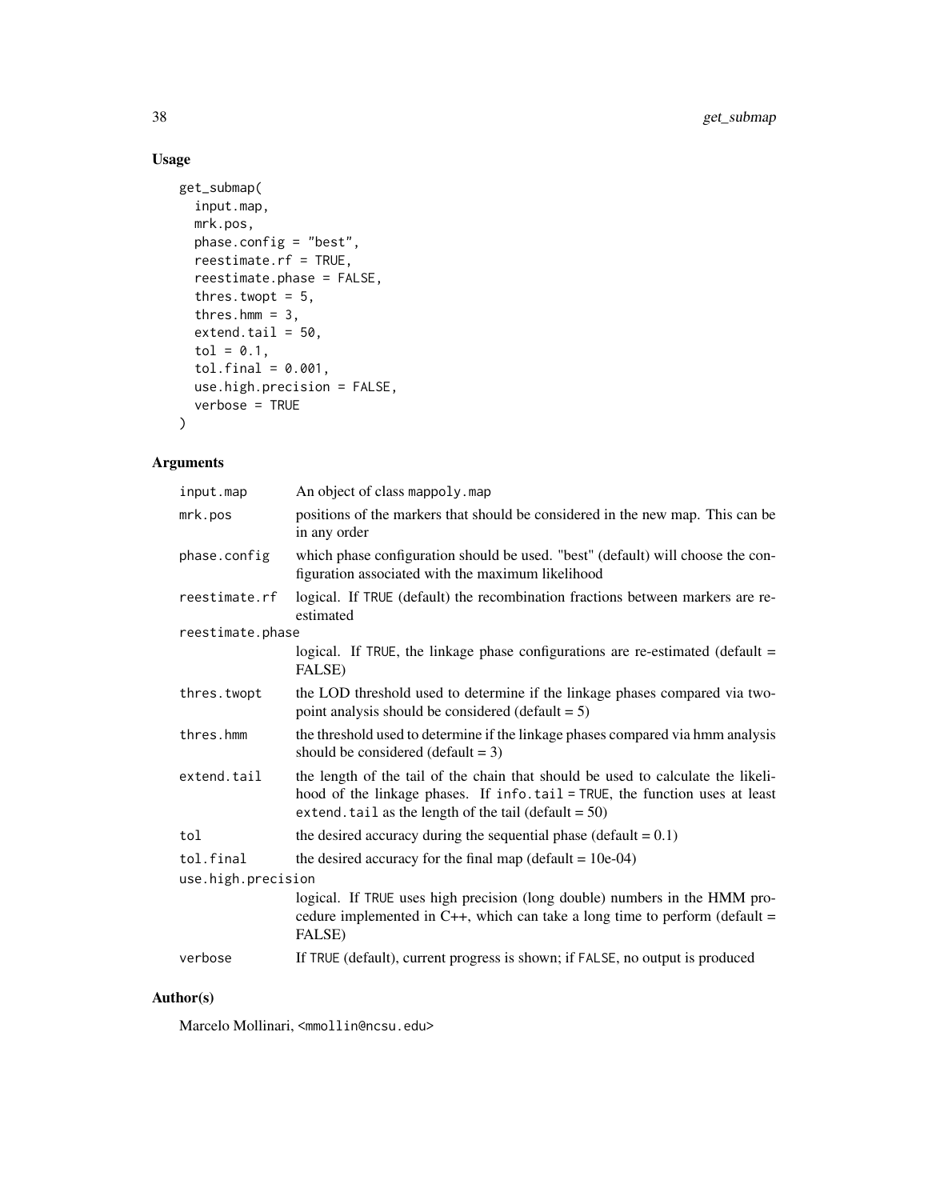## Usage

```
get_submap(
  input.map,
  mrk.pos,
  phase.config = "best",
  reestimate.rf = TRUE,
  reestimate.phase = FALSE,
  thres.twopt = 5,
  thres.hmm = 3,
  extend.tail = 50,
  tol = 0.1,
  tol.final = 0.001,
  use.high.precision = FALSE,
  verbose = TRUE
)
```

## Arguments

| Argument | Description |
|---|---|
| `input.map` | An object of class `mappoly.map` |
| `mrk.pos` | positions of the markers that should be considered in the new map. This can be in any order |
| `phase.config` | which phase configuration should be used. "best" (default) will choose the configuration associated with the maximum likelihood |
| `reestimate.rf` | logical. If `TRUE` (default) the recombination fractions between markers are re-estimated |
| `reestimate.phase` | logical. If `TRUE`, the linkage phase configurations are re-estimated (default = FALSE) |
| `thres.twopt` | the LOD threshold used to determine if the linkage phases compared via two-point analysis should be considered (default = 5) |
| `thres.hmm` | the threshold used to determine if the linkage phases compared via hmm analysis should be considered (default = 3) |
| `extend.tail` | the length of the tail of the chain that should be used to calculate the likelihood of the linkage phases. If `info.tail = TRUE`, the function uses at least `extend.tail` as the length of the tail (default = 50) |
| `tol` | the desired accuracy during the sequential phase (default = 0.1) |
| `tol.final` | the desired accuracy for the final map (default = 10e-04) |
| `use.high.precision` | logical. If `TRUE` uses high precision (long double) numbers in the HMM procedure implemented in C++, which can take a long time to perform (default = FALSE) |
| `verbose` | If `TRUE` (default), current progress is shown; if `FALSE`, no output is produced |

## Author(s)

Marcelo Mollinari, <mmollin@ncsu.edu>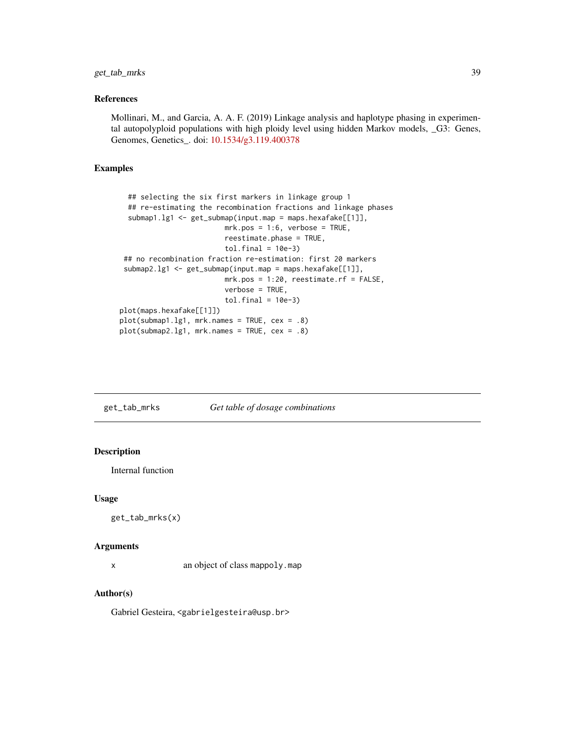### References

Mollinari, M., and Garcia, A. A. F. (2019) Linkage analysis and haplotype phasing in experimental autopolyploid populations with high ploidy level using hidden Markov models, _G3: Genes, Genomes, Genetics_. doi: 10.1534/g3.119.400378

### Examples

```
    ## selecting the six first markers in linkage group 1
    ## re-estimating the recombination fractions and linkage phases
    submap1.lg1 <- get_submap(input.map = maps.hexafake[[1]],
                           mrk.pos = 1:6, verbose = TRUE,
                           reestimate.phase = TRUE,
                           tol.final = 10e-3)
   ## no recombination fraction re-estimation: first 20 markers
   submap2.lg1 <- get_submap(input.map = maps.hexafake[[1]],
                           mrk.pos = 1:20, reestimate.rf = FALSE,
                           verbose = TRUE,
                           tol.final = 10e-3)
  plot(maps.hexafake[[1]])
  plot(submap1.lg1, mrk.names = TRUE, cex = .8)
  plot(submap2.lg1, mrk.names = TRUE, cex = .8)
```

---

## get_tab_mrks    *Get table of dosage combinations*

### Description

Internal function

### Usage

```
get_tab_mrks(x)
```

### Arguments

| | |
|---|---|
| x | an object of class `mappoly.map` |

### Author(s)

Gabriel Gesteira, <gabrielgesteira@usp.br>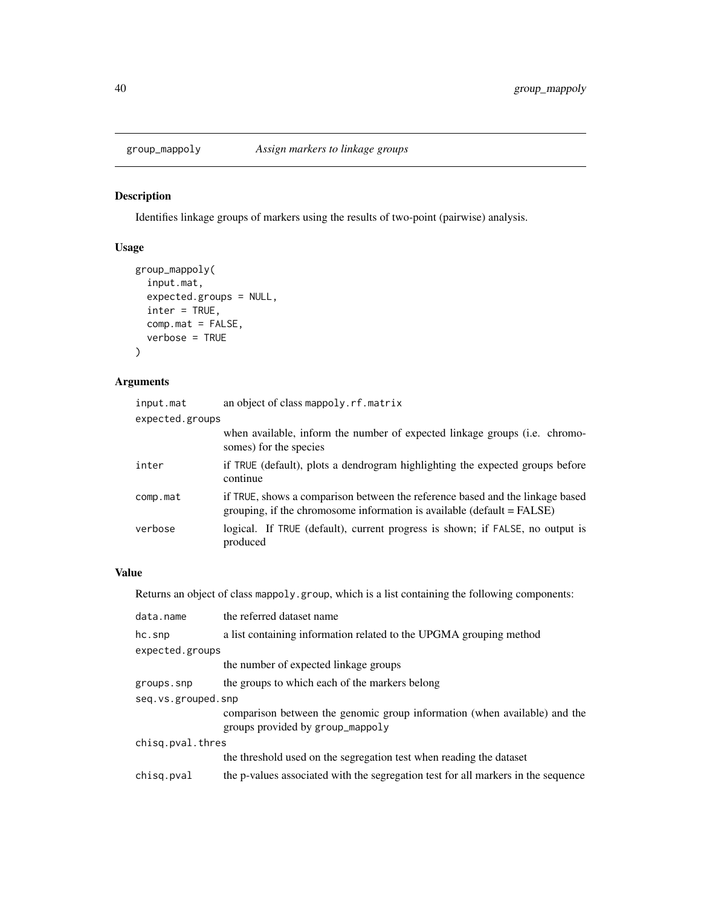## group_mappoly *Assign markers to linkage groups*

### Description

Identifies linkage groups of markers using the results of two-point (pairwise) analysis.

### Usage

```
group_mappoly(
  input.mat,
  expected.groups = NULL,
  inter = TRUE,
  comp.mat = FALSE,
  verbose = TRUE
)
```

### Arguments

| | |
|---|---|
| `input.mat` | an object of class `mappoly.rf.matrix` |
| `expected.groups` | when available, inform the number of expected linkage groups (i.e. chromosomes) for the species |
| `inter` | if `TRUE` (default), plots a dendrogram highlighting the expected groups before continue |
| `comp.mat` | if `TRUE`, shows a comparison between the reference based and the linkage based grouping, if the chromosome information is available (default = FALSE) |
| `verbose` | logical. If `TRUE` (default), current progress is shown; if `FALSE`, no output is produced |

### Value

Returns an object of class `mappoly.group`, which is a list containing the following components:

| | |
|---|---|
| `data.name` | the referred dataset name |
| `hc.snp` | a list containing information related to the UPGMA grouping method |
| `expected.groups` | the number of expected linkage groups |
| `groups.snp` | the groups to which each of the markers belong |
| `seq.vs.grouped.snp` | comparison between the genomic group information (when available) and the groups provided by `group_mappoly` |
| `chisq.pval.thres` | the threshold used on the segregation test when reading the dataset |
| `chisq.pval` | the p-values associated with the segregation test for all markers in the sequence |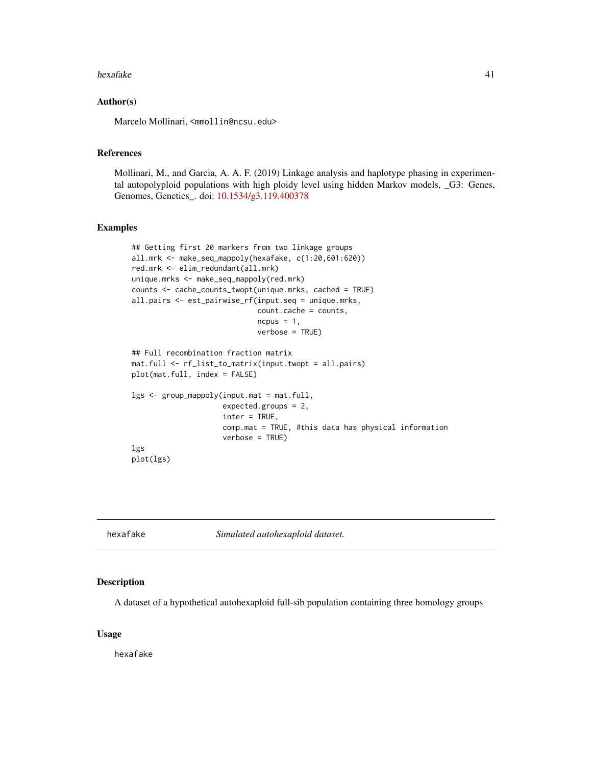## Author(s)

Marcelo Mollinari, <mmollin@ncsu.edu>

## References

Mollinari, M., and Garcia, A. A. F. (2019) Linkage analysis and haplotype phasing in experimental autopolyploid populations with high ploidy level using hidden Markov models, _G3: Genes, Genomes, Genetics_. doi: 10.1534/g3.119.400378

## Examples

```
## Getting first 20 markers from two linkage groups
all.mrk <- make_seq_mappoly(hexafake, c(1:20,601:620))
red.mrk <- elim_redundant(all.mrk)
unique.mrks <- make_seq_mappoly(red.mrk)
counts <- cache_counts_twopt(unique.mrks, cached = TRUE)
all.pairs <- est_pairwise_rf(input.seq = unique.mrks,
                             count.cache = counts,
                             ncpus = 1,
                             verbose = TRUE)

## Full recombination fraction matrix
mat.full <- rf_list_to_matrix(input.twopt = all.pairs)
plot(mat.full, index = FALSE)

lgs <- group_mappoly(input.mat = mat.full,
                     expected.groups = 2,
                     inter = TRUE,
                     comp.mat = TRUE, #this data has physical information
                     verbose = TRUE)
lgs
plot(lgs)
```

---

# hexafake *Simulated autohexaploid dataset.*

## Description

A dataset of a hypothetical autohexaploid full-sib population containing three homology groups

## Usage

hexafake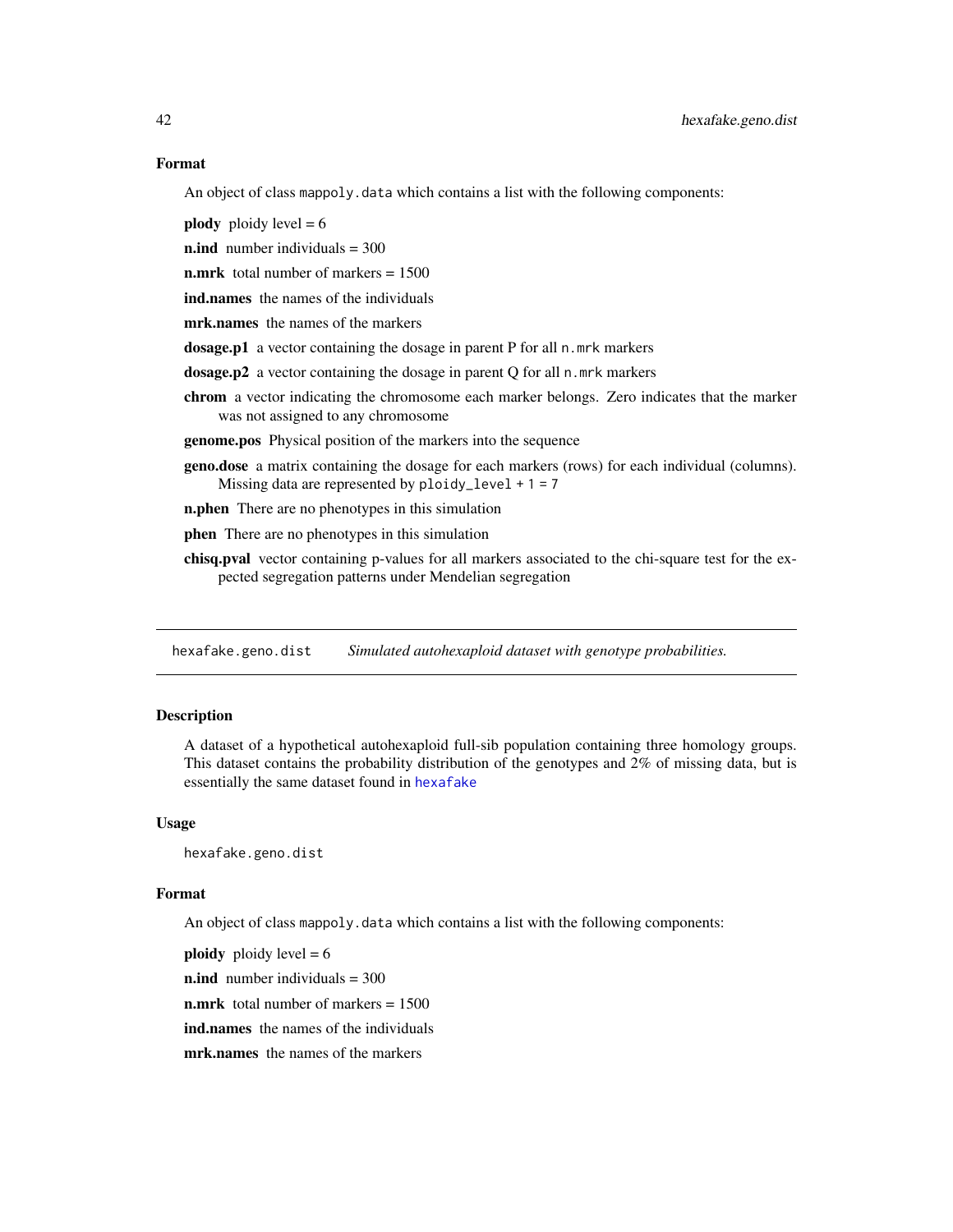### Format

An object of class `mappoly.data` which contains a list with the following components:

- **plody** ploidy level = 6
- **n.ind** number individuals = 300
- **n.mrk** total number of markers = 1500
- **ind.names** the names of the individuals
- **mrk.names** the names of the markers
- **dosage.p1** a vector containing the dosage in parent P for all `n.mrk` markers
- **dosage.p2** a vector containing the dosage in parent Q for all `n.mrk` markers
- **chrom** a vector indicating the chromosome each marker belongs. Zero indicates that the marker was not assigned to any chromosome
- **genome.pos** Physical position of the markers into the sequence
- **geno.dose** a matrix containing the dosage for each markers (rows) for each individual (columns). Missing data are represented by `ploidy_level + 1 = 7`
- **n.phen** There are no phenotypes in this simulation
- **phen** There are no phenotypes in this simulation
- **chisq.pval** vector containing p-values for all markers associated to the chi-square test for the expected segregation patterns under Mendelian segregation

---

## hexafake.geno.dist *Simulated autohexaploid dataset with genotype probabilities.*

### Description

A dataset of a hypothetical autohexaploid full-sib population containing three homology groups. This dataset contains the probability distribution of the genotypes and 2% of missing data, but is essentially the same dataset found in `hexafake`

### Usage

```
hexafake.geno.dist
```

### Format

An object of class `mappoly.data` which contains a list with the following components:

- **ploidy** ploidy level = 6
- **n.ind** number individuals = 300
- **n.mrk** total number of markers = 1500
- **ind.names** the names of the individuals
- **mrk.names** the names of the markers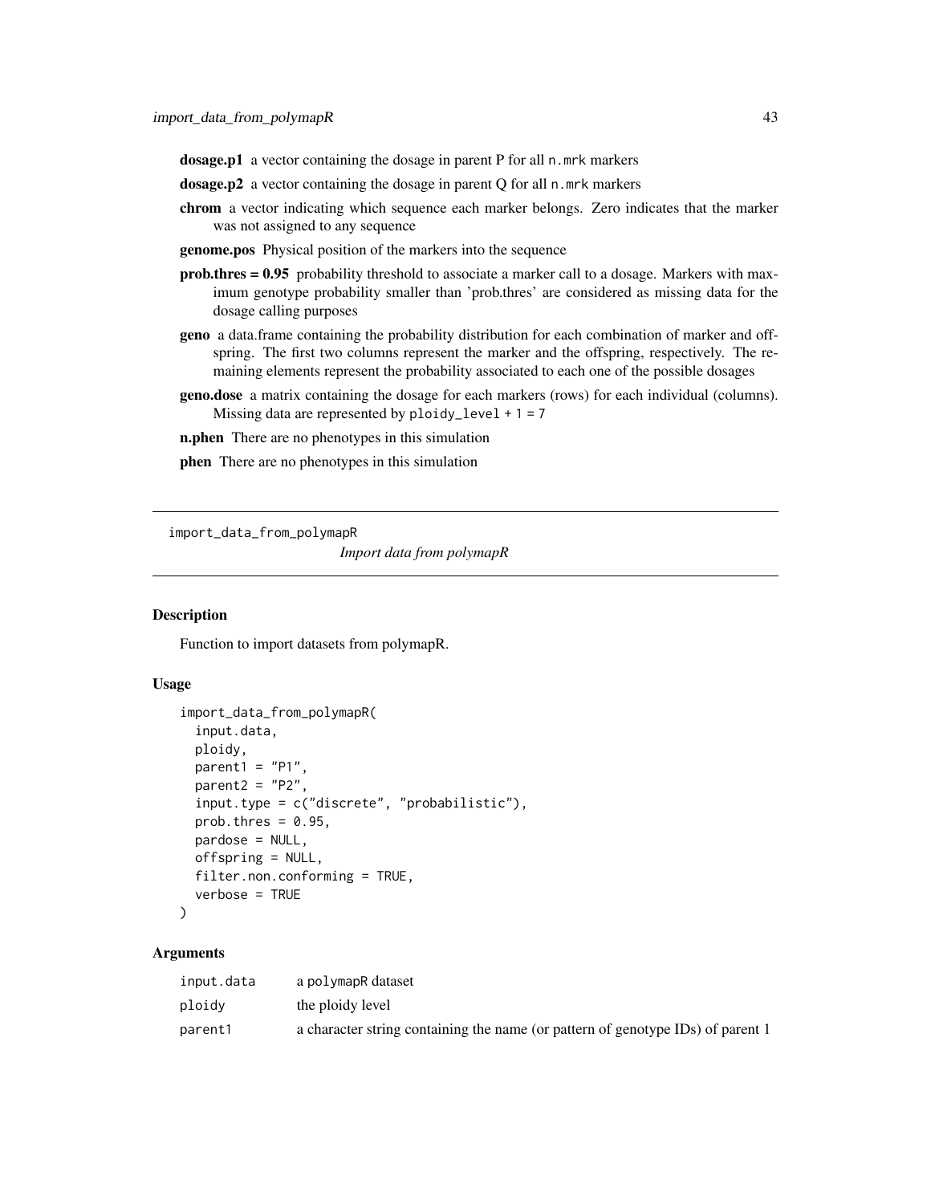**dosage.p1** a vector containing the dosage in parent P for all `n.mrk` markers

**dosage.p2** a vector containing the dosage in parent Q for all `n.mrk` markers

**chrom** a vector indicating which sequence each marker belongs. Zero indicates that the marker was not assigned to any sequence

**genome.pos** Physical position of the markers into the sequence

**prob.thres = 0.95** probability threshold to associate a marker call to a dosage. Markers with maximum genotype probability smaller than 'prob.thres' are considered as missing data for the dosage calling purposes

**geno** a data.frame containing the probability distribution for each combination of marker and offspring. The first two columns represent the marker and the offspring, respectively. The remaining elements represent the probability associated to each one of the possible dosages

**geno.dose** a matrix containing the dosage for each markers (rows) for each individual (columns). Missing data are represented by `ploidy_level + 1 = 7`

**n.phen** There are no phenotypes in this simulation

**phen** There are no phenotypes in this simulation

---

`import_data_from_polymapR` *Import data from polymapR*

---

### Description

Function to import datasets from polymapR.

### Usage

```
import_data_from_polymapR(
  input.data,
  ploidy,
  parent1 = "P1",
  parent2 = "P2",
  input.type = c("discrete", "probabilistic"),
  prob.thres = 0.95,
  pardose = NULL,
  offspring = NULL,
  filter.non.conforming = TRUE,
  verbose = TRUE
)
```

### Arguments

| | |
|---|---|
| `input.data` | a `polymapR` dataset |
| `ploidy` | the ploidy level |
| `parent1` | a character string containing the name (or pattern of genotype IDs) of parent 1 |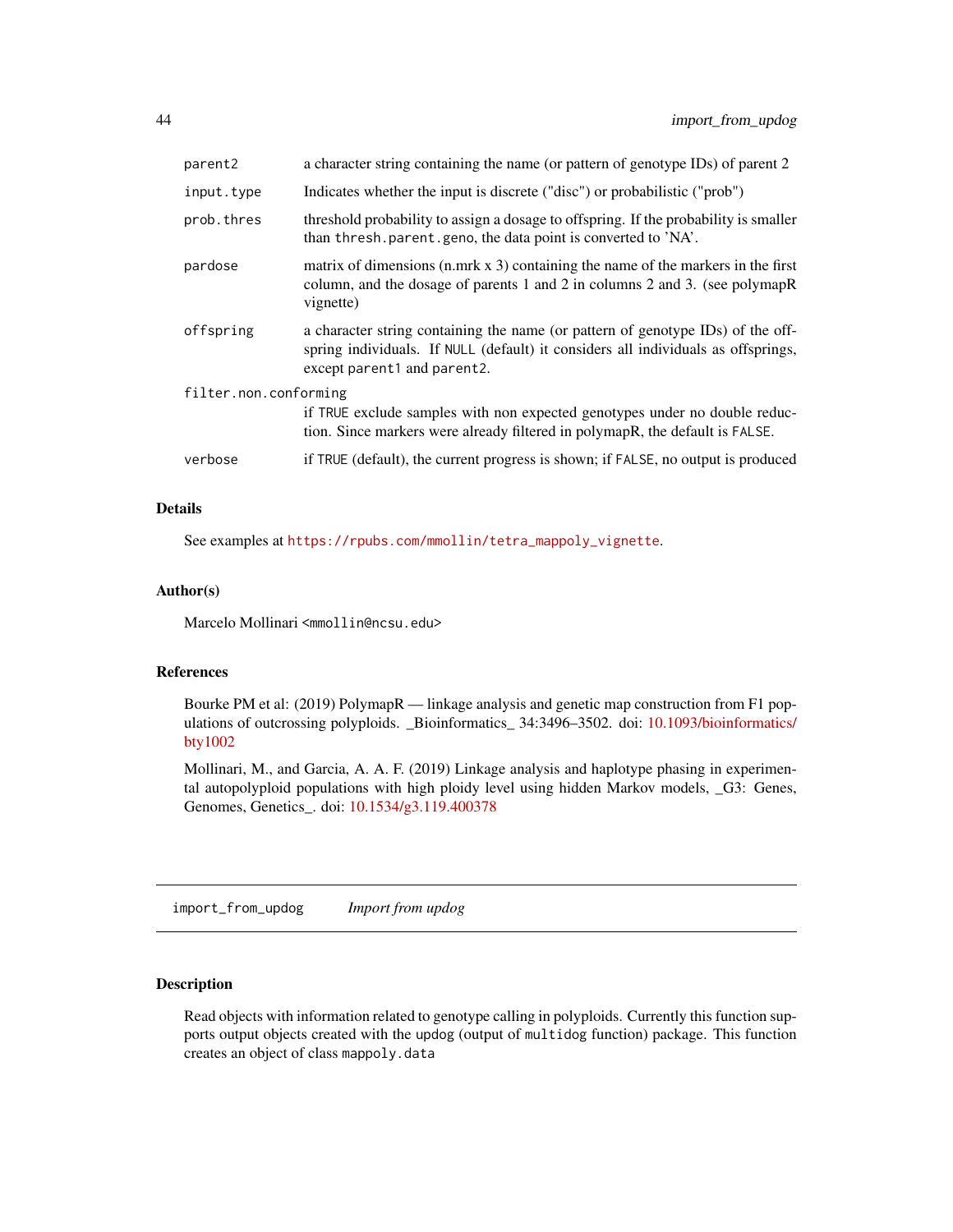| | |
|---|---|
| parent2 | a character string containing the name (or pattern of genotype IDs) of parent 2 |
| input.type | Indicates whether the input is discrete ("disc") or probabilistic ("prob") |
| prob.thres | threshold probability to assign a dosage to offspring. If the probability is smaller than thresh.parent.geno, the data point is converted to 'NA'. |
| pardose | matrix of dimensions (n.mrk x 3) containing the name of the markers in the first column, and the dosage of parents 1 and 2 in columns 2 and 3. (see polymapR vignette) |
| offspring | a character string containing the name (or pattern of genotype IDs) of the offspring individuals. If NULL (default) it considers all individuals as offsprings, except parent1 and parent2. |
| filter.non.conforming | if TRUE exclude samples with non expected genotypes under no double reduction. Since markers were already filtered in polymapR, the default is FALSE. |
| verbose | if TRUE (default), the current progress is shown; if FALSE, no output is produced |

## Details

See examples at https://rpubs.com/mmollin/tetra_mappoly_vignette.

## Author(s)

Marcelo Mollinari <mmollin@ncsu.edu>

## References

Bourke PM et al: (2019) PolymapR — linkage analysis and genetic map construction from F1 populations of outcrossing polyploids. _Bioinformatics_ 34:3496–3502. doi: 10.1093/bioinformatics/bty1002

Mollinari, M., and Garcia, A. A. F. (2019) Linkage analysis and haplotype phasing in experimental autopolyploid populations with high ploidy level using hidden Markov models, _G3: Genes, Genomes, Genetics_. doi: 10.1534/g3.119.400378

---

# import_from_updog    *Import from updog*

## Description

Read objects with information related to genotype calling in polyploids. Currently this function supports output objects created with the updog (output of multidog function) package. This function creates an object of class mappoly.data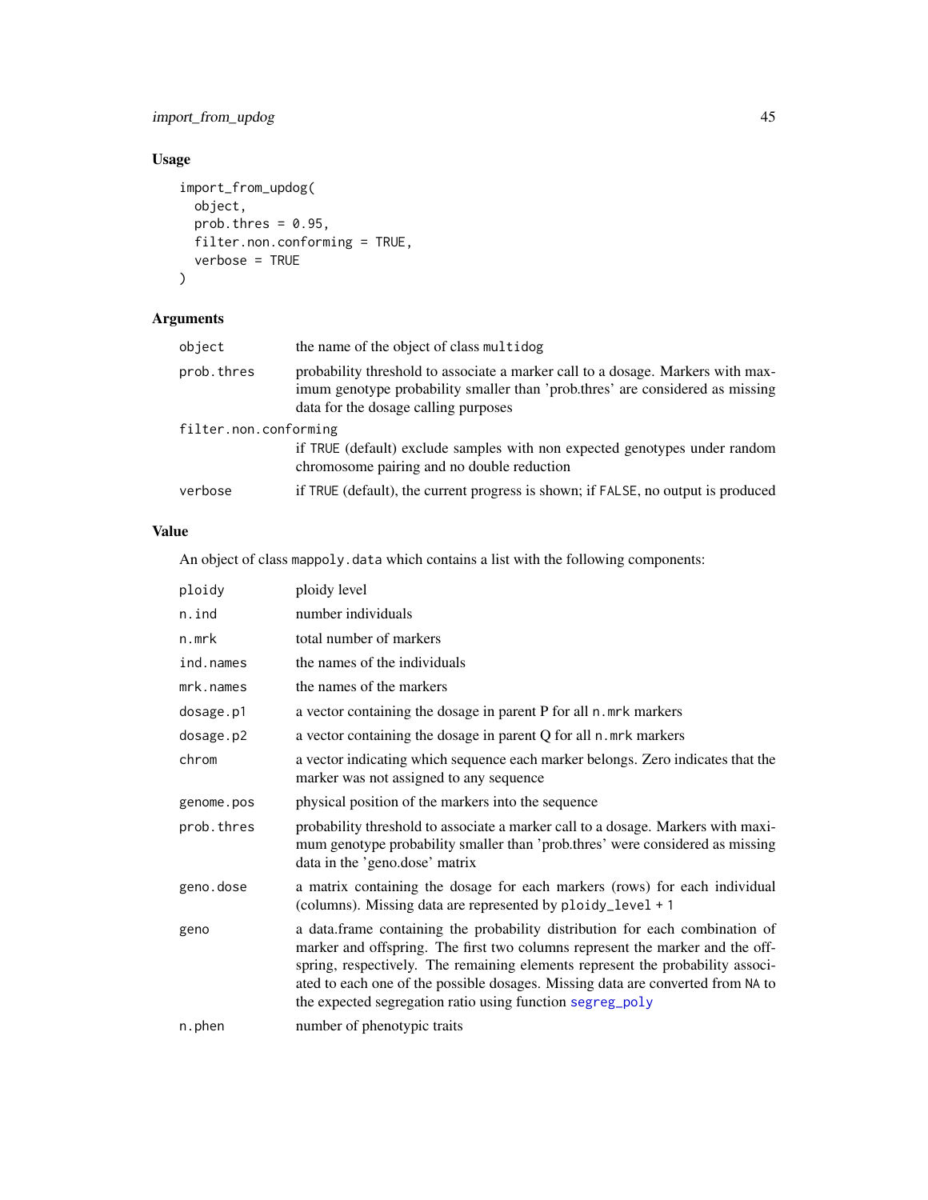## Usage

```
import_from_updog(
  object,
  prob.thres = 0.95,
  filter.non.conforming = TRUE,
  verbose = TRUE
)
```

## Arguments

| | |
|---|---|
| object | the name of the object of class multidog |
| prob.thres | probability threshold to associate a marker call to a dosage. Markers with maximum genotype probability smaller than 'prob.thres' are considered as missing data for the dosage calling purposes |
| filter.non.conforming | if TRUE (default) exclude samples with non expected genotypes under random chromosome pairing and no double reduction |
| verbose | if TRUE (default), the current progress is shown; if FALSE, no output is produced |

## Value

An object of class mappoly.data which contains a list with the following components:

| | |
|---|---|
| ploidy | ploidy level |
| n.ind | number individuals |
| n.mrk | total number of markers |
| ind.names | the names of the individuals |
| mrk.names | the names of the markers |
| dosage.p1 | a vector containing the dosage in parent P for all n.mrk markers |
| dosage.p2 | a vector containing the dosage in parent Q for all n.mrk markers |
| chrom | a vector indicating which sequence each marker belongs. Zero indicates that the marker was not assigned to any sequence |
| genome.pos | physical position of the markers into the sequence |
| prob.thres | probability threshold to associate a marker call to a dosage. Markers with maximum genotype probability smaller than 'prob.thres' were considered as missing data in the 'geno.dose' matrix |
| geno.dose | a matrix containing the dosage for each markers (rows) for each individual (columns). Missing data are represented by ploidy_level + 1 |
| geno | a data.frame containing the probability distribution for each combination of marker and offspring. The first two columns represent the marker and the offspring, respectively. The remaining elements represent the probability associated to each one of the possible dosages. Missing data are converted from NA to the expected segregation ratio using function segreg_poly |
| n.phen | number of phenotypic traits |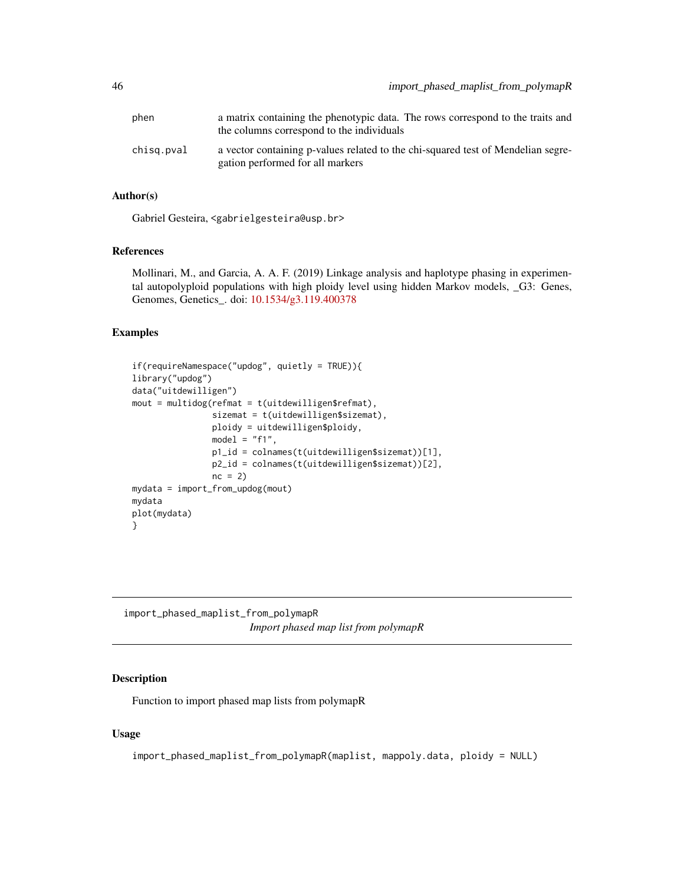| | |
|---|---|
| phen | a matrix containing the phenotypic data. The rows correspond to the traits and the columns correspond to the individuals |
| chisq.pval | a vector containing p-values related to the chi-squared test of Mendelian segregation performed for all markers |

### Author(s)

Gabriel Gesteira, <gabrielgesteira@usp.br>

### References

Mollinari, M., and Garcia, A. A. F. (2019) Linkage analysis and haplotype phasing in experimental autopolyploid populations with high ploidy level using hidden Markov models, _G3: Genes, Genomes, Genetics_. doi: 10.1534/g3.119.400378

### Examples

```
if(requireNamespace("updog", quietly = TRUE)){
library("updog")
data("uitdewilligen")
mout = multidog(refmat = t(uitdewilligen$refmat),
                sizemat = t(uitdewilligen$sizemat),
                ploidy = uitdewilligen$ploidy,
                model = "f1",
                p1_id = colnames(t(uitdewilligen$sizemat))[1],
                p2_id = colnames(t(uitdewilligen$sizemat))[2],
                nc = 2)
mydata = import_from_updog(mout)
mydata
plot(mydata)
}
```

## import_phased_maplist_from_polymapR

*Import phased map list from polymapR*

### Description

Function to import phased map lists from polymapR

### Usage

```
import_phased_maplist_from_polymapR(maplist, mappoly.data, ploidy = NULL)
```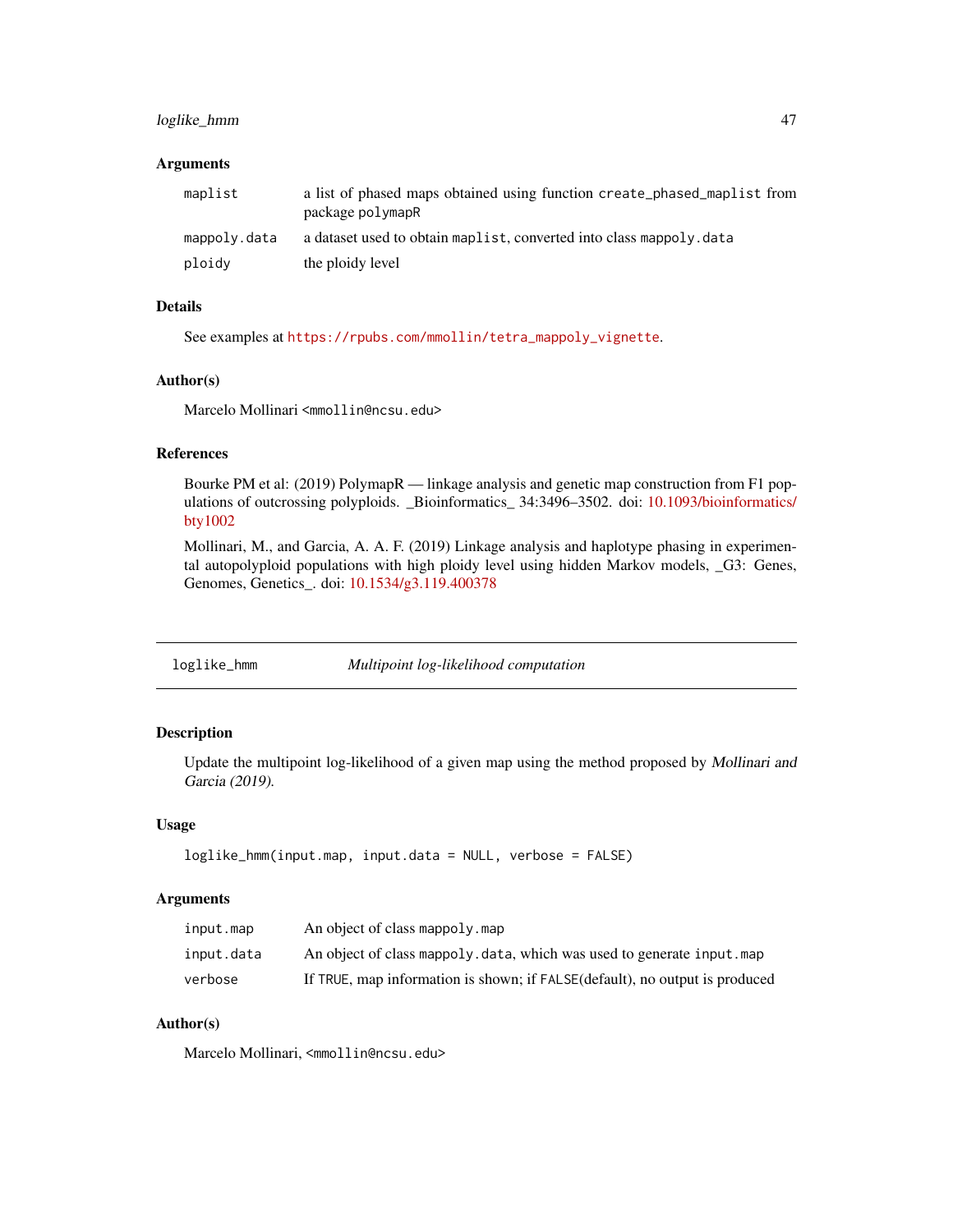### Arguments

| | |
|---|---|
| `maplist` | a list of phased maps obtained using function `create_phased_maplist` from package `polymapR` |
| `mappoly.data` | a dataset used to obtain `maplist`, converted into class `mappoly.data` |
| `ploidy` | the ploidy level |

### Details

See examples at https://rpubs.com/mmollin/tetra_mappoly_vignette.

### Author(s)

Marcelo Mollinari <mmollin@ncsu.edu>

### References

Bourke PM et al: (2019) PolymapR — linkage analysis and genetic map construction from F1 populations of outcrossing polyploids. _Bioinformatics_ 34:3496–3502. doi: 10.1093/bioinformatics/bty1002

Mollinari, M., and Garcia, A. A. F. (2019) Linkage analysis and haplotype phasing in experimental autopolyploid populations with high ploidy level using hidden Markov models, _G3: Genes, Genomes, Genetics_. doi: 10.1534/g3.119.400378

---

## loglike_hmm — *Multipoint log-likelihood computation*

### Description

Update the multipoint log-likelihood of a given map using the method proposed by *Mollinari and Garcia (2019).*

### Usage

```
loglike_hmm(input.map, input.data = NULL, verbose = FALSE)
```

### Arguments

| | |
|---|---|
| `input.map` | An object of class `mappoly.map` |
| `input.data` | An object of class `mappoly.data`, which was used to generate `input.map` |
| `verbose` | If `TRUE`, map information is shown; if `FALSE`(default), no output is produced |

### Author(s)

Marcelo Mollinari, <mmollin@ncsu.edu>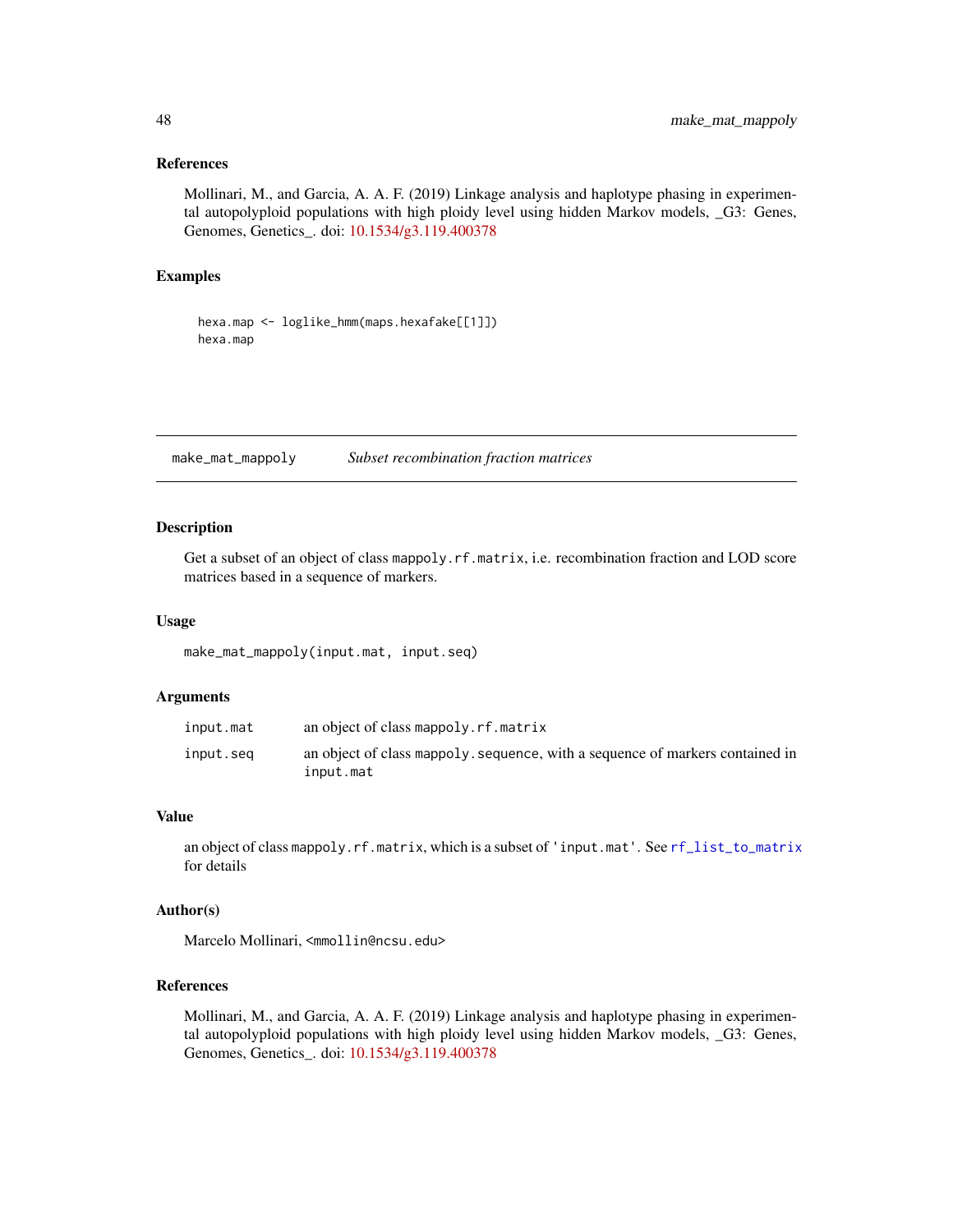### References

Mollinari, M., and Garcia, A. A. F. (2019) Linkage analysis and haplotype phasing in experimental autopolyploid populations with high ploidy level using hidden Markov models, _G3: Genes, Genomes, Genetics_. doi: 10.1534/g3.119.400378

### Examples

```
hexa.map <- loglike_hmm(maps.hexafake[[1]])
hexa.map
```

---

## make_mat_mappoly — *Subset recombination fraction matrices*

---

### Description

Get a subset of an object of class `mappoly.rf.matrix`, i.e. recombination fraction and LOD score matrices based in a sequence of markers.

### Usage

```
make_mat_mappoly(input.mat, input.seq)
```

### Arguments

| | |
|---|---|
| `input.mat` | an object of class `mappoly.rf.matrix` |
| `input.seq` | an object of class `mappoly.sequence`, with a sequence of markers contained in `input.mat` |

### Value

an object of class `mappoly.rf.matrix`, which is a subset of `'input.mat'`. See `rf_list_to_matrix` for details

### Author(s)

Marcelo Mollinari, <mmollin@ncsu.edu>

### References

Mollinari, M., and Garcia, A. A. F. (2019) Linkage analysis and haplotype phasing in experimental autopolyploid populations with high ploidy level using hidden Markov models, _G3: Genes, Genomes, Genetics_. doi: 10.1534/g3.119.400378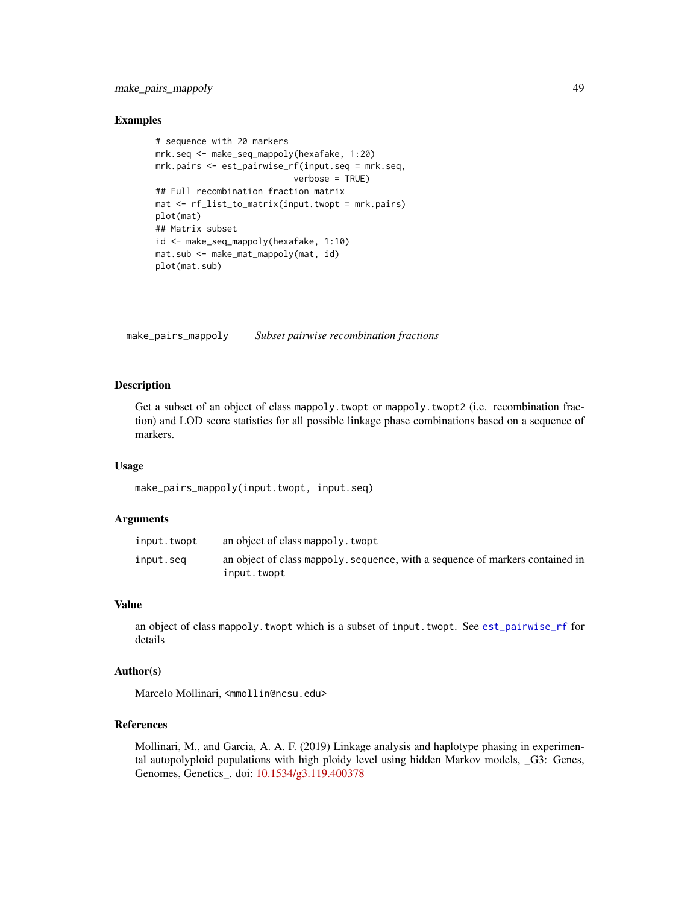### Examples

```
# sequence with 20 markers
mrk.seq <- make_seq_mappoly(hexafake, 1:20)
mrk.pairs <- est_pairwise_rf(input.seq = mrk.seq,
                             verbose = TRUE)
## Full recombination fraction matrix
mat <- rf_list_to_matrix(input.twopt = mrk.pairs)
plot(mat)
## Matrix subset
id <- make_seq_mappoly(hexafake, 1:10)
mat.sub <- make_mat_mappoly(mat, id)
plot(mat.sub)
```

---

## make_pairs_mappoly    *Subset pairwise recombination fractions*

---

### Description

Get a subset of an object of class `mappoly.twopt` or `mappoly.twopt2` (i.e. recombination fraction) and LOD score statistics for all possible linkage phase combinations based on a sequence of markers.

### Usage

```
make_pairs_mappoly(input.twopt, input.seq)
```

### Arguments

| | |
|---|---|
| `input.twopt` | an object of class `mappoly.twopt` |
| `input.seq` | an object of class `mappoly.sequence`, with a sequence of markers contained in `input.twopt` |

### Value

an object of class `mappoly.twopt` which is a subset of `input.twopt`. See `est_pairwise_rf` for details

### Author(s)

Marcelo Mollinari, <mmollin@ncsu.edu>

### References

Mollinari, M., and Garcia, A. A. F. (2019) Linkage analysis and haplotype phasing in experimental autopolyploid populations with high ploidy level using hidden Markov models, _G3: Genes, Genomes, Genetics_. doi: 10.1534/g3.119.400378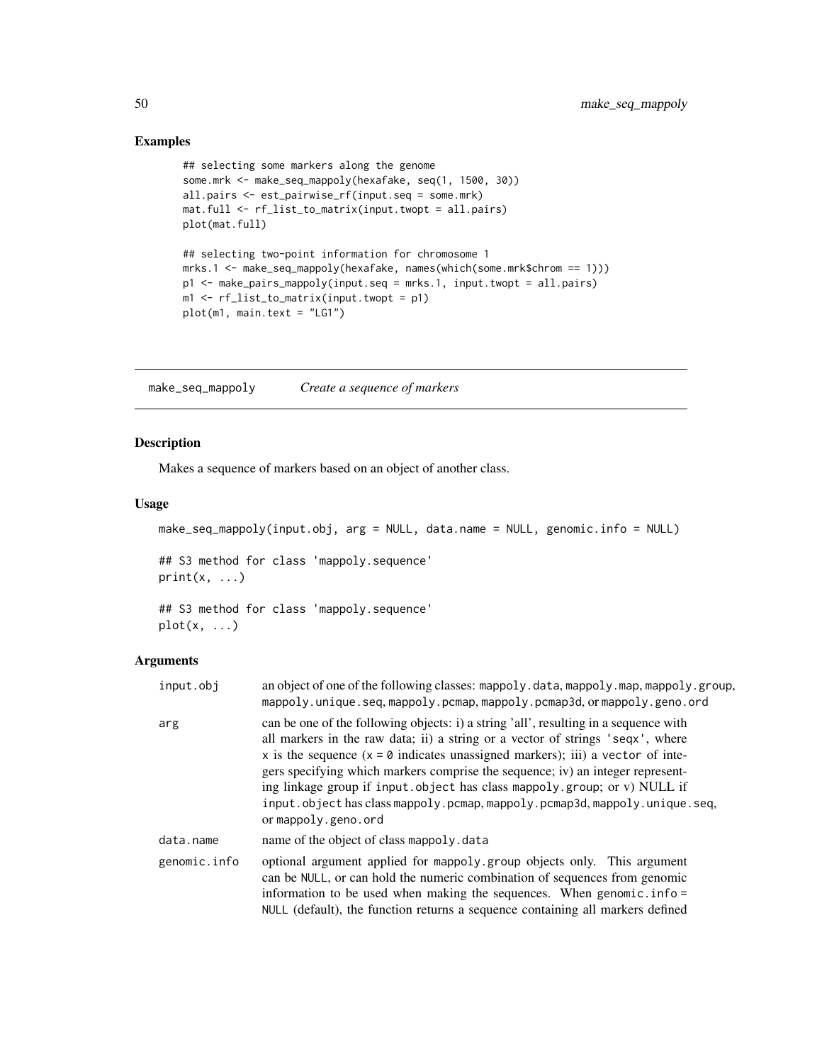## Examples

```
## selecting some markers along the genome
some.mrk <- make_seq_mappoly(hexafake, seq(1, 1500, 30))
all.pairs <- est_pairwise_rf(input.seq = some.mrk)
mat.full <- rf_list_to_matrix(input.twopt = all.pairs)
plot(mat.full)

## selecting two-point information for chromosome 1
mrks.1 <- make_seq_mappoly(hexafake, names(which(some.mrk$chrom == 1)))
p1 <- make_pairs_mappoly(input.seq = mrks.1, input.twopt = all.pairs)
m1 <- rf_list_to_matrix(input.twopt = p1)
plot(m1, main.text = "LG1")
```

---

# make_seq_mappoly    *Create a sequence of markers*

---

## Description

Makes a sequence of markers based on an object of another class.

## Usage

```
make_seq_mappoly(input.obj, arg = NULL, data.name = NULL, genomic.info = NULL)

## S3 method for class 'mappoly.sequence'
print(x, ...)

## S3 method for class 'mappoly.sequence'
plot(x, ...)
```

## Arguments

| | |
|---|---|
| input.obj | an object of one of the following classes: mappoly.data, mappoly.map, mappoly.group, mappoly.unique.seq, mappoly.pcmap, mappoly.pcmap3d, or mappoly.geno.ord |
| arg | can be one of the following objects: i) a string 'all', resulting in a sequence with all markers in the raw data; ii) a string or a vector of strings 'seqx', where x is the sequence (x = 0 indicates unassigned markers); iii) a vector of integers specifying which markers comprise the sequence; iv) an integer representing linkage group if input.object has class mappoly.group; or v) NULL if input.object has class mappoly.pcmap, mappoly.pcmap3d, mappoly.unique.seq, or mappoly.geno.ord |
| data.name | name of the object of class mappoly.data |
| genomic.info | optional argument applied for mappoly.group objects only. This argument can be NULL, or can hold the numeric combination of sequences from genomic information to be used when making the sequences. When genomic.info = NULL (default), the function returns a sequence containing all markers defined |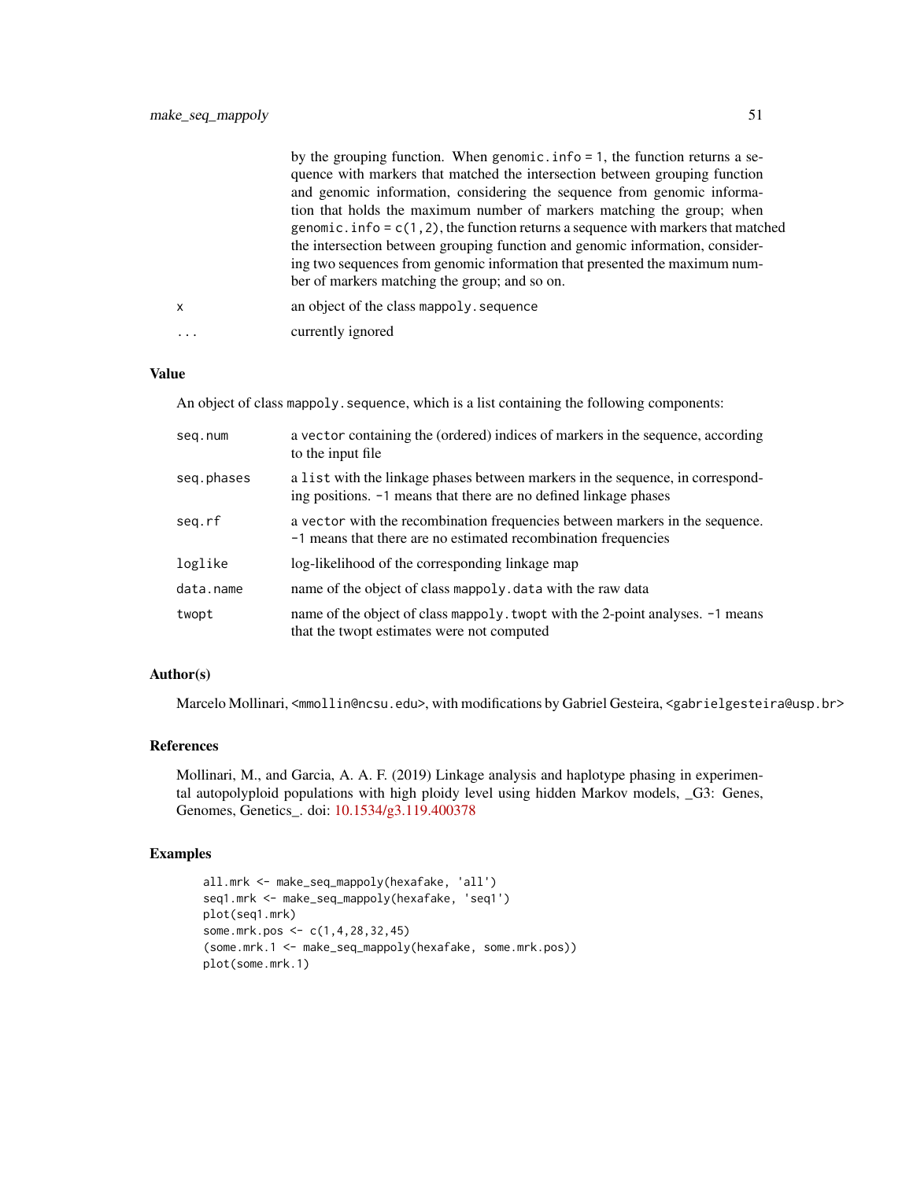by the grouping function. When `genomic.info = 1`, the function returns a sequence with markers that matched the intersection between grouping function and genomic information, considering the sequence from genomic information that holds the maximum number of markers matching the group; when `genomic.info = c(1,2)`, the function returns a sequence with markers that matched the intersection between grouping function and genomic information, considering two sequences from genomic information that presented the maximum number of markers matching the group; and so on.

| | |
|---|---|
| `x` | an object of the class `mappoly.sequence` |
| `...` | currently ignored |

### Value

An object of class `mappoly.sequence`, which is a list containing the following components:

| | |
|---|---|
| `seq.num` | a `vector` containing the (ordered) indices of markers in the sequence, according to the input file |
| `seq.phases` | a `list` with the linkage phases between markers in the sequence, in corresponding positions. `-1` means that there are no defined linkage phases |
| `seq.rf` | a `vector` with the recombination frequencies between markers in the sequence. `-1` means that there are no estimated recombination frequencies |
| `loglike` | log-likelihood of the corresponding linkage map |
| `data.name` | name of the object of class `mappoly.data` with the raw data |
| `twopt` | name of the object of class `mappoly.twopt` with the 2-point analyses. `-1` means that the twopt estimates were not computed |

### Author(s)

Marcelo Mollinari, <mmollin@ncsu.edu>, with modifications by Gabriel Gesteira, <gabrielgesteira@usp.br>

### References

Mollinari, M., and Garcia, A. A. F. (2019) Linkage analysis and haplotype phasing in experimental autopolyploid populations with high ploidy level using hidden Markov models, _G3: Genes, Genomes, Genetics_. doi: 10.1534/g3.119.400378

### Examples

```
all.mrk <- make_seq_mappoly(hexafake, 'all')
seq1.mrk <- make_seq_mappoly(hexafake, 'seq1')
plot(seq1.mrk)
some.mrk.pos <- c(1,4,28,32,45)
(some.mrk.1 <- make_seq_mappoly(hexafake, some.mrk.pos))
plot(some.mrk.1)
```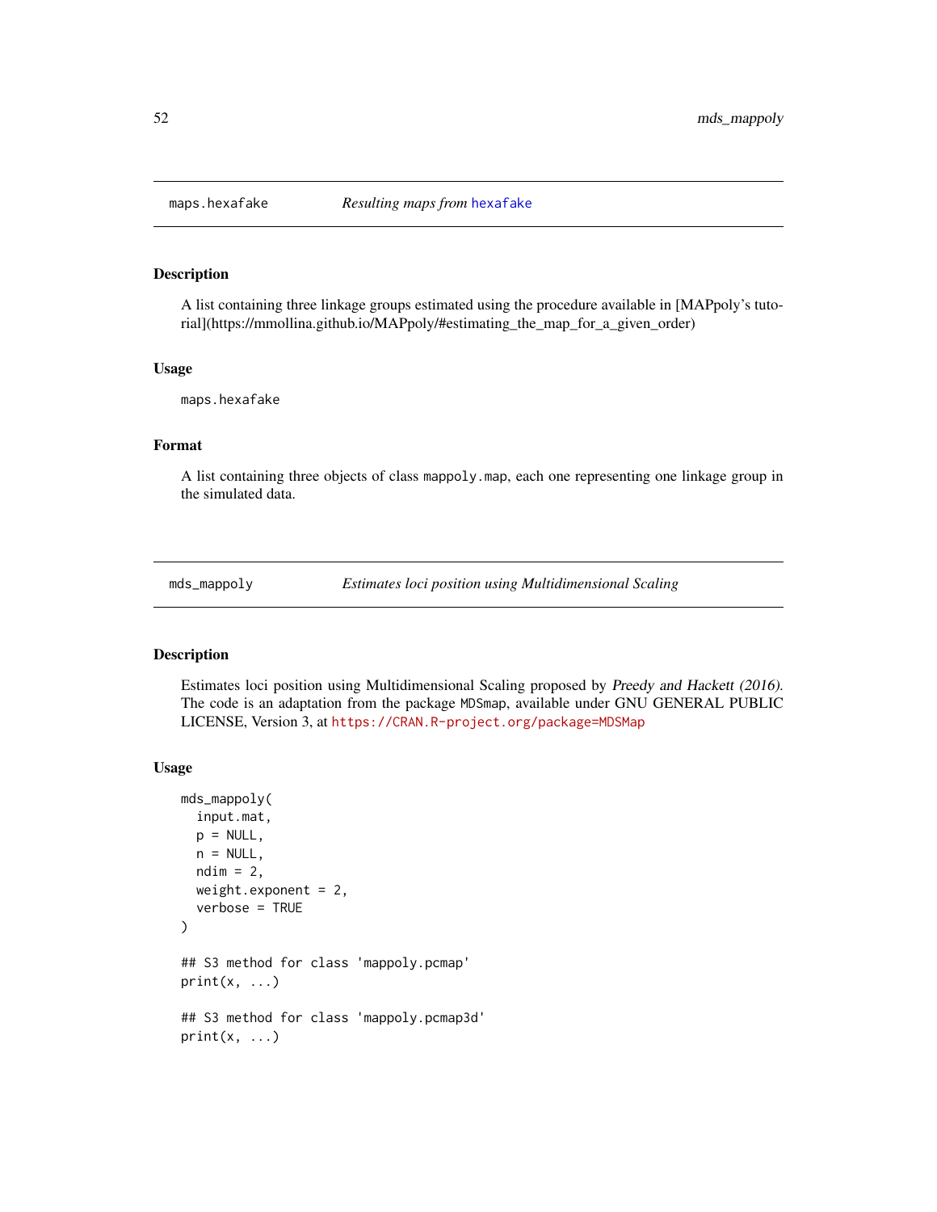## maps.hexafake — *Resulting maps from* hexafake

### Description

A list containing three linkage groups estimated using the procedure available in [MAPpoly's tutorial](https://mmollina.github.io/MAPpoly/#estimating_the_map_for_a_given_order)

### Usage

```
maps.hexafake
```

### Format

A list containing three objects of class mappoly.map, each one representing one linkage group in the simulated data.

## mds_mappoly — *Estimates loci position using Multidimensional Scaling*

### Description

Estimates loci position using Multidimensional Scaling proposed by *Preedy and Hackett (2016)*. The code is an adaptation from the package MDSmap, available under GNU GENERAL PUBLIC LICENSE, Version 3, at https://CRAN.R-project.org/package=MDSMap

### Usage

```
mds_mappoly(
  input.mat,
  p = NULL,
  n = NULL,
  ndim = 2,
  weight.exponent = 2,
  verbose = TRUE
)

## S3 method for class 'mappoly.pcmap'
print(x, ...)

## S3 method for class 'mappoly.pcmap3d'
print(x, ...)
```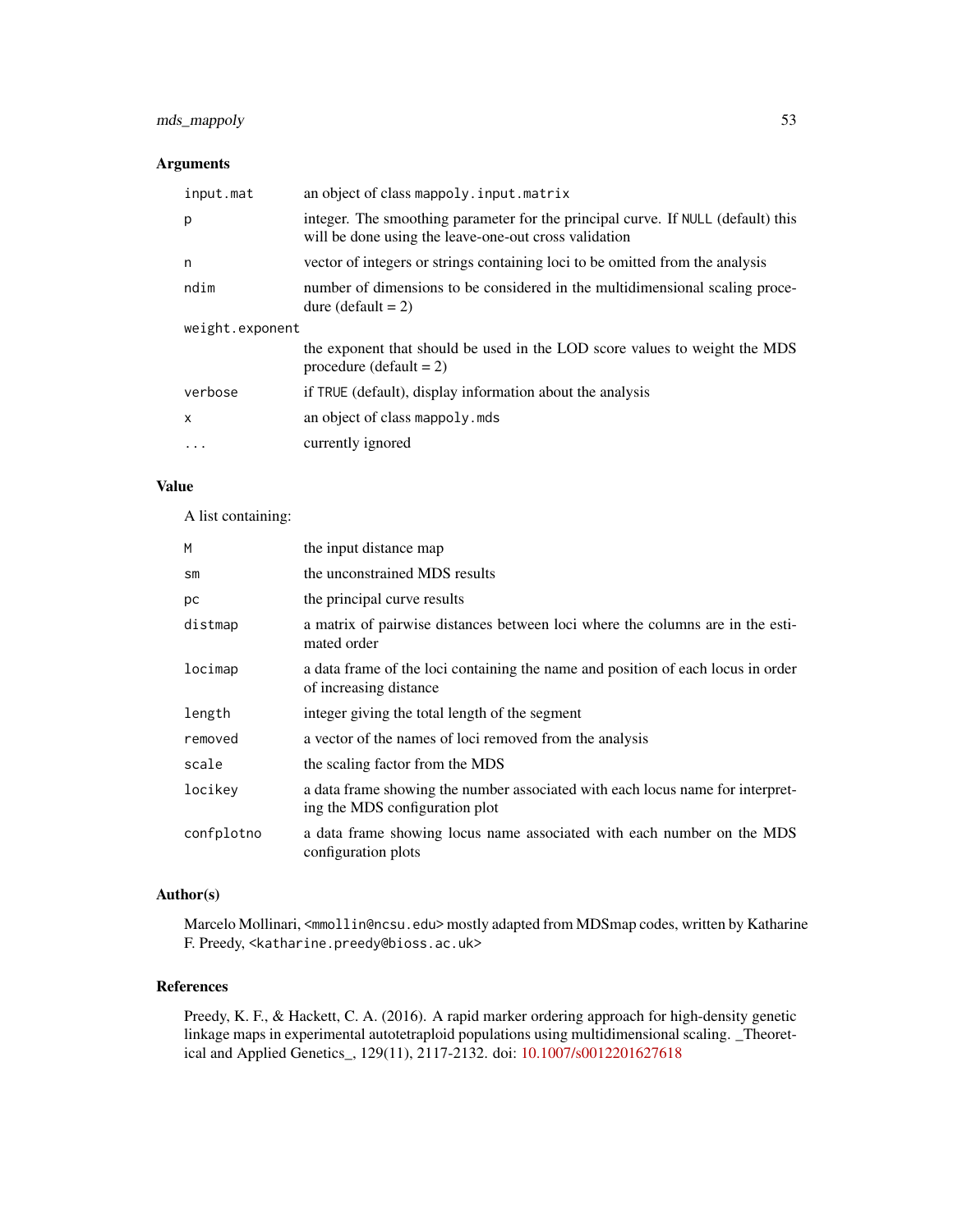### Arguments

| | |
|---|---|
| input.mat | an object of class mappoly.input.matrix |
| p | integer. The smoothing parameter for the principal curve. If NULL (default) this will be done using the leave-one-out cross validation |
| n | vector of integers or strings containing loci to be omitted from the analysis |
| ndim | number of dimensions to be considered in the multidimensional scaling procedure (default = 2) |
| weight.exponent | the exponent that should be used in the LOD score values to weight the MDS procedure (default = 2) |
| verbose | if TRUE (default), display information about the analysis |
| x | an object of class mappoly.mds |
| ... | currently ignored |

### Value

A list containing:

| | |
|---|---|
| M | the input distance map |
| sm | the unconstrained MDS results |
| pc | the principal curve results |
| distmap | a matrix of pairwise distances between loci where the columns are in the estimated order |
| locimap | a data frame of the loci containing the name and position of each locus in order of increasing distance |
| length | integer giving the total length of the segment |
| removed | a vector of the names of loci removed from the analysis |
| scale | the scaling factor from the MDS |
| locikey | a data frame showing the number associated with each locus name for interpreting the MDS configuration plot |
| confplotno | a data frame showing locus name associated with each number on the MDS configuration plots |

### Author(s)

Marcelo Mollinari, <mmollin@ncsu.edu> mostly adapted from MDSmap codes, written by Katharine F. Preedy, <katharine.preedy@bioss.ac.uk>

### References

Preedy, K. F., & Hackett, C. A. (2016). A rapid marker ordering approach for high-density genetic linkage maps in experimental autotetraploid populations using multidimensional scaling. _Theoretical and Applied Genetics_, 129(11), 2117-2132. doi: 10.1007/s0012201627618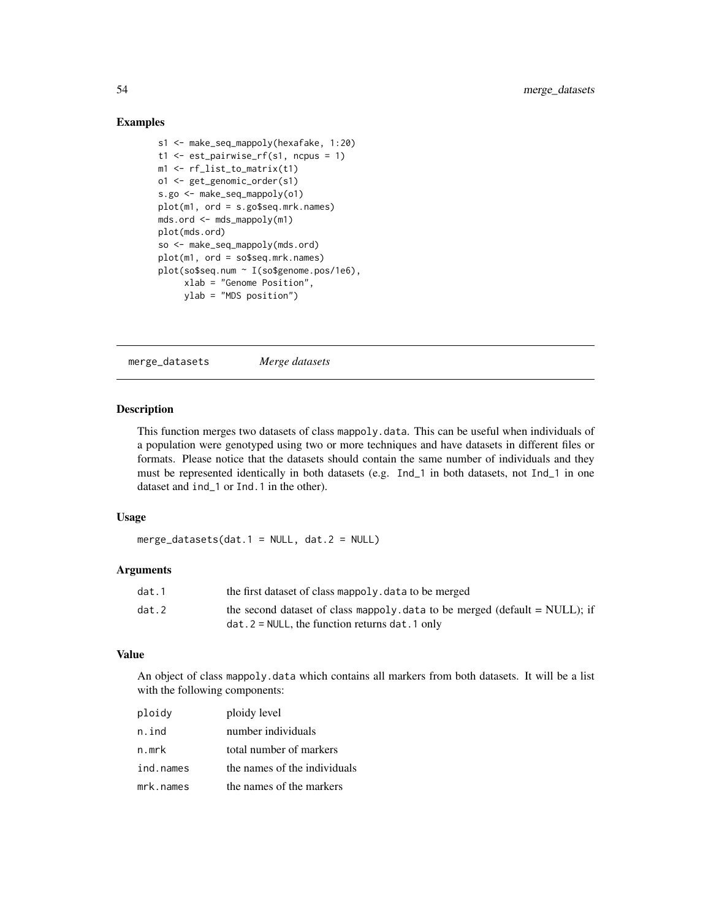### Examples

```
s1 <- make_seq_mappoly(hexafake, 1:20)
t1 <- est_pairwise_rf(s1, ncpus = 1)
m1 <- rf_list_to_matrix(t1)
o1 <- get_genomic_order(s1)
s.go <- make_seq_mappoly(o1)
plot(m1, ord = s.go$seq.mrk.names)
mds.ord <- mds_mappoly(m1)
plot(mds.ord)
so <- make_seq_mappoly(mds.ord)
plot(m1, ord = so$seq.mrk.names)
plot(so$seq.num ~ I(so$genome.pos/1e6),
     xlab = "Genome Position",
     ylab = "MDS position")
```

---

## merge_datasets *Merge datasets*

---

### Description

This function merges two datasets of class mappoly.data. This can be useful when individuals of a population were genotyped using two or more techniques and have datasets in different files or formats. Please notice that the datasets should contain the same number of individuals and they must be represented identically in both datasets (e.g. Ind_1 in both datasets, not Ind_1 in one dataset and ind_1 or Ind.1 in the other).

### Usage

```
merge_datasets(dat.1 = NULL, dat.2 = NULL)
```

### Arguments

| | |
|---|---|
| dat.1 | the first dataset of class mappoly.data to be merged |
| dat.2 | the second dataset of class mappoly.data to be merged (default = NULL); if dat.2 = NULL, the function returns dat.1 only |

### Value

An object of class mappoly.data which contains all markers from both datasets. It will be a list with the following components:

| | |
|---|---|
| ploidy | ploidy level |
| n.ind | number individuals |
| n.mrk | total number of markers |
| ind.names | the names of the individuals |
| mrk.names | the names of the markers |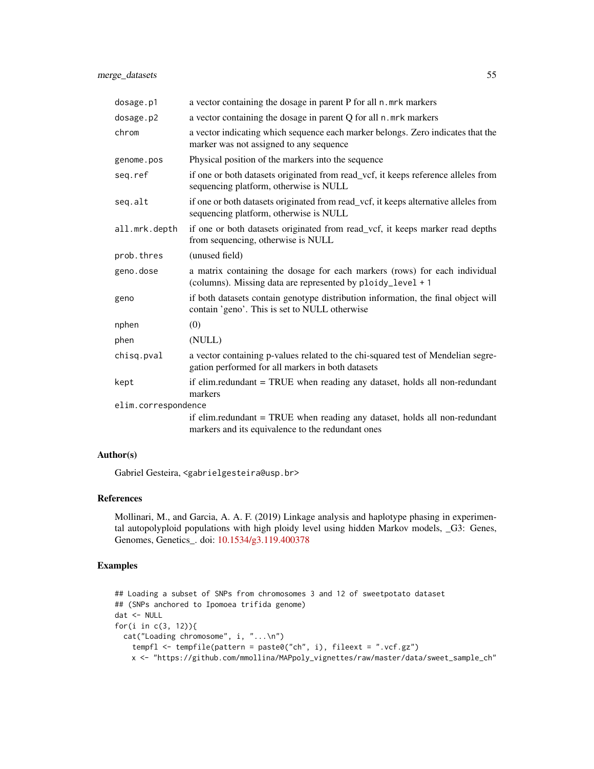| | |
|---|---|
| `dosage.p1` | a vector containing the dosage in parent P for all `n.mrk` markers |
| `dosage.p2` | a vector containing the dosage in parent Q for all `n.mrk` markers |
| `chrom` | a vector indicating which sequence each marker belongs. Zero indicates that the marker was not assigned to any sequence |
| `genome.pos` | Physical position of the markers into the sequence |
| `seq.ref` | if one or both datasets originated from read_vcf, it keeps reference alleles from sequencing platform, otherwise is NULL |
| `seq.alt` | if one or both datasets originated from read_vcf, it keeps alternative alleles from sequencing platform, otherwise is NULL |
| `all.mrk.depth` | if one or both datasets originated from read_vcf, it keeps marker read depths from sequencing, otherwise is NULL |
| `prob.thres` | (unused field) |
| `geno.dose` | a matrix containing the dosage for each markers (rows) for each individual (columns). Missing data are represented by `ploidy_level + 1` |
| `geno` | if both datasets contain genotype distribution information, the final object will contain 'geno'. This is set to NULL otherwise |
| `nphen` | (0) |
| `phen` | (NULL) |
| `chisq.pval` | a vector containing p-values related to the chi-squared test of Mendelian segregation performed for all markers in both datasets |
| `kept` | if elim.redundant = TRUE when reading any dataset, holds all non-redundant markers |
| `elim.correspondence` | if elim.redundant = TRUE when reading any dataset, holds all non-redundant markers and its equivalence to the redundant ones |

## Author(s)

Gabriel Gesteira, <gabrielgesteira@usp.br>

## References

Mollinari, M., and Garcia, A. A. F. (2019) Linkage analysis and haplotype phasing in experimental autopolyploid populations with high ploidy level using hidden Markov models, _G3: Genes, Genomes, Genetics_. doi: 10.1534/g3.119.400378

## Examples

```
## Loading a subset of SNPs from chromosomes 3 and 12 of sweetpotato dataset
## (SNPs anchored to Ipomoea trifida genome)
dat <- NULL
for(i in c(3, 12)){
  cat("Loading chromosome", i, "...\n")
    tempfl <- tempfile(pattern = paste0("ch", i), fileext = ".vcf.gz")
    x <- "https://github.com/mmollina/MAPpoly_vignettes/raw/master/data/sweet_sample_ch"
```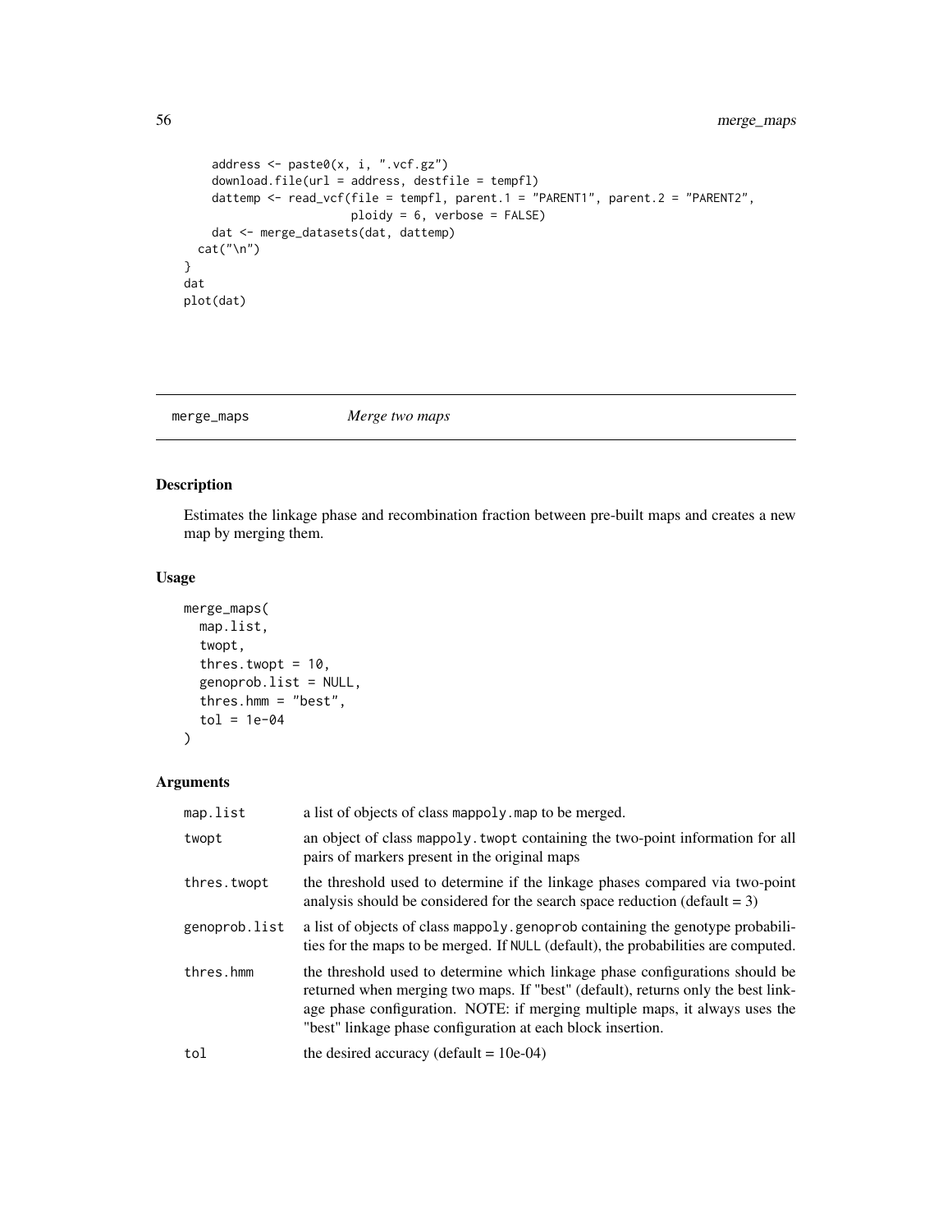```
    address <- paste0(x, i, ".vcf.gz")
    download.file(url = address, destfile = tempfl)
    dattemp <- read_vcf(file = tempfl, parent.1 = "PARENT1", parent.2 = "PARENT2",
                        ploidy = 6, verbose = FALSE)
    dat <- merge_datasets(dat, dattemp)
  cat("\n")
}
dat
plot(dat)
```

---

## merge_maps *Merge two maps*

---

### Description

Estimates the linkage phase and recombination fraction between pre-built maps and creates a new map by merging them.

### Usage

```
merge_maps(
  map.list,
  twopt,
  thres.twopt = 10,
  genoprob.list = NULL,
  thres.hmm = "best",
  tol = 1e-04
)
```

### Arguments

| | |
|---|---|
| map.list | a list of objects of class mappoly.map to be merged. |
| twopt | an object of class mappoly.twopt containing the two-point information for all pairs of markers present in the original maps |
| thres.twopt | the threshold used to determine if the linkage phases compared via two-point analysis should be considered for the search space reduction (default = 3) |
| genoprob.list | a list of objects of class mappoly.genoprob containing the genotype probabilities for the maps to be merged. If NULL (default), the probabilities are computed. |
| thres.hmm | the threshold used to determine which linkage phase configurations should be returned when merging two maps. If "best" (default), returns only the best linkage phase configuration. NOTE: if merging multiple maps, it always uses the "best" linkage phase configuration at each block insertion. |
| tol | the desired accuracy (default = 10e-04) |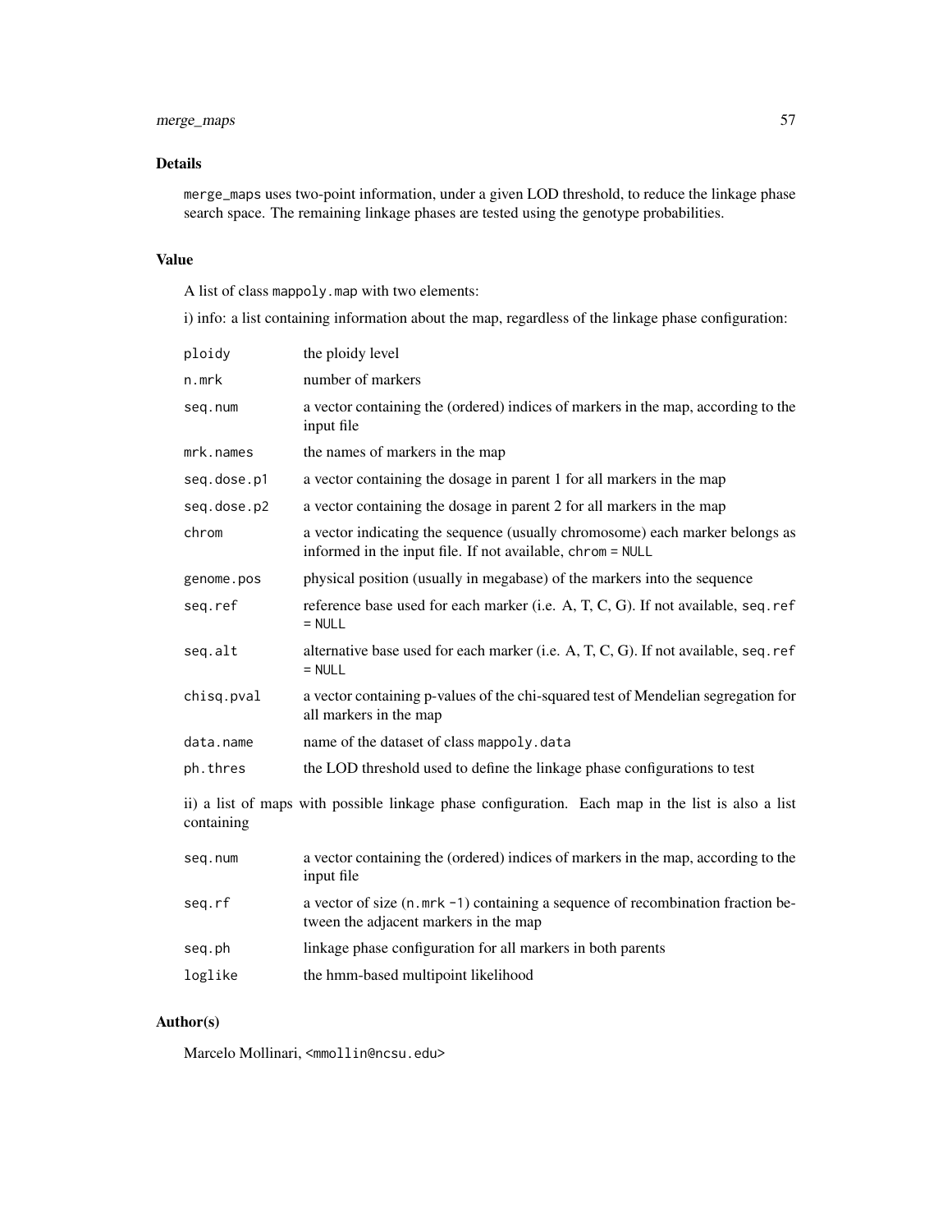### Details

merge_maps uses two-point information, under a given LOD threshold, to reduce the linkage phase search space. The remaining linkage phases are tested using the genotype probabilities.

### Value

A list of class mappoly.map with two elements:

i) info: a list containing information about the map, regardless of the linkage phase configuration:

| | |
|---|---|
| ploidy | the ploidy level |
| n.mrk | number of markers |
| seq.num | a vector containing the (ordered) indices of markers in the map, according to the input file |
| mrk.names | the names of markers in the map |
| seq.dose.p1 | a vector containing the dosage in parent 1 for all markers in the map |
| seq.dose.p2 | a vector containing the dosage in parent 2 for all markers in the map |
| chrom | a vector indicating the sequence (usually chromosome) each marker belongs as informed in the input file. If not available, chrom = NULL |
| genome.pos | physical position (usually in megabase) of the markers into the sequence |
| seq.ref | reference base used for each marker (i.e. A, T, C, G). If not available, seq.ref = NULL |
| seq.alt | alternative base used for each marker (i.e. A, T, C, G). If not available, seq.ref = NULL |
| chisq.pval | a vector containing p-values of the chi-squared test of Mendelian segregation for all markers in the map |
| data.name | name of the dataset of class mappoly.data |
| ph.thres | the LOD threshold used to define the linkage phase configurations to test |

ii) a list of maps with possible linkage phase configuration. Each map in the list is also a list containing

| | |
|---|---|
| seq.num | a vector containing the (ordered) indices of markers in the map, according to the input file |
| seq.rf | a vector of size (n.mrk -1) containing a sequence of recombination fraction between the adjacent markers in the map |
| seq.ph | linkage phase configuration for all markers in both parents |
| loglike | the hmm-based multipoint likelihood |

### Author(s)

Marcelo Mollinari, <mmollin@ncsu.edu>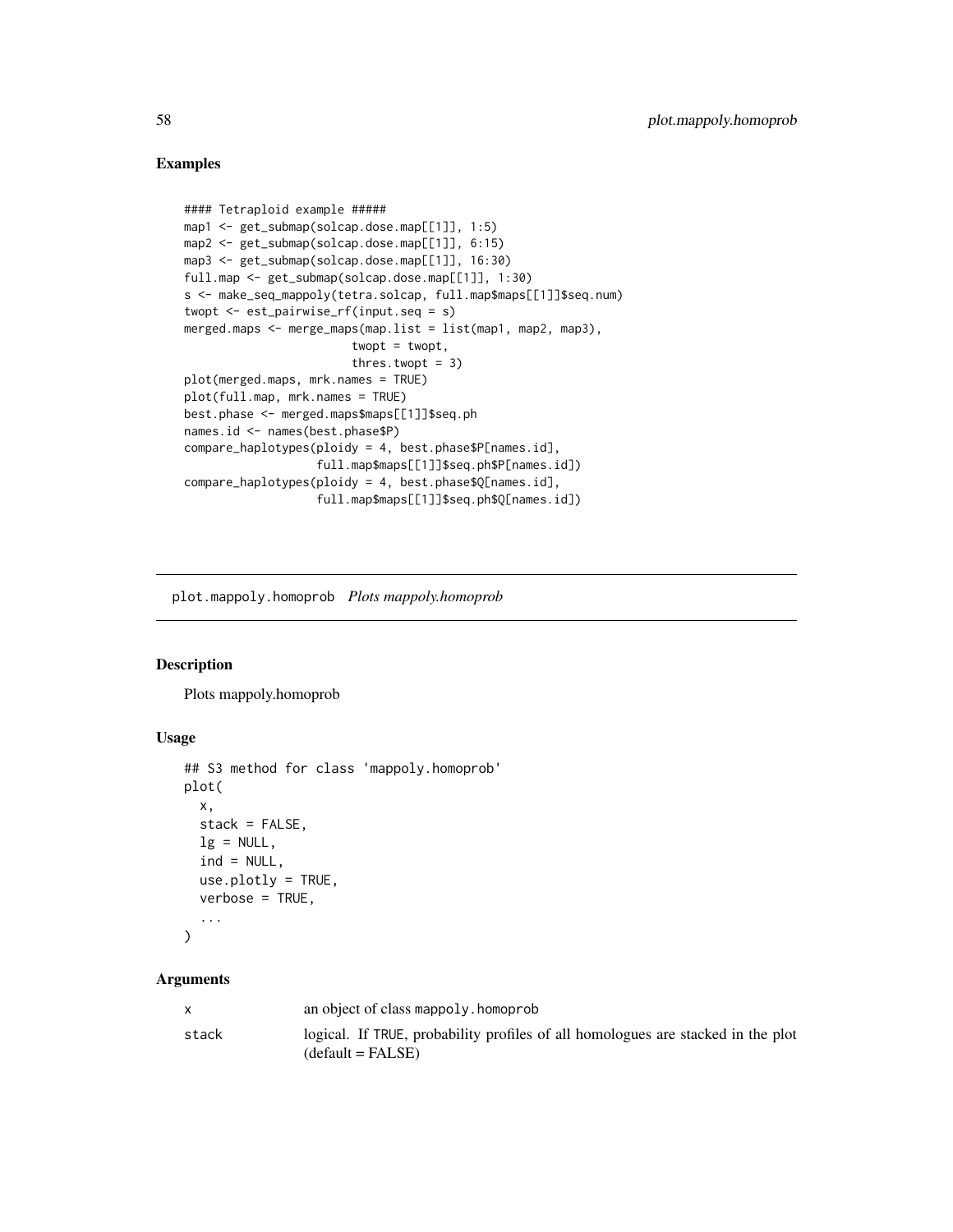## Examples

```
#### Tetraploid example #####
map1 <- get_submap(solcap.dose.map[[1]], 1:5)
map2 <- get_submap(solcap.dose.map[[1]], 6:15)
map3 <- get_submap(solcap.dose.map[[1]], 16:30)
full.map <- get_submap(solcap.dose.map[[1]], 1:30)
s <- make_seq_mappoly(tetra.solcap, full.map$maps[[1]]$seq.num)
twopt <- est_pairwise_rf(input.seq = s)
merged.maps <- merge_maps(map.list = list(map1, map2, map3),
                          twopt = twopt,
                          thres.twopt = 3)
plot(merged.maps, mrk.names = TRUE)
plot(full.map, mrk.names = TRUE)
best.phase <- merged.maps$maps[[1]]$seq.ph
names.id <- names(best.phase$P)
compare_haplotypes(ploidy = 4, best.phase$P[names.id],
                   full.map$maps[[1]]$seq.ph$P[names.id])
compare_haplotypes(ploidy = 4, best.phase$Q[names.id],
                   full.map$maps[[1]]$seq.ph$Q[names.id])
```

---

# plot.mappoly.homoprob    *Plots mappoly.homoprob*

## Description

Plots mappoly.homoprob

## Usage

```
## S3 method for class 'mappoly.homoprob'
plot(
  x,
  stack = FALSE,
  lg = NULL,
  ind = NULL,
  use.plotly = TRUE,
  verbose = TRUE,
  ...
)
```

## Arguments

| | |
|---|---|
| x | an object of class mappoly.homoprob |
| stack | logical. If TRUE, probability profiles of all homologues are stacked in the plot (default = FALSE) |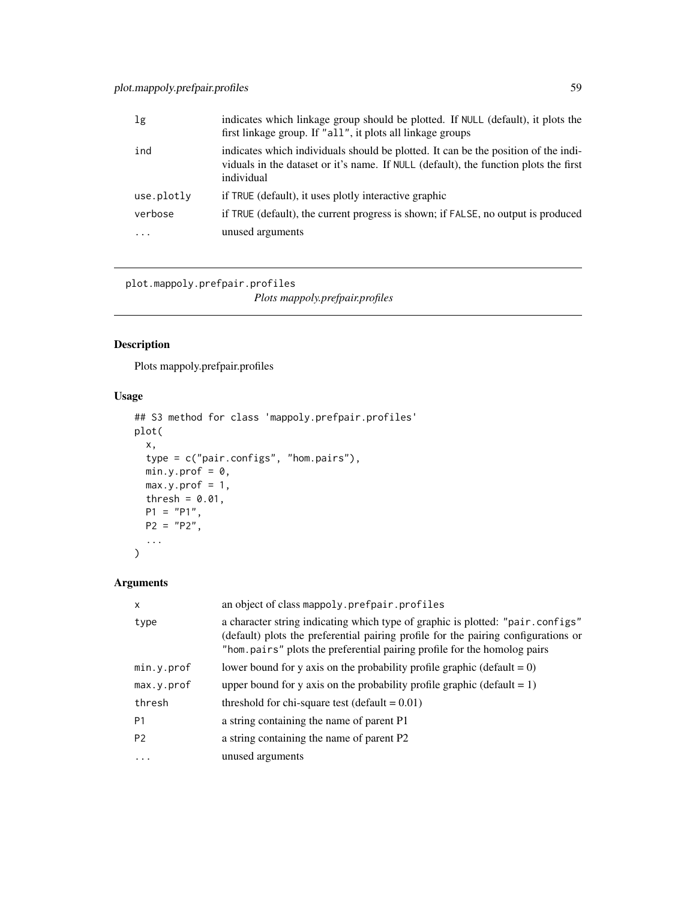| | |
|---|---|
| lg | indicates which linkage group should be plotted. If NULL (default), it plots the first linkage group. If "all", it plots all linkage groups |
| ind | indicates which individuals should be plotted. It can be the position of the individuals in the dataset or it's name. If NULL (default), the function plots the first individual |
| use.plotly | if TRUE (default), it uses plotly interactive graphic |
| verbose | if TRUE (default), the current progress is shown; if FALSE, no output is produced |
| ... | unused arguments |

---

## plot.mappoly.prefpair.profiles

*Plots mappoly.prefpair.profiles*

### Description

Plots mappoly.prefpair.profiles

### Usage

```
## S3 method for class 'mappoly.prefpair.profiles'
plot(
  x,
  type = c("pair.configs", "hom.pairs"),
  min.y.prof = 0,
  max.y.prof = 1,
  thresh = 0.01,
  P1 = "P1",
  P2 = "P2",
  ...
)
```

### Arguments

| | |
|---|---|
| x | an object of class mappoly.prefpair.profiles |
| type | a character string indicating which type of graphic is plotted: "pair.configs" (default) plots the preferential pairing profile for the pairing configurations or "hom.pairs" plots the preferential pairing profile for the homolog pairs |
| min.y.prof | lower bound for y axis on the probability profile graphic (default = 0) |
| max.y.prof | upper bound for y axis on the probability profile graphic (default = 1) |
| thresh | threshold for chi-square test (default = 0.01) |
| P1 | a string containing the name of parent P1 |
| P2 | a string containing the name of parent P2 |
| ... | unused arguments |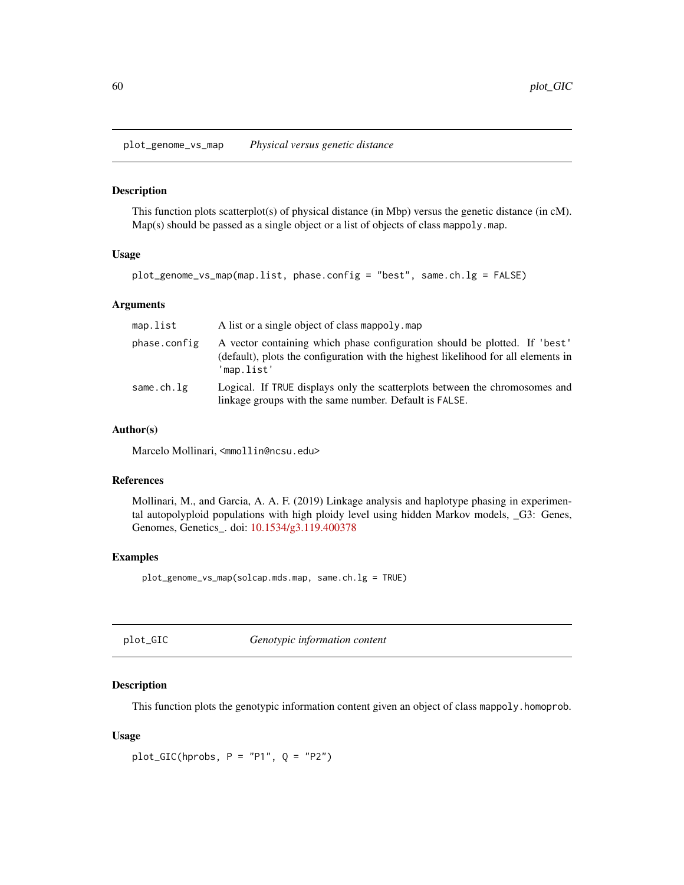## plot_genome_vs_map — *Physical versus genetic distance*

### Description

This function plots scatterplot(s) of physical distance (in Mbp) versus the genetic distance (in cM). Map(s) should be passed as a single object or a list of objects of class `mappoly.map`.

### Usage

```
plot_genome_vs_map(map.list, phase.config = "best", same.ch.lg = FALSE)
```

### Arguments

| | |
|---|---|
| `map.list` | A list or a single object of class `mappoly.map` |
| `phase.config` | A vector containing which phase configuration should be plotted. If `'best'` (default), plots the configuration with the highest likelihood for all elements in `'map.list'` |
| `same.ch.lg` | Logical. If `TRUE` displays only the scatterplots between the chromosomes and linkage groups with the same number. Default is `FALSE`. |

### Author(s)

Marcelo Mollinari, <mmollin@ncsu.edu>

### References

Mollinari, M., and Garcia, A. A. F. (2019) Linkage analysis and haplotype phasing in experimental autopolyploid populations with high ploidy level using hidden Markov models, _G3: Genes, Genomes, Genetics_. doi: 10.1534/g3.119.400378

### Examples

```
plot_genome_vs_map(solcap.mds.map, same.ch.lg = TRUE)
```

## plot_GIC — *Genotypic information content*

### Description

This function plots the genotypic information content given an object of class `mappoly.homoprob`.

### Usage

```
plot_GIC(hprobs, P = "P1", Q = "P2")
```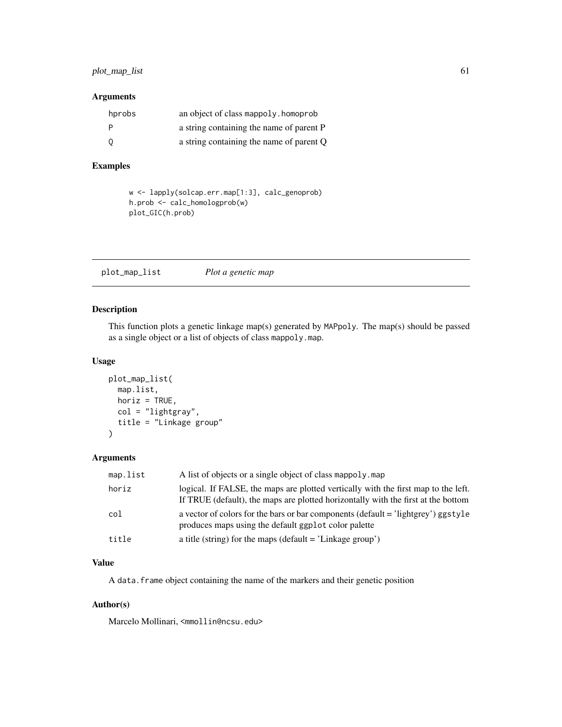### Arguments

| | |
|---|---|
| hprobs | an object of class mappoly.homoprob |
| P | a string containing the name of parent P |
| Q | a string containing the name of parent Q |

### Examples

```
w <- lapply(solcap.err.map[1:3], calc_genoprob)
h.prob <- calc_homologprob(w)
plot_GIC(h.prob)
```

---

## plot_map_list *Plot a genetic map*

### Description

This function plots a genetic linkage map(s) generated by MAPpoly. The map(s) should be passed as a single object or a list of objects of class mappoly.map.

### Usage

```
plot_map_list(
  map.list,
  horiz = TRUE,
  col = "lightgray",
  title = "Linkage group"
)
```

### Arguments

| | |
|---|---|
| map.list | A list of objects or a single object of class mappoly.map |
| horiz | logical. If FALSE, the maps are plotted vertically with the first map to the left. If TRUE (default), the maps are plotted horizontally with the first at the bottom |
| col | a vector of colors for the bars or bar components (default = 'lightgrey') ggstyle produces maps using the default ggplot color palette |
| title | a title (string) for the maps (default = 'Linkage group') |

### Value

A data.frame object containing the name of the markers and their genetic position

### Author(s)

Marcelo Mollinari, <mmollin@ncsu.edu>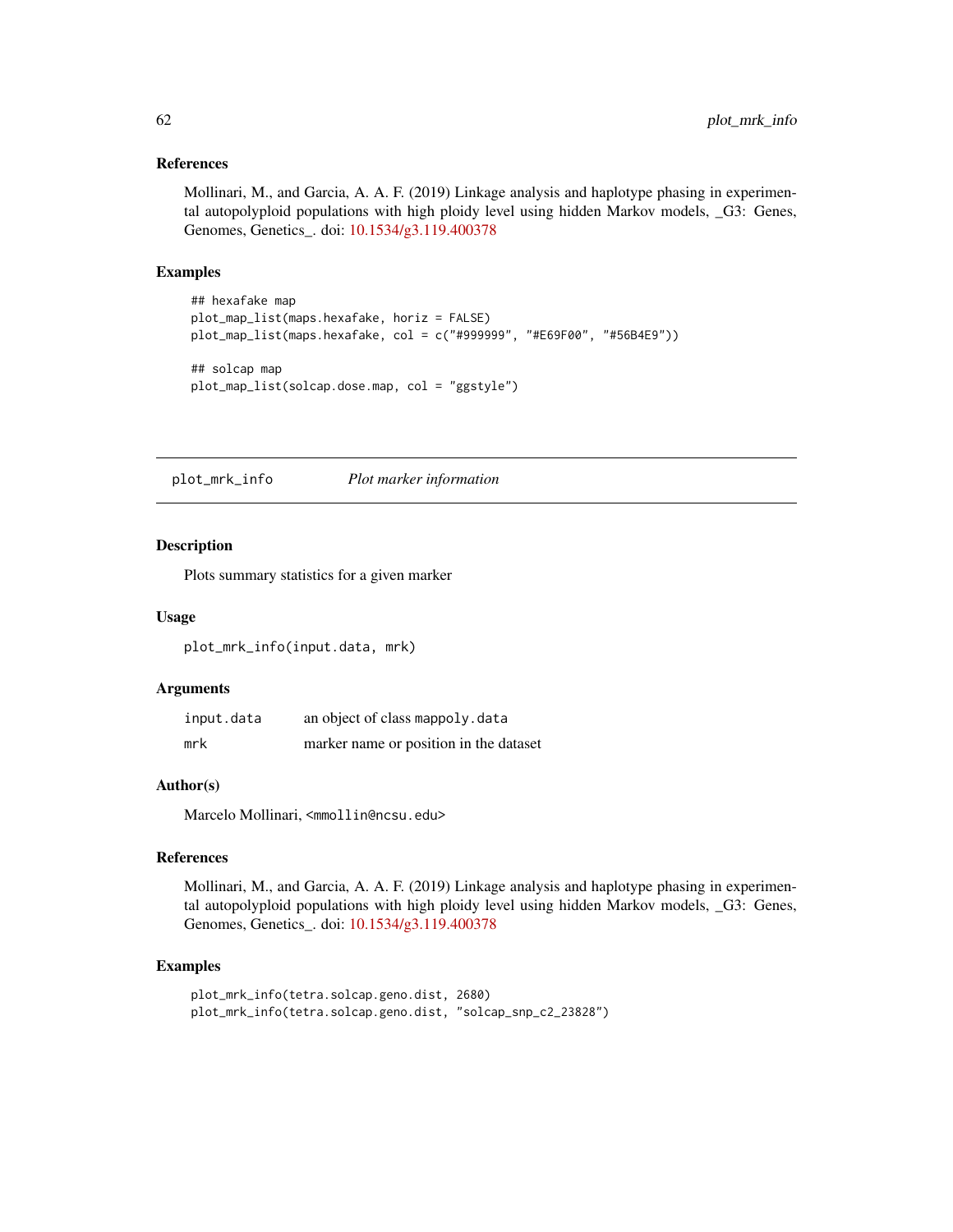### References

Mollinari, M., and Garcia, A. A. F. (2019) Linkage analysis and haplotype phasing in experimental autopolyploid populations with high ploidy level using hidden Markov models, _G3: Genes, Genomes, Genetics_. doi: 10.1534/g3.119.400378

### Examples

```
## hexafake map
plot_map_list(maps.hexafake, horiz = FALSE)
plot_map_list(maps.hexafake, col = c("#999999", "#E69F00", "#56B4E9"))

## solcap map
plot_map_list(solcap.dose.map, col = "ggstyle")
```

---

## plot_mrk_info *Plot marker information*

---

### Description

Plots summary statistics for a given marker

### Usage

```
plot_mrk_info(input.data, mrk)
```

### Arguments

| | |
|---|---|
| input.data | an object of class mappoly.data |
| mrk | marker name or position in the dataset |

### Author(s)

Marcelo Mollinari, <mmollin@ncsu.edu>

### References

Mollinari, M., and Garcia, A. A. F. (2019) Linkage analysis and haplotype phasing in experimental autopolyploid populations with high ploidy level using hidden Markov models, _G3: Genes, Genomes, Genetics_. doi: 10.1534/g3.119.400378

### Examples

```
plot_mrk_info(tetra.solcap.geno.dist, 2680)
plot_mrk_info(tetra.solcap.geno.dist, "solcap_snp_c2_23828")
```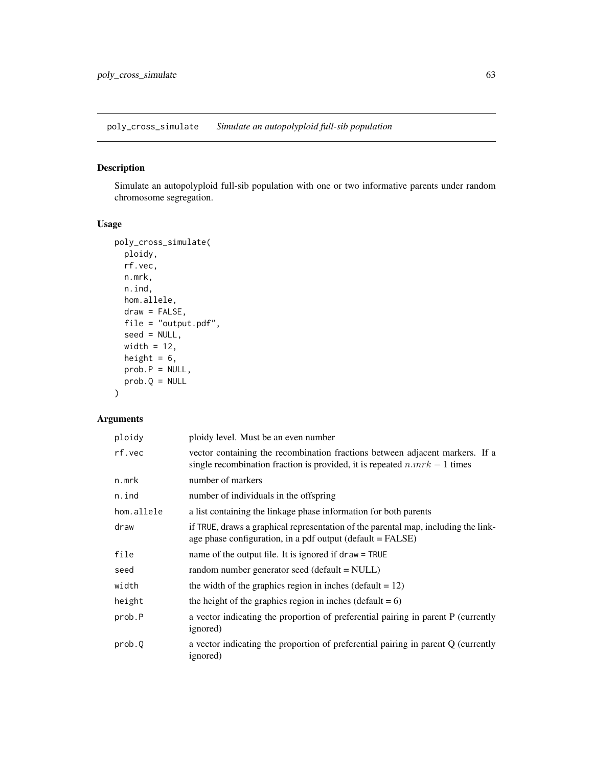poly_cross_simulate *Simulate an autopolyploid full-sib population*

## Description

Simulate an autopolyploid full-sib population with one or two informative parents under random chromosome segregation.

## Usage

```
poly_cross_simulate(
  ploidy,
  rf.vec,
  n.mrk,
  n.ind,
  hom.allele,
  draw = FALSE,
  file = "output.pdf",
  seed = NULL,
  width = 12,
  height = 6,
  prob.P = NULL,
  prob.Q = NULL
)
```

## Arguments

| Argument | Description |
|---|---|
| ploidy | ploidy level. Must be an even number |
| rf.vec | vector containing the recombination fractions between adjacent markers. If a single recombination fraction is provided, it is repeated $n.mrk - 1$ times |
| n.mrk | number of markers |
| n.ind | number of individuals in the offspring |
| hom.allele | a list containing the linkage phase information for both parents |
| draw | if TRUE, draws a graphical representation of the parental map, including the linkage phase configuration, in a pdf output (default = FALSE) |
| file | name of the output file. It is ignored if draw = TRUE |
| seed | random number generator seed (default = NULL) |
| width | the width of the graphics region in inches (default = 12) |
| height | the height of the graphics region in inches (default = 6) |
| prob.P | a vector indicating the proportion of preferential pairing in parent P (currently ignored) |
| prob.Q | a vector indicating the proportion of preferential pairing in parent Q (currently ignored) |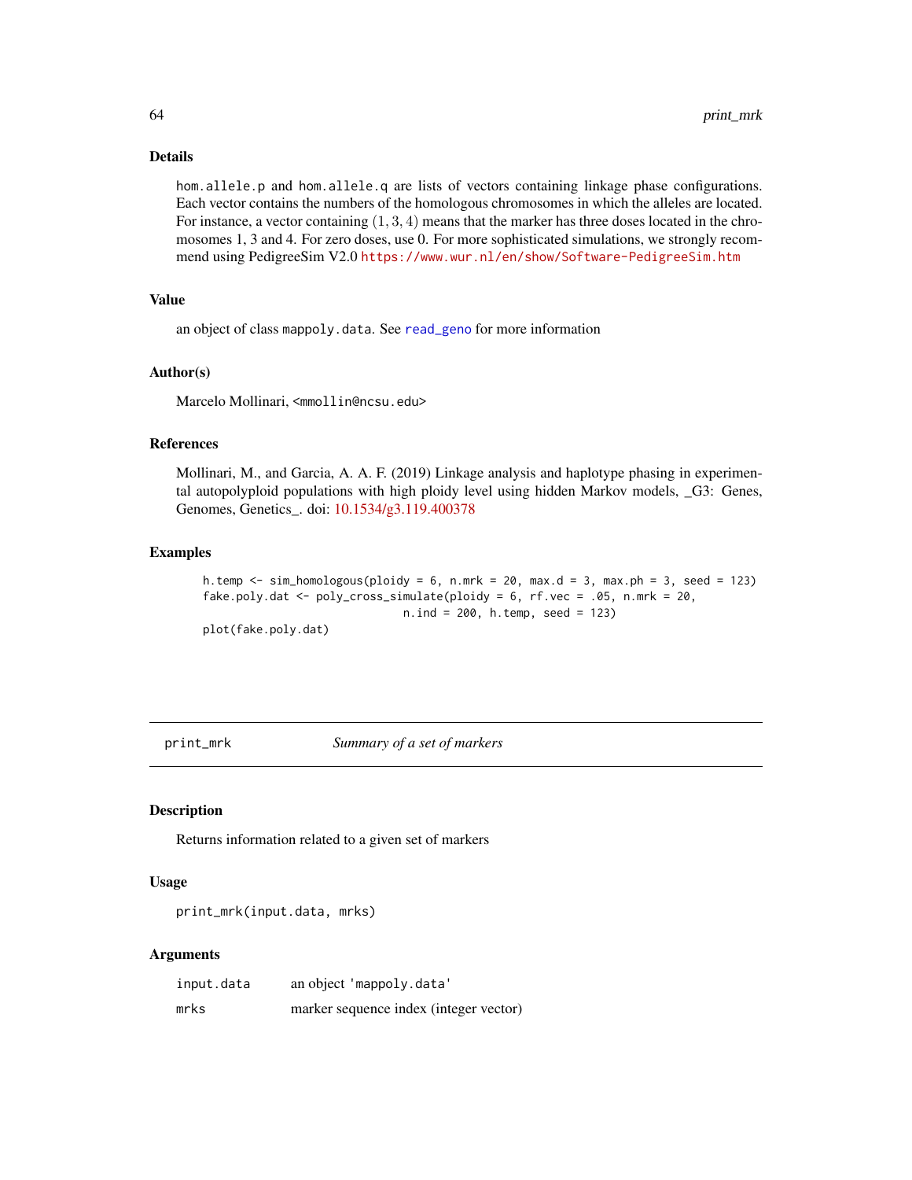### Details

hom.allele.p and hom.allele.q are lists of vectors containing linkage phase configurations. Each vector contains the numbers of the homologous chromosomes in which the alleles are located. For instance, a vector containing $(1, 3, 4)$ means that the marker has three doses located in the chromosomes 1, 3 and 4. For zero doses, use 0. For more sophisticated simulations, we strongly recommend using PedigreeSim V2.0 https://www.wur.nl/en/show/Software-PedigreeSim.htm

### Value

an object of class mappoly.data. See read_geno for more information

### Author(s)

Marcelo Mollinari, <mmollin@ncsu.edu>

### References

Mollinari, M., and Garcia, A. A. F. (2019) Linkage analysis and haplotype phasing in experimental autopolyploid populations with high ploidy level using hidden Markov models, _G3: Genes, Genomes, Genetics_. doi: 10.1534/g3.119.400378

### Examples

```
h.temp <- sim_homologous(ploidy = 6, n.mrk = 20, max.d = 3, max.ph = 3, seed = 123)
fake.poly.dat <- poly_cross_simulate(ploidy = 6, rf.vec = .05, n.mrk = 20,
                              n.ind = 200, h.temp, seed = 123)
plot(fake.poly.dat)
```

---

## print_mrk — *Summary of a set of markers*

### Description

Returns information related to a given set of markers

### Usage

```
print_mrk(input.data, mrks)
```

### Arguments

| | |
|---|---|
| input.data | an object 'mappoly.data' |
| mrks | marker sequence index (integer vector) |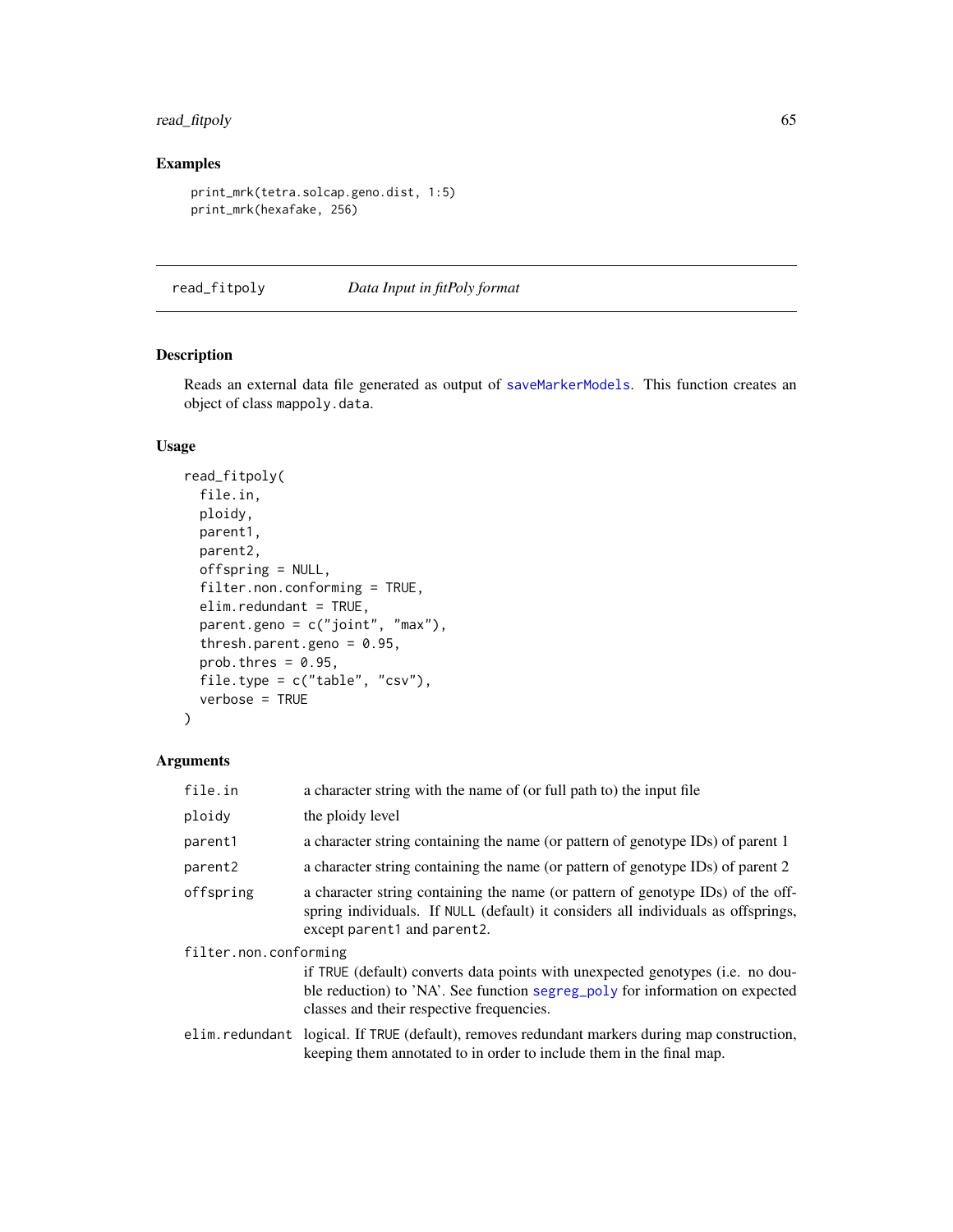## Examples

```
print_mrk(tetra.solcap.geno.dist, 1:5)
print_mrk(hexafake, 256)
```

---

# read_fitpoly *Data Input in fitPoly format*

## Description

Reads an external data file generated as output of saveMarkerModels. This function creates an object of class mappoly.data.

## Usage

```
read_fitpoly(
  file.in,
  ploidy,
  parent1,
  parent2,
  offspring = NULL,
  filter.non.conforming = TRUE,
  elim.redundant = TRUE,
  parent.geno = c("joint", "max"),
  thresh.parent.geno = 0.95,
  prob.thres = 0.95,
  file.type = c("table", "csv"),
  verbose = TRUE
)
```

## Arguments

| Argument | Description |
| --- | --- |
| file.in | a character string with the name of (or full path to) the input file |
| ploidy | the ploidy level |
| parent1 | a character string containing the name (or pattern of genotype IDs) of parent 1 |
| parent2 | a character string containing the name (or pattern of genotype IDs) of parent 2 |
| offspring | a character string containing the name (or pattern of genotype IDs) of the offspring individuals. If NULL (default) it considers all individuals as offsprings, except parent1 and parent2. |
| filter.non.conforming | if TRUE (default) converts data points with unexpected genotypes (i.e. no double reduction) to 'NA'. See function segreg_poly for information on expected classes and their respective frequencies. |
| elim.redundant | logical. If TRUE (default), removes redundant markers during map construction, keeping them annotated to in order to include them in the final map. |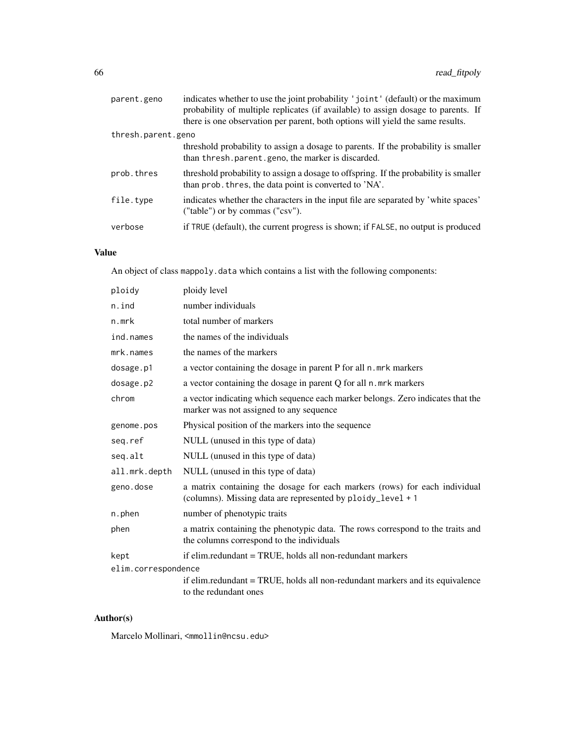| | |
|---|---|
| `parent.geno` | indicates whether to use the joint probability `'joint'` (default) or the maximum probability of multiple replicates (if available) to assign dosage to parents. If there is one observation per parent, both options will yield the same results. |
| `thresh.parent.geno` | threshold probability to assign a dosage to parents. If the probability is smaller than `thresh.parent.geno`, the marker is discarded. |
| `prob.thres` | threshold probability to assign a dosage to offspring. If the probability is smaller than `prob.thres`, the data point is converted to 'NA'. |
| `file.type` | indicates whether the characters in the input file are separated by 'white spaces' ("table") or by commas ("csv"). |
| `verbose` | if `TRUE` (default), the current progress is shown; if `FALSE`, no output is produced |

## Value

An object of class `mappoly.data` which contains a list with the following components:

| | |
|---|---|
| `ploidy` | ploidy level |
| `n.ind` | number individuals |
| `n.mrk` | total number of markers |
| `ind.names` | the names of the individuals |
| `mrk.names` | the names of the markers |
| `dosage.p1` | a vector containing the dosage in parent P for all `n.mrk` markers |
| `dosage.p2` | a vector containing the dosage in parent Q for all `n.mrk` markers |
| `chrom` | a vector indicating which sequence each marker belongs. Zero indicates that the marker was not assigned to any sequence |
| `genome.pos` | Physical position of the markers into the sequence |
| `seq.ref` | NULL (unused in this type of data) |
| `seq.alt` | NULL (unused in this type of data) |
| `all.mrk.depth` | NULL (unused in this type of data) |
| `geno.dose` | a matrix containing the dosage for each markers (rows) for each individual (columns). Missing data are represented by `ploidy_level + 1` |
| `n.phen` | number of phenotypic traits |
| `phen` | a matrix containing the phenotypic data. The rows correspond to the traits and the columns correspond to the individuals |
| `kept` | if elim.redundant = TRUE, holds all non-redundant markers |
| `elim.correspondence` | if elim.redundant = TRUE, holds all non-redundant markers and its equivalence to the redundant ones |

## Author(s)

Marcelo Mollinari, `<mmollin@ncsu.edu>`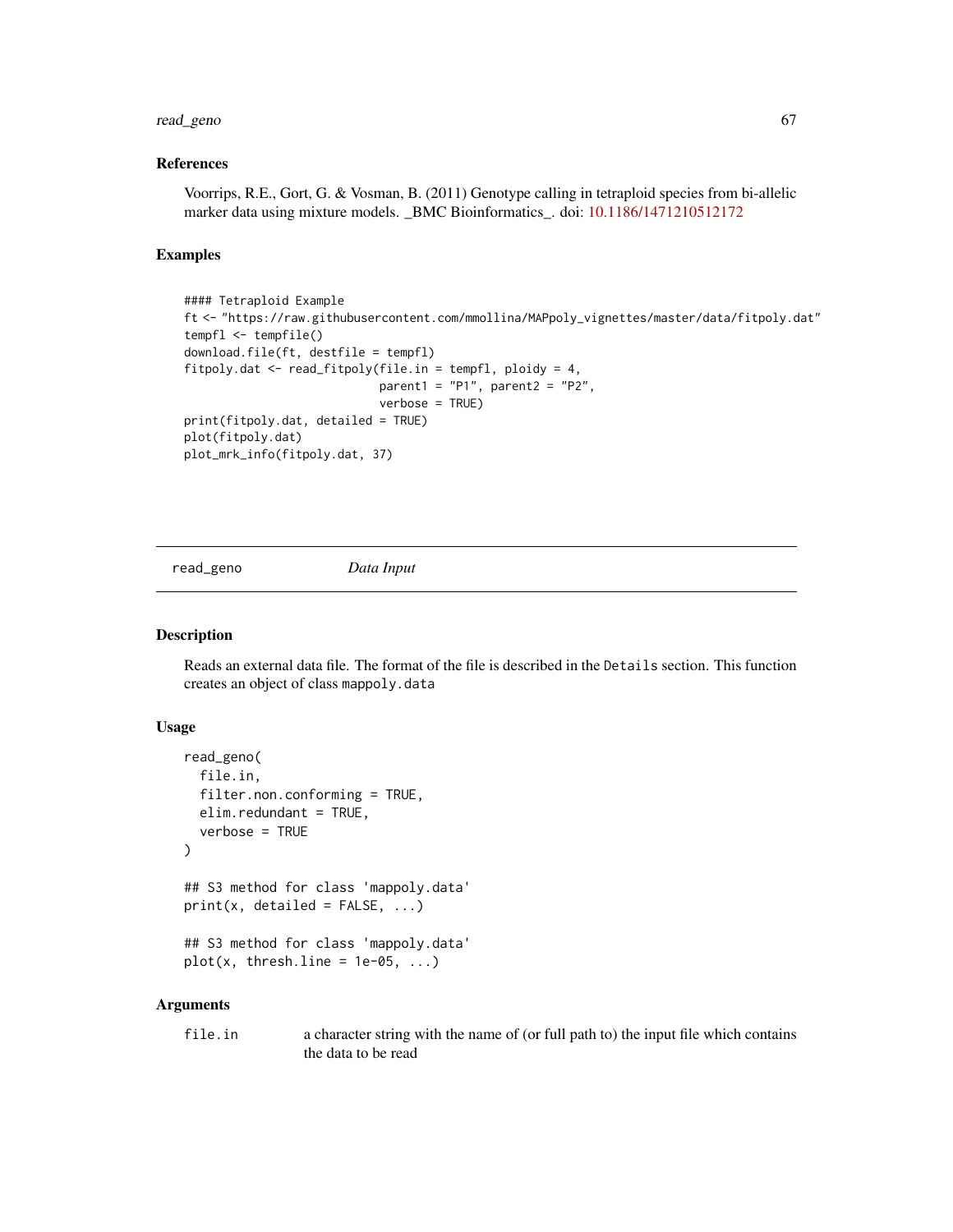## References

Voorrips, R.E., Gort, G. & Vosman, B. (2011) Genotype calling in tetraploid species from bi-allelic marker data using mixture models. _BMC Bioinformatics_. doi: 10.1186/1471210512172

## Examples

```
#### Tetraploid Example
ft <- "https://raw.githubusercontent.com/mmollina/MAPpoly_vignettes/master/data/fitpoly.dat"
tempfl <- tempfile()
download.file(ft, destfile = tempfl)
fitpoly.dat <- read_fitpoly(file.in = tempfl, ploidy = 4,
                            parent1 = "P1", parent2 = "P2",
                            verbose = TRUE)
print(fitpoly.dat, detailed = TRUE)
plot(fitpoly.dat)
plot_mrk_info(fitpoly.dat, 37)
```

---

# read_geno *Data Input*

## Description

Reads an external data file. The format of the file is described in the `Details` section. This function creates an object of class `mappoly.data`

## Usage

```
read_geno(
  file.in,
  filter.non.conforming = TRUE,
  elim.redundant = TRUE,
  verbose = TRUE
)

## S3 method for class 'mappoly.data'
print(x, detailed = FALSE, ...)

## S3 method for class 'mappoly.data'
plot(x, thresh.line = 1e-05, ...)
```

## Arguments

| | |
|---|---|
| `file.in` | a character string with the name of (or full path to) the input file which contains the data to be read |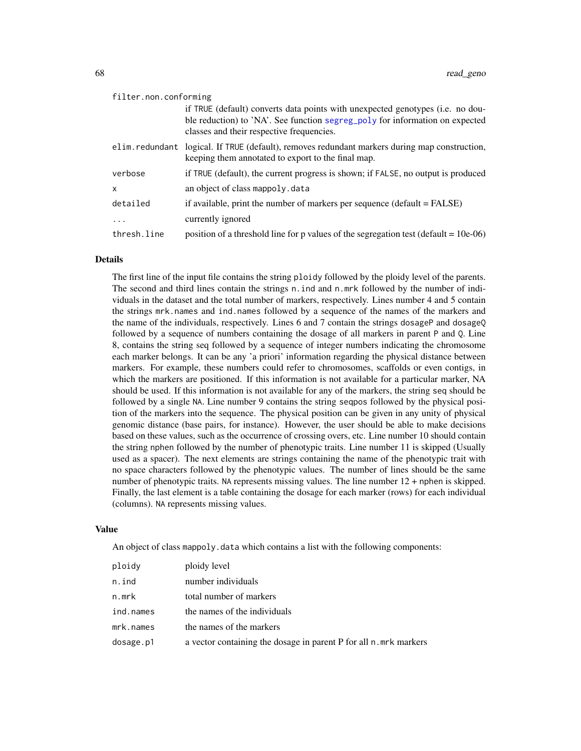| | |
|---|---|
| filter.non.conforming | if TRUE (default) converts data points with unexpected genotypes (i.e. no double reduction) to 'NA'. See function segreg_poly for information on expected classes and their respective frequencies. |
| elim.redundant | logical. If TRUE (default), removes redundant markers during map construction, keeping them annotated to export to the final map. |
| verbose | if TRUE (default), the current progress is shown; if FALSE, no output is produced |
| x | an object of class mappoly.data |
| detailed | if available, print the number of markers per sequence (default = FALSE) |
| ... | currently ignored |
| thresh.line | position of a threshold line for p values of the segregation test (default = 10e-06) |

## Details

The first line of the input file contains the string ploidy followed by the ploidy level of the parents. The second and third lines contain the strings n.ind and n.mrk followed by the number of individuals in the dataset and the total number of markers, respectively. Lines number 4 and 5 contain the strings mrk.names and ind.names followed by a sequence of the names of the markers and the name of the individuals, respectively. Lines 6 and 7 contain the strings dosageP and dosageQ followed by a sequence of numbers containing the dosage of all markers in parent P and Q. Line 8, contains the string seq followed by a sequence of integer numbers indicating the chromosome each marker belongs. It can be any 'a priori' information regarding the physical distance between markers. For example, these numbers could refer to chromosomes, scaffolds or even contigs, in which the markers are positioned. If this information is not available for a particular marker, NA should be used. If this information is not available for any of the markers, the string seq should be followed by a single NA. Line number 9 contains the string seqpos followed by the physical position of the markers into the sequence. The physical position can be given in any unity of physical genomic distance (base pairs, for instance). However, the user should be able to make decisions based on these values, such as the occurrence of crossing overs, etc. Line number 10 should contain the string nphen followed by the number of phenotypic traits. Line number 11 is skipped (Usually used as a spacer). The next elements are strings containing the name of the phenotypic trait with no space characters followed by the phenotypic values. The number of lines should be the same number of phenotypic traits. NA represents missing values. The line number 12 + nphen is skipped. Finally, the last element is a table containing the dosage for each marker (rows) for each individual (columns). NA represents missing values.

## Value

An object of class mappoly.data which contains a list with the following components:

| | |
|---|---|
| ploidy | ploidy level |
| n.ind | number individuals |
| n.mrk | total number of markers |
| ind.names | the names of the individuals |
| mrk.names | the names of the markers |
| dosage.p1 | a vector containing the dosage in parent P for all n.mrk markers |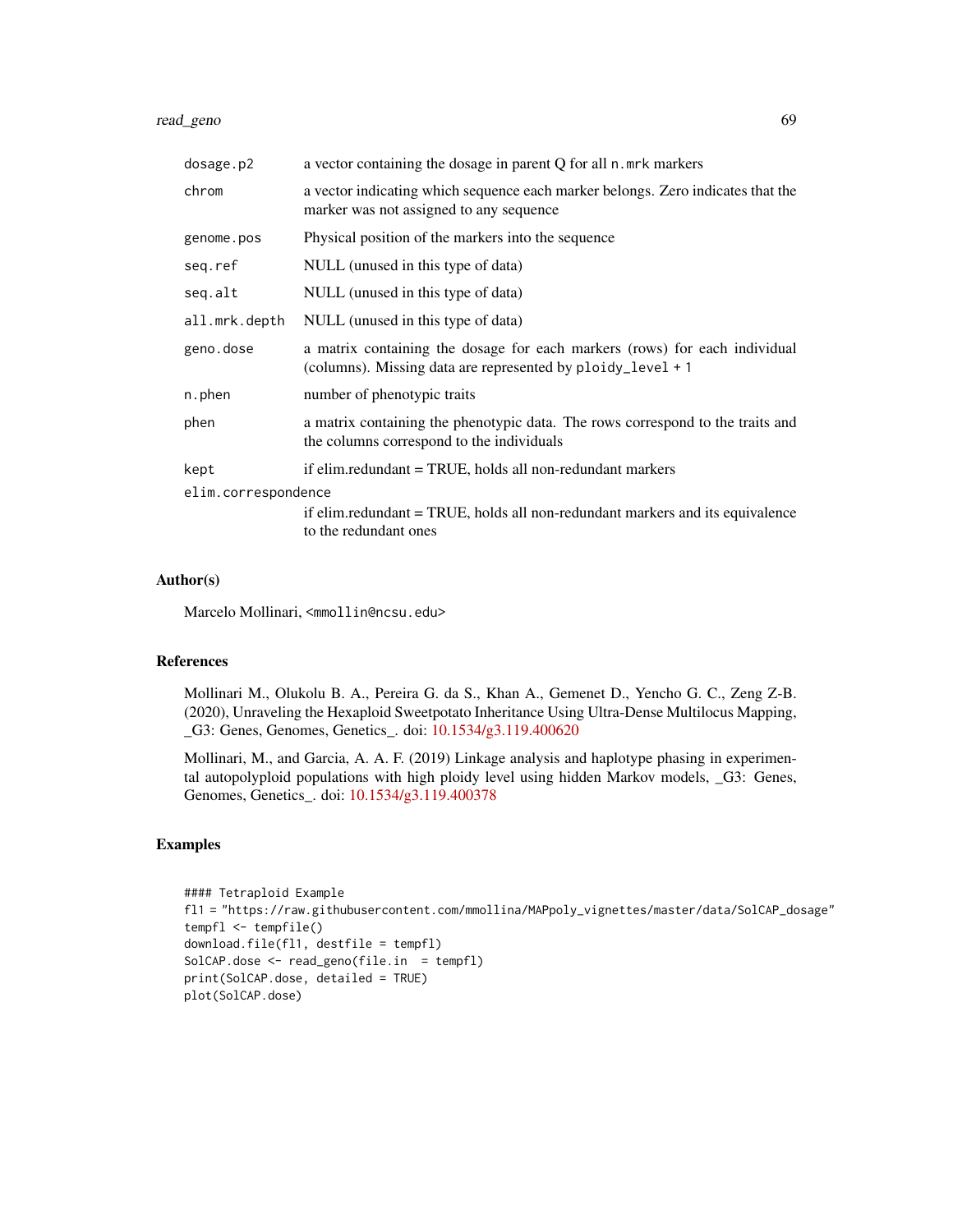| | |
|---|---|
| `dosage.p2` | a vector containing the dosage in parent Q for all `n.mrk` markers |
| `chrom` | a vector indicating which sequence each marker belongs. Zero indicates that the marker was not assigned to any sequence |
| `genome.pos` | Physical position of the markers into the sequence |
| `seq.ref` | NULL (unused in this type of data) |
| `seq.alt` | NULL (unused in this type of data) |
| `all.mrk.depth` | NULL (unused in this type of data) |
| `geno.dose` | a matrix containing the dosage for each markers (rows) for each individual (columns). Missing data are represented by `ploidy_level + 1` |
| `n.phen` | number of phenotypic traits |
| `phen` | a matrix containing the phenotypic data. The rows correspond to the traits and the columns correspond to the individuals |
| `kept` | if elim.redundant = TRUE, holds all non-redundant markers |
| `elim.correspondence` | if elim.redundant = TRUE, holds all non-redundant markers and its equivalence to the redundant ones |

## Author(s)

Marcelo Mollinari, <mmollin@ncsu.edu>

## References

Mollinari M., Olukolu B. A., Pereira G. da S., Khan A., Gemenet D., Yencho G. C., Zeng Z-B. (2020), Unraveling the Hexaploid Sweetpotato Inheritance Using Ultra-Dense Multilocus Mapping, _G3: Genes, Genomes, Genetics_. doi: 10.1534/g3.119.400620

Mollinari, M., and Garcia, A. A. F. (2019) Linkage analysis and haplotype phasing in experimental autopolyploid populations with high ploidy level using hidden Markov models, _G3: Genes, Genomes, Genetics_. doi: 10.1534/g3.119.400378

## Examples

```
#### Tetraploid Example
fl1 = "https://raw.githubusercontent.com/mmollina/MAPpoly_vignettes/master/data/SolCAP_dosage"
tempfl <- tempfile()
download.file(fl1, destfile = tempfl)
SolCAP.dose <- read_geno(file.in  = tempfl)
print(SolCAP.dose, detailed = TRUE)
plot(SolCAP.dose)
```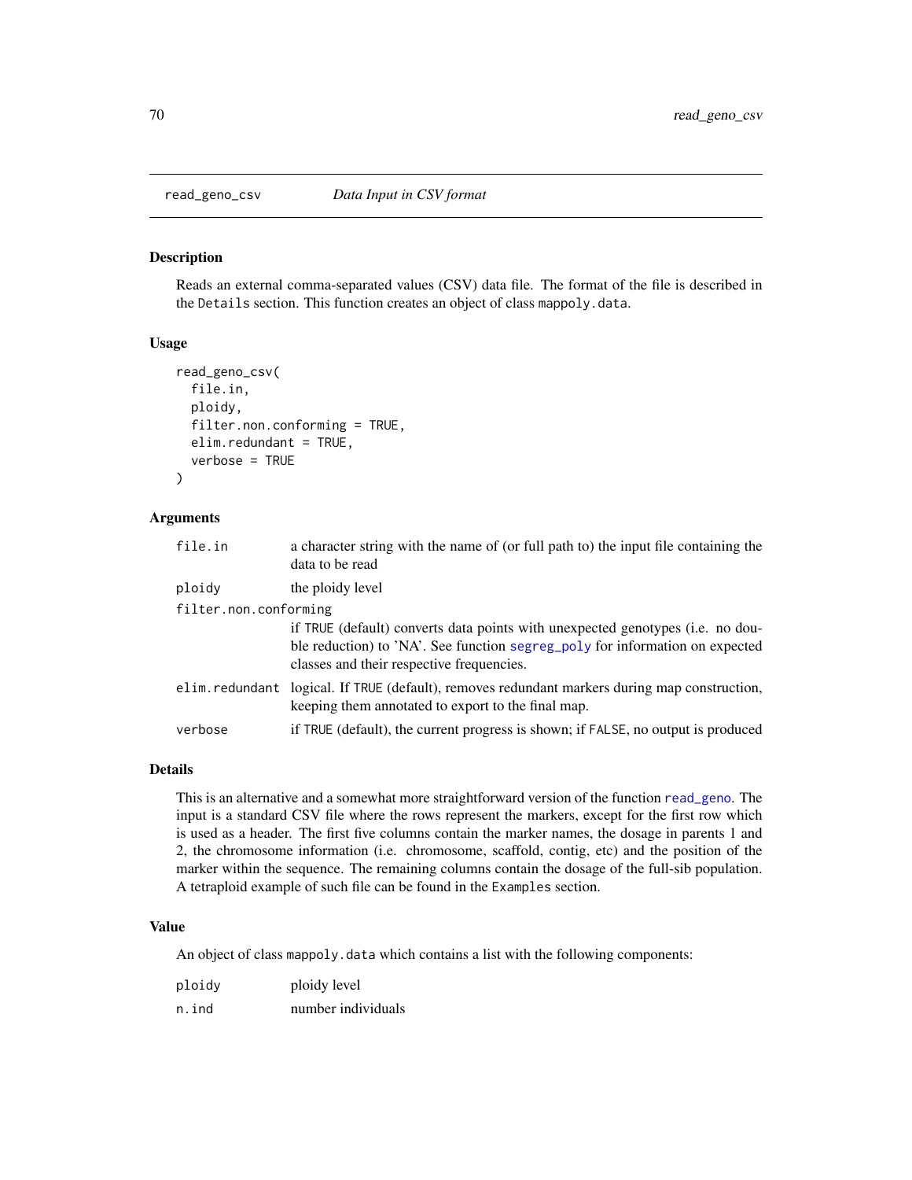## read_geno_csv *Data Input in CSV format*

### Description

Reads an external comma-separated values (CSV) data file. The format of the file is described in the `Details` section. This function creates an object of class `mappoly.data`.

### Usage

```
read_geno_csv(
  file.in,
  ploidy,
  filter.non.conforming = TRUE,
  elim.redundant = TRUE,
  verbose = TRUE
)
```

### Arguments

| | |
|---|---|
| `file.in` | a character string with the name of (or full path to) the input file containing the data to be read |
| `ploidy` | the ploidy level |
| `filter.non.conforming` | if `TRUE` (default) converts data points with unexpected genotypes (i.e. no double reduction) to 'NA'. See function `segreg_poly` for information on expected classes and their respective frequencies. |
| `elim.redundant` | logical. If `TRUE` (default), removes redundant markers during map construction, keeping them annotated to export to the final map. |
| `verbose` | if `TRUE` (default), the current progress is shown; if `FALSE`, no output is produced |

### Details

This is an alternative and a somewhat more straightforward version of the function `read_geno`. The input is a standard CSV file where the rows represent the markers, except for the first row which is used as a header. The first five columns contain the marker names, the dosage in parents 1 and 2, the chromosome information (i.e. chromosome, scaffold, contig, etc) and the position of the marker within the sequence. The remaining columns contain the dosage of the full-sib population. A tetraploid example of such file can be found in the `Examples` section.

### Value

An object of class `mappoly.data` which contains a list with the following components:

| | |
|---|---|
| `ploidy` | ploidy level |
| `n.ind` | number individuals |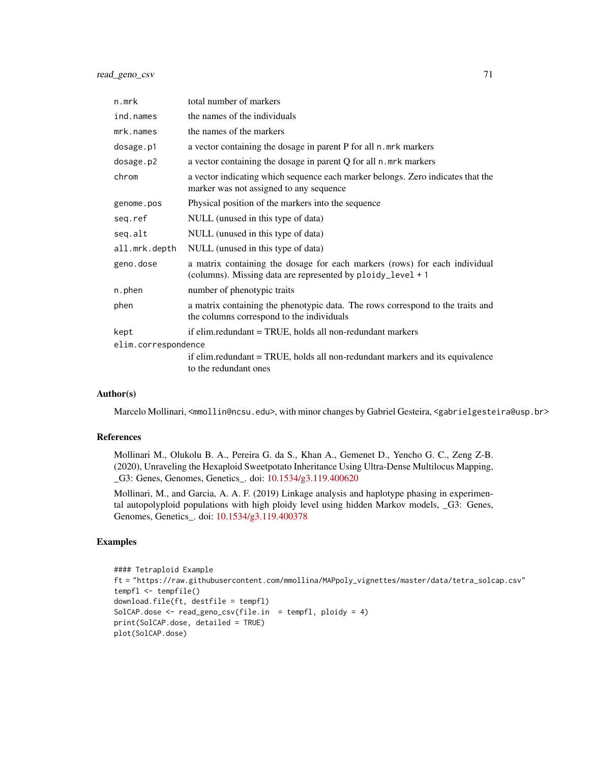| | |
|---|---|
| `n.mrk` | total number of markers |
| `ind.names` | the names of the individuals |
| `mrk.names` | the names of the markers |
| `dosage.p1` | a vector containing the dosage in parent P for all `n.mrk` markers |
| `dosage.p2` | a vector containing the dosage in parent Q for all `n.mrk` markers |
| `chrom` | a vector indicating which sequence each marker belongs. Zero indicates that the marker was not assigned to any sequence |
| `genome.pos` | Physical position of the markers into the sequence |
| `seq.ref` | NULL (unused in this type of data) |
| `seq.alt` | NULL (unused in this type of data) |
| `all.mrk.depth` | NULL (unused in this type of data) |
| `geno.dose` | a matrix containing the dosage for each markers (rows) for each individual (columns). Missing data are represented by `ploidy_level + 1` |
| `n.phen` | number of phenotypic traits |
| `phen` | a matrix containing the phenotypic data. The rows correspond to the traits and the columns correspond to the individuals |
| `kept` | if elim.redundant = TRUE, holds all non-redundant markers |
| `elim.correspondence` | if elim.redundant = TRUE, holds all non-redundant markers and its equivalence to the redundant ones |

### Author(s)

Marcelo Mollinari, <mmollin@ncsu.edu>, with minor changes by Gabriel Gesteira, <gabrielgesteira@usp.br>

### References

Mollinari M., Olukolu B. A., Pereira G. da S., Khan A., Gemenet D., Yencho G. C., Zeng Z-B. (2020), Unraveling the Hexaploid Sweetpotato Inheritance Using Ultra-Dense Multilocus Mapping, _G3: Genes, Genomes, Genetics_. doi: 10.1534/g3.119.400620

Mollinari, M., and Garcia, A. A. F. (2019) Linkage analysis and haplotype phasing in experimental autopolyploid populations with high ploidy level using hidden Markov models, _G3: Genes, Genomes, Genetics_. doi: 10.1534/g3.119.400378

### Examples

```
#### Tetraploid Example
ft = "https://raw.githubusercontent.com/mmollina/MAPpoly_vignettes/master/data/tetra_solcap.csv"
tempfl <- tempfile()
download.file(ft, destfile = tempfl)
SolCAP.dose <- read_geno_csv(file.in  = tempfl, ploidy = 4)
print(SolCAP.dose, detailed = TRUE)
plot(SolCAP.dose)
```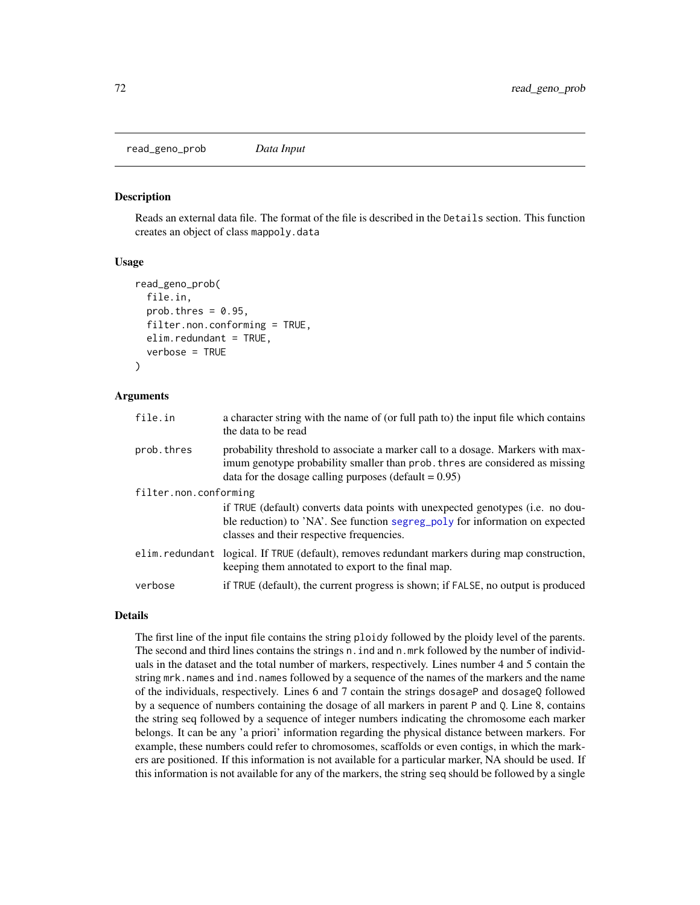## read_geno_prob *Data Input*

### Description

Reads an external data file. The format of the file is described in the Details section. This function creates an object of class mappoly.data

### Usage

```
read_geno_prob(
  file.in,
  prob.thres = 0.95,
  filter.non.conforming = TRUE,
  elim.redundant = TRUE,
  verbose = TRUE
)
```

### Arguments

| | |
|---|---|
| file.in | a character string with the name of (or full path to) the input file which contains the data to be read |
| prob.thres | probability threshold to associate a marker call to a dosage. Markers with maximum genotype probability smaller than prob.thres are considered as missing data for the dosage calling purposes (default = 0.95) |
| filter.non.conforming | if TRUE (default) converts data points with unexpected genotypes (i.e. no double reduction) to 'NA'. See function segreg_poly for information on expected classes and their respective frequencies. |
| elim.redundant | logical. If TRUE (default), removes redundant markers during map construction, keeping them annotated to export to the final map. |
| verbose | if TRUE (default), the current progress is shown; if FALSE, no output is produced |

### Details

The first line of the input file contains the string ploidy followed by the ploidy level of the parents. The second and third lines contains the strings n.ind and n.mrk followed by the number of individuals in the dataset and the total number of markers, respectively. Lines number 4 and 5 contain the string mrk.names and ind.names followed by a sequence of the names of the markers and the name of the individuals, respectively. Lines 6 and 7 contain the strings dosageP and dosageQ followed by a sequence of numbers containing the dosage of all markers in parent P and Q. Line 8, contains the string seq followed by a sequence of integer numbers indicating the chromosome each marker belongs. It can be any 'a priori' information regarding the physical distance between markers. For example, these numbers could refer to chromosomes, scaffolds or even contigs, in which the markers are positioned. If this information is not available for a particular marker, NA should be used. If this information is not available for any of the markers, the string seq should be followed by a single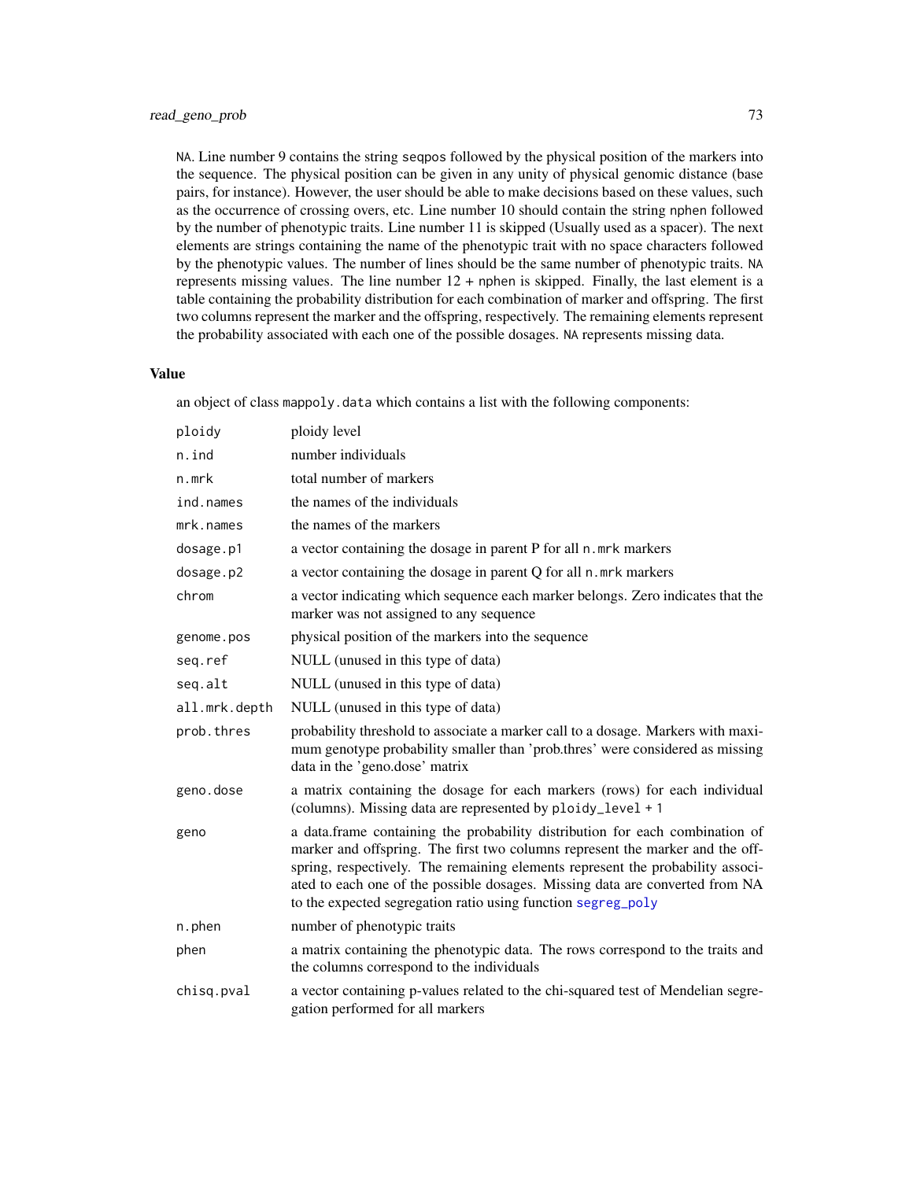NA. Line number 9 contains the string seqpos followed by the physical position of the markers into the sequence. The physical position can be given in any unity of physical genomic distance (base pairs, for instance). However, the user should be able to make decisions based on these values, such as the occurrence of crossing overs, etc. Line number 10 should contain the string nphen followed by the number of phenotypic traits. Line number 11 is skipped (Usually used as a spacer). The next elements are strings containing the name of the phenotypic trait with no space characters followed by the phenotypic values. The number of lines should be the same number of phenotypic traits. NA represents missing values. The line number 12 + nphen is skipped. Finally, the last element is a table containing the probability distribution for each combination of marker and offspring. The first two columns represent the marker and the offspring, respectively. The remaining elements represent the probability associated with each one of the possible dosages. NA represents missing data.

## Value

an object of class mappoly.data which contains a list with the following components:

| | |
|---|---|
| ploidy | ploidy level |
| n.ind | number individuals |
| n.mrk | total number of markers |
| ind.names | the names of the individuals |
| mrk.names | the names of the markers |
| dosage.p1 | a vector containing the dosage in parent P for all n.mrk markers |
| dosage.p2 | a vector containing the dosage in parent Q for all n.mrk markers |
| chrom | a vector indicating which sequence each marker belongs. Zero indicates that the marker was not assigned to any sequence |
| genome.pos | physical position of the markers into the sequence |
| seq.ref | NULL (unused in this type of data) |
| seq.alt | NULL (unused in this type of data) |
| all.mrk.depth | NULL (unused in this type of data) |
| prob.thres | probability threshold to associate a marker call to a dosage. Markers with maximum genotype probability smaller than 'prob.thres' were considered as missing data in the 'geno.dose' matrix |
| geno.dose | a matrix containing the dosage for each markers (rows) for each individual (columns). Missing data are represented by ploidy_level + 1 |
| geno | a data.frame containing the probability distribution for each combination of marker and offspring. The first two columns represent the marker and the offspring, respectively. The remaining elements represent the probability associated to each one of the possible dosages. Missing data are converted from NA to the expected segregation ratio using function segreg_poly |
| n.phen | number of phenotypic traits |
| phen | a matrix containing the phenotypic data. The rows correspond to the traits and the columns correspond to the individuals |
| chisq.pval | a vector containing p-values related to the chi-squared test of Mendelian segregation performed for all markers |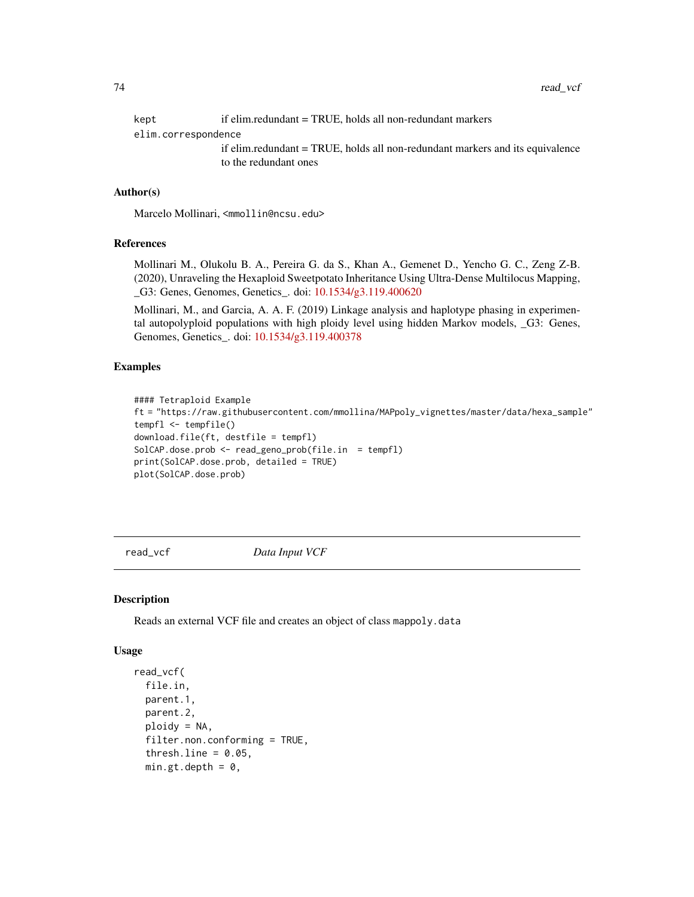kept — if elim.redundant = TRUE, holds all non-redundant markers

elim.correspondence — if elim.redundant = TRUE, holds all non-redundant markers and its equivalence to the redundant ones

### Author(s)

Marcelo Mollinari, <mmollin@ncsu.edu>

### References

Mollinari M., Olukolu B. A., Pereira G. da S., Khan A., Gemenet D., Yencho G. C., Zeng Z-B. (2020), Unraveling the Hexaploid Sweetpotato Inheritance Using Ultra-Dense Multilocus Mapping, _G3: Genes, Genomes, Genetics_. doi: 10.1534/g3.119.400620

Mollinari, M., and Garcia, A. A. F. (2019) Linkage analysis and haplotype phasing in experimental autopolyploid populations with high ploidy level using hidden Markov models, _G3: Genes, Genomes, Genetics_. doi: 10.1534/g3.119.400378

### Examples

```
#### Tetraploid Example
ft = "https://raw.githubusercontent.com/mmollina/MAPpoly_vignettes/master/data/hexa_sample"
tempfl <- tempfile()
download.file(ft, destfile = tempfl)
SolCAP.dose.prob <- read_geno_prob(file.in  = tempfl)
print(SolCAP.dose.prob, detailed = TRUE)
plot(SolCAP.dose.prob)
```

---

## read_vcf — *Data Input VCF*

---

### Description

Reads an external VCF file and creates an object of class mappoly.data

### Usage

```
read_vcf(
  file.in,
  parent.1,
  parent.2,
  ploidy = NA,
  filter.non.conforming = TRUE,
  thresh.line = 0.05,
  min.gt.depth = 0,
```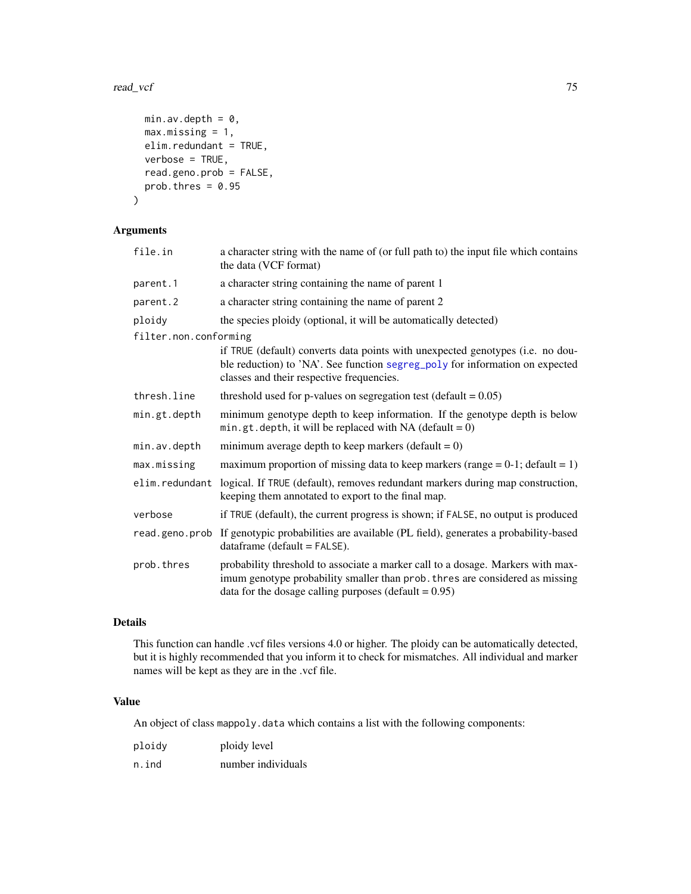```
  min.av.depth = 0,
  max.missing = 1,
  elim.redundant = TRUE,
  verbose = TRUE,
  read.geno.prob = FALSE,
  prob.thres = 0.95
)
```

## Arguments

| | |
|---|---|
| `file.in` | a character string with the name of (or full path to) the input file which contains the data (VCF format) |
| `parent.1` | a character string containing the name of parent 1 |
| `parent.2` | a character string containing the name of parent 2 |
| `ploidy` | the species ploidy (optional, it will be automatically detected) |
| `filter.non.conforming` | if `TRUE` (default) converts data points with unexpected genotypes (i.e. no double reduction) to 'NA'. See function `segreg_poly` for information on expected classes and their respective frequencies. |
| `thresh.line` | threshold used for p-values on segregation test (default = 0.05) |
| `min.gt.depth` | minimum genotype depth to keep information. If the genotype depth is below `min.gt.depth`, it will be replaced with NA (default = 0) |
| `min.av.depth` | minimum average depth to keep markers (default = 0) |
| `max.missing` | maximum proportion of missing data to keep markers (range = 0-1; default = 1) |
| `elim.redundant` | logical. If `TRUE` (default), removes redundant markers during map construction, keeping them annotated to export to the final map. |
| `verbose` | if `TRUE` (default), the current progress is shown; if `FALSE`, no output is produced |
| `read.geno.prob` | If genotypic probabilities are available (PL field), generates a probability-based dataframe (default = `FALSE`). |
| `prob.thres` | probability threshold to associate a marker call to a dosage. Markers with maximum genotype probability smaller than `prob.thres` are considered as missing data for the dosage calling purposes (default = 0.95) |

## Details

This function can handle .vcf files versions 4.0 or higher. The ploidy can be automatically detected, but it is highly recommended that you inform it to check for mismatches. All individual and marker names will be kept as they are in the .vcf file.

## Value

An object of class `mappoly.data` which contains a list with the following components:

| | |
|---|---|
| `ploidy` | ploidy level |
| `n.ind` | number individuals |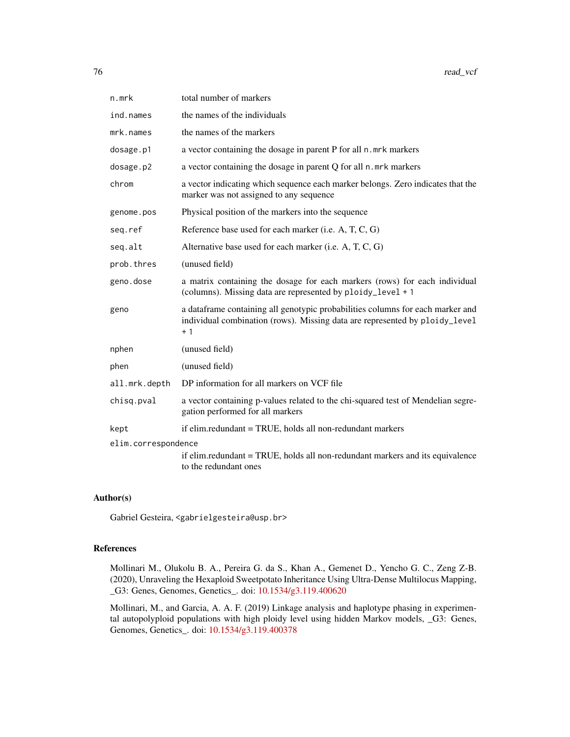| | |
|---|---|
| `n.mrk` | total number of markers |
| `ind.names` | the names of the individuals |
| `mrk.names` | the names of the markers |
| `dosage.p1` | a vector containing the dosage in parent P for all `n.mrk` markers |
| `dosage.p2` | a vector containing the dosage in parent Q for all `n.mrk` markers |
| `chrom` | a vector indicating which sequence each marker belongs. Zero indicates that the marker was not assigned to any sequence |
| `genome.pos` | Physical position of the markers into the sequence |
| `seq.ref` | Reference base used for each marker (i.e. A, T, C, G) |
| `seq.alt` | Alternative base used for each marker (i.e. A, T, C, G) |
| `prob.thres` | (unused field) |
| `geno.dose` | a matrix containing the dosage for each markers (rows) for each individual (columns). Missing data are represented by `ploidy_level + 1` |
| `geno` | a dataframe containing all genotypic probabilities columns for each marker and individual combination (rows). Missing data are represented by `ploidy_level + 1` |
| `nphen` | (unused field) |
| `phen` | (unused field) |
| `all.mrk.depth` | DP information for all markers on VCF file |
| `chisq.pval` | a vector containing p-values related to the chi-squared test of Mendelian segregation performed for all markers |
| `kept` | if elim.redundant = TRUE, holds all non-redundant markers |
| `elim.correspondence` | if elim.redundant = TRUE, holds all non-redundant markers and its equivalence to the redundant ones |

## Author(s)

Gabriel Gesteira, <gabrielgesteira@usp.br>

## References

Mollinari M., Olukolu B. A., Pereira G. da S., Khan A., Gemenet D., Yencho G. C., Zeng Z-B. (2020), Unraveling the Hexaploid Sweetpotato Inheritance Using Ultra-Dense Multilocus Mapping, _G3: Genes, Genomes, Genetics_. doi: 10.1534/g3.119.400620

Mollinari, M., and Garcia, A. A. F. (2019) Linkage analysis and haplotype phasing in experimental autopolyploid populations with high ploidy level using hidden Markov models, _G3: Genes, Genomes, Genetics_. doi: 10.1534/g3.119.400378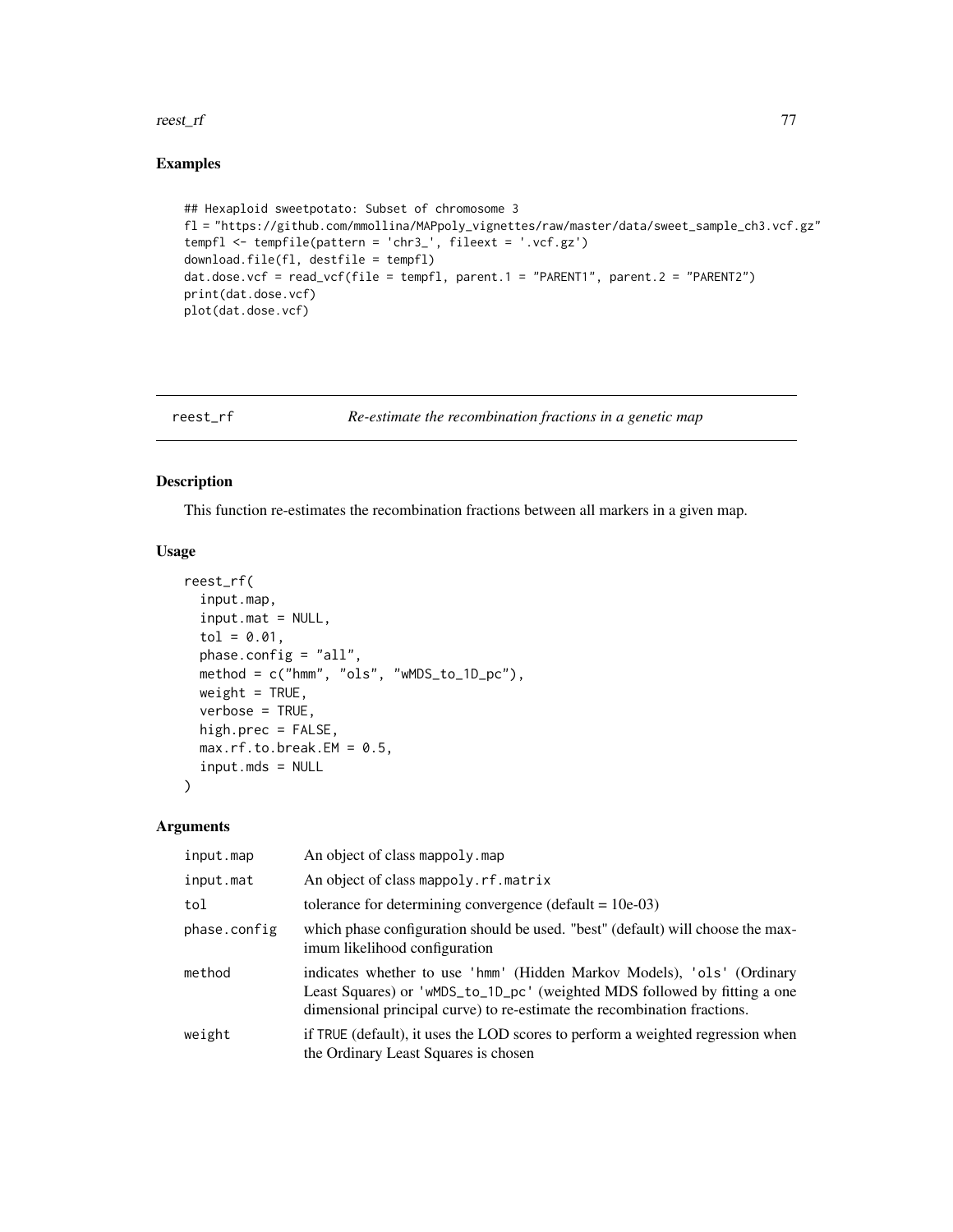## Examples

```
## Hexaploid sweetpotato: Subset of chromosome 3
fl = "https://github.com/mmollina/MAPpoly_vignettes/raw/master/data/sweet_sample_ch3.vcf.gz"
tempfl <- tempfile(pattern = 'chr3_', fileext = '.vcf.gz')
download.file(fl, destfile = tempfl)
dat.dose.vcf = read_vcf(file = tempfl, parent.1 = "PARENT1", parent.2 = "PARENT2")
print(dat.dose.vcf)
plot(dat.dose.vcf)
```

---

# reest_rf — *Re-estimate the recombination fractions in a genetic map*

---

## Description

This function re-estimates the recombination fractions between all markers in a given map.

## Usage

```
reest_rf(
  input.map,
  input.mat = NULL,
  tol = 0.01,
  phase.config = "all",
  method = c("hmm", "ols", "wMDS_to_1D_pc"),
  weight = TRUE,
  verbose = TRUE,
  high.prec = FALSE,
  max.rf.to.break.EM = 0.5,
  input.mds = NULL
)
```

## Arguments

| | |
|---|---|
| input.map | An object of class mappoly.map |
| input.mat | An object of class mappoly.rf.matrix |
| tol | tolerance for determining convergence (default = 10e-03) |
| phase.config | which phase configuration should be used. "best" (default) will choose the maximum likelihood configuration |
| method | indicates whether to use 'hmm' (Hidden Markov Models), 'ols' (Ordinary Least Squares) or 'wMDS_to_1D_pc' (weighted MDS followed by fitting a one dimensional principal curve) to re-estimate the recombination fractions. |
| weight | if TRUE (default), it uses the LOD scores to perform a weighted regression when the Ordinary Least Squares is chosen |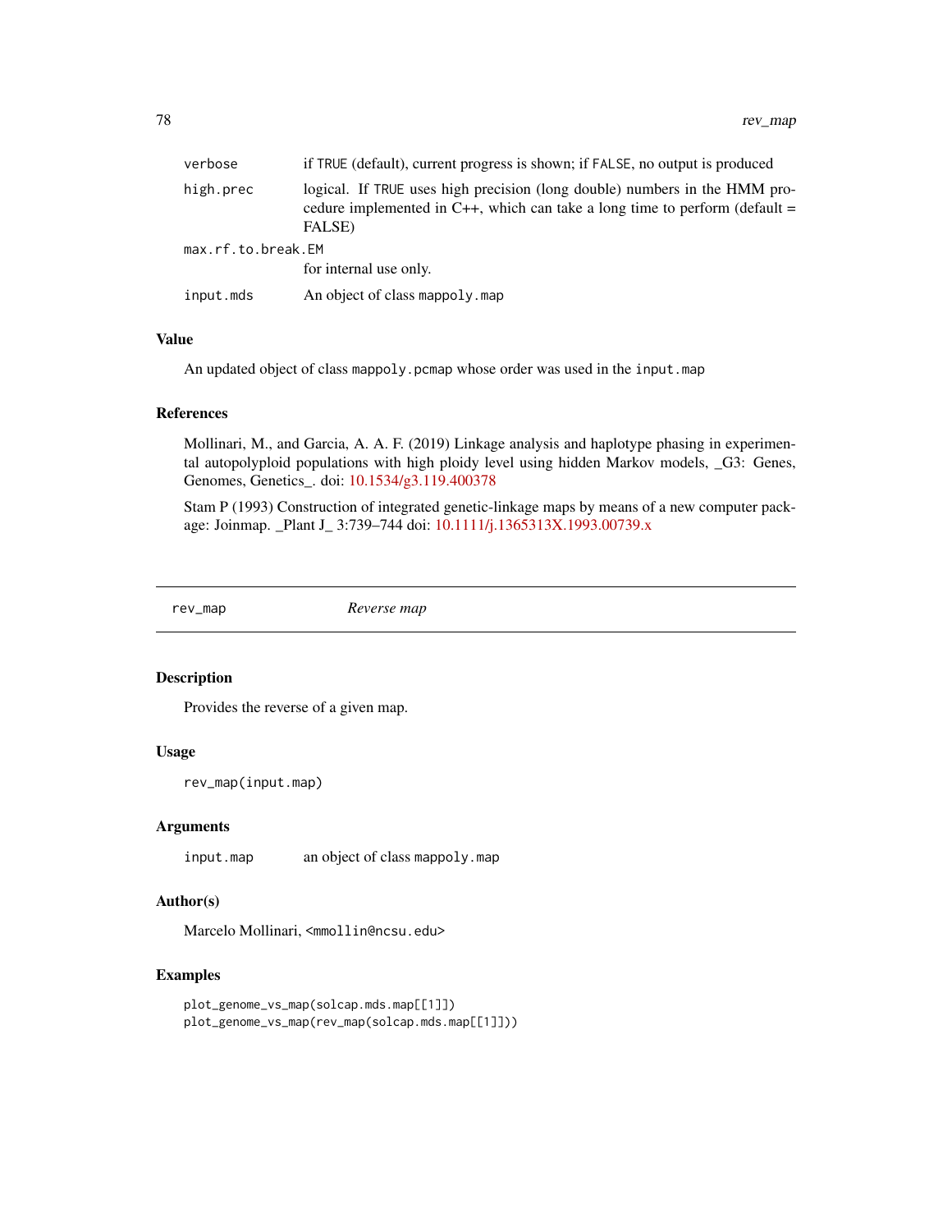| | |
|---|---|
| verbose | if TRUE (default), current progress is shown; if FALSE, no output is produced |
| high.prec | logical. If TRUE uses high precision (long double) numbers in the HMM procedure implemented in C++, which can take a long time to perform (default = FALSE) |
| max.rf.to.break.EM | for internal use only. |
| input.mds | An object of class mappoly.map |

### Value

An updated object of class mappoly.pcmap whose order was used in the input.map

### References

Mollinari, M., and Garcia, A. A. F. (2019) Linkage analysis and haplotype phasing in experimental autopolyploid populations with high ploidy level using hidden Markov models, _G3: Genes, Genomes, Genetics_. doi: 10.1534/g3.119.400378

Stam P (1993) Construction of integrated genetic-linkage maps by means of a new computer package: Joinmap. _Plant J_ 3:739–744 doi: 10.1111/j.1365313X.1993.00739.x

---

## rev_map *Reverse map*

### Description

Provides the reverse of a given map.

### Usage

```
rev_map(input.map)
```

### Arguments

| | |
|---|---|
| input.map | an object of class mappoly.map |

### Author(s)

Marcelo Mollinari, <mmollin@ncsu.edu>

### Examples

```
plot_genome_vs_map(solcap.mds.map[[1]])
plot_genome_vs_map(rev_map(solcap.mds.map[[1]]))
```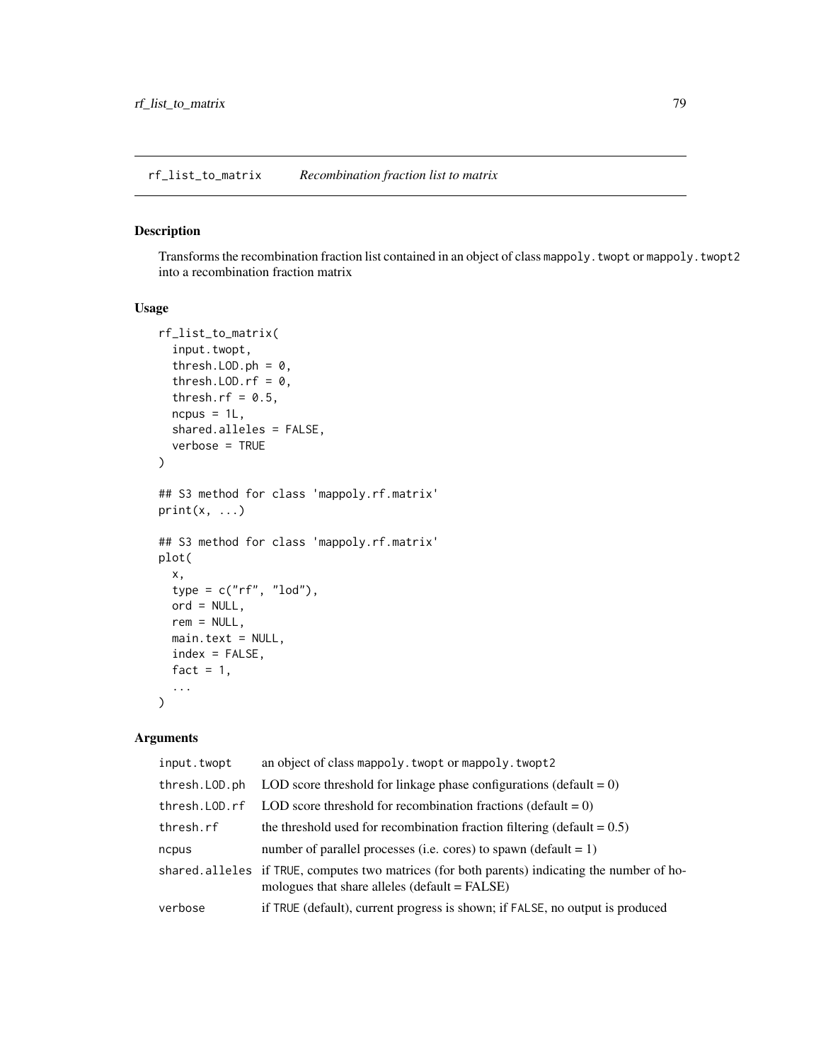## rf_list_to_matrix *Recombination fraction list to matrix*

### Description

Transforms the recombination fraction list contained in an object of class `mappoly.twopt` or `mappoly.twopt2` into a recombination fraction matrix

### Usage

```
rf_list_to_matrix(
  input.twopt,
  thresh.LOD.ph = 0,
  thresh.LOD.rf = 0,
  thresh.rf = 0.5,
  ncpus = 1L,
  shared.alleles = FALSE,
  verbose = TRUE
)

## S3 method for class 'mappoly.rf.matrix'
print(x, ...)

## S3 method for class 'mappoly.rf.matrix'
plot(
  x,
  type = c("rf", "lod"),
  ord = NULL,
  rem = NULL,
  main.text = NULL,
  index = FALSE,
  fact = 1,
  ...
)
```

### Arguments

| | |
|---|---|
| `input.twopt` | an object of class `mappoly.twopt` or `mappoly.twopt2` |
| `thresh.LOD.ph` | LOD score threshold for linkage phase configurations (default = 0) |
| `thresh.LOD.rf` | LOD score threshold for recombination fractions (default = 0) |
| `thresh.rf` | the threshold used for recombination fraction filtering (default = 0.5) |
| `ncpus` | number of parallel processes (i.e. cores) to spawn (default = 1) |
| `shared.alleles` | if `TRUE`, computes two matrices (for both parents) indicating the number of homologues that share alleles (default = FALSE) |
| `verbose` | if `TRUE` (default), current progress is shown; if `FALSE`, no output is produced |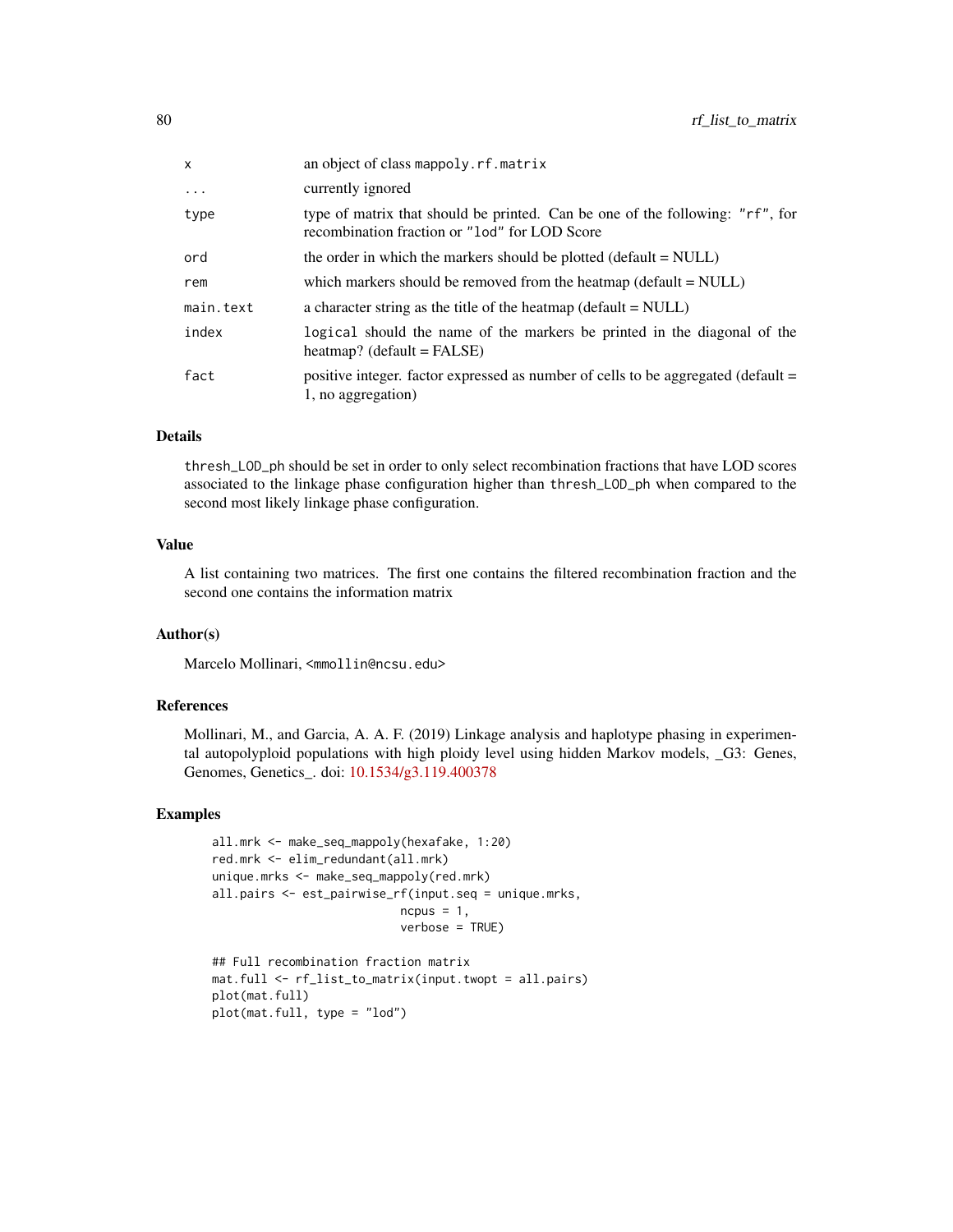| | |
|---|---|
| `x` | an object of class `mappoly.rf.matrix` |
| `...` | currently ignored |
| `type` | type of matrix that should be printed. Can be one of the following: `"rf"`, for recombination fraction or `"lod"` for LOD Score |
| `ord` | the order in which the markers should be plotted (default = NULL) |
| `rem` | which markers should be removed from the heatmap (default = NULL) |
| `main.text` | a character string as the title of the heatmap (default = NULL) |
| `index` | `logical` should the name of the markers be printed in the diagonal of the heatmap? (default = FALSE) |
| `fact` | positive integer. factor expressed as number of cells to be aggregated (default = 1, no aggregation) |

### Details

`thresh_LOD_ph` should be set in order to only select recombination fractions that have LOD scores associated to the linkage phase configuration higher than `thresh_LOD_ph` when compared to the second most likely linkage phase configuration.

### Value

A list containing two matrices. The first one contains the filtered recombination fraction and the second one contains the information matrix

### Author(s)

Marcelo Mollinari, <mmollin@ncsu.edu>

### References

Mollinari, M., and Garcia, A. A. F. (2019) Linkage analysis and haplotype phasing in experimental autopolyploid populations with high ploidy level using hidden Markov models, _G3: Genes, Genomes, Genetics_. doi: 10.1534/g3.119.400378

### Examples

```
all.mrk <- make_seq_mappoly(hexafake, 1:20)
red.mrk <- elim_redundant(all.mrk)
unique.mrks <- make_seq_mappoly(red.mrk)
all.pairs <- est_pairwise_rf(input.seq = unique.mrks,
                             ncpus = 1,
                             verbose = TRUE)

## Full recombination fraction matrix
mat.full <- rf_list_to_matrix(input.twopt = all.pairs)
plot(mat.full)
plot(mat.full, type = "lod")
```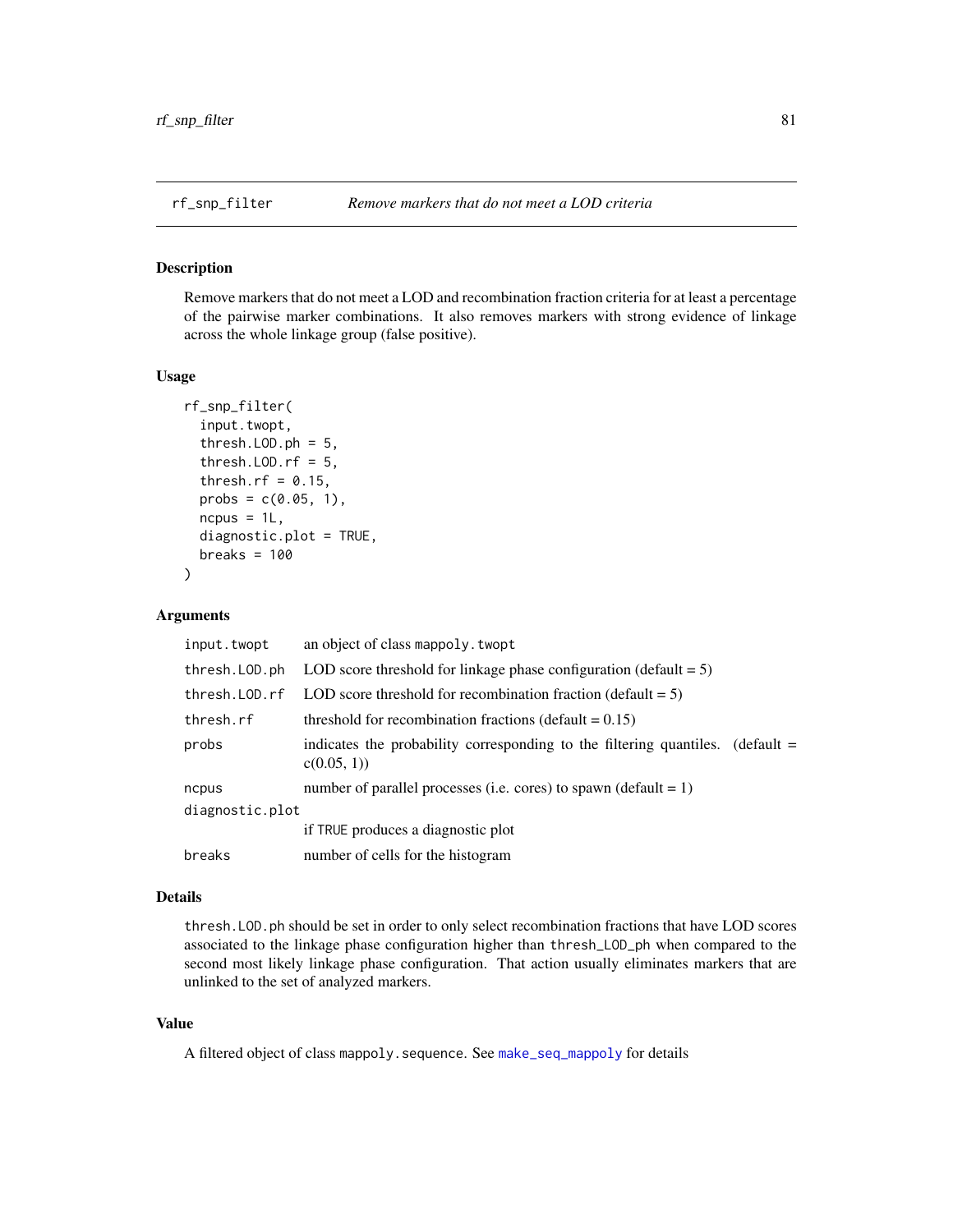rf_snp_filter *Remove markers that do not meet a LOD criteria*

## Description

Remove markers that do not meet a LOD and recombination fraction criteria for at least a percentage of the pairwise marker combinations. It also removes markers with strong evidence of linkage across the whole linkage group (false positive).

## Usage

```
rf_snp_filter(
  input.twopt,
  thresh.LOD.ph = 5,
  thresh.LOD.rf = 5,
  thresh.rf = 0.15,
  probs = c(0.05, 1),
  ncpus = 1L,
  diagnostic.plot = TRUE,
  breaks = 100
)
```

## Arguments

| | |
|---|---|
| input.twopt | an object of class mappoly.twopt |
| thresh.LOD.ph | LOD score threshold for linkage phase configuration (default = 5) |
| thresh.LOD.rf | LOD score threshold for recombination fraction (default = 5) |
| thresh.rf | threshold for recombination fractions (default = 0.15) |
| probs | indicates the probability corresponding to the filtering quantiles. (default = c(0.05, 1)) |
| ncpus | number of parallel processes (i.e. cores) to spawn (default = 1) |
| diagnostic.plot | if TRUE produces a diagnostic plot |
| breaks | number of cells for the histogram |

## Details

thresh.LOD.ph should be set in order to only select recombination fractions that have LOD scores associated to the linkage phase configuration higher than thresh_LOD_ph when compared to the second most likely linkage phase configuration. That action usually eliminates markers that are unlinked to the set of analyzed markers.

## Value

A filtered object of class mappoly.sequence. See make_seq_mappoly for details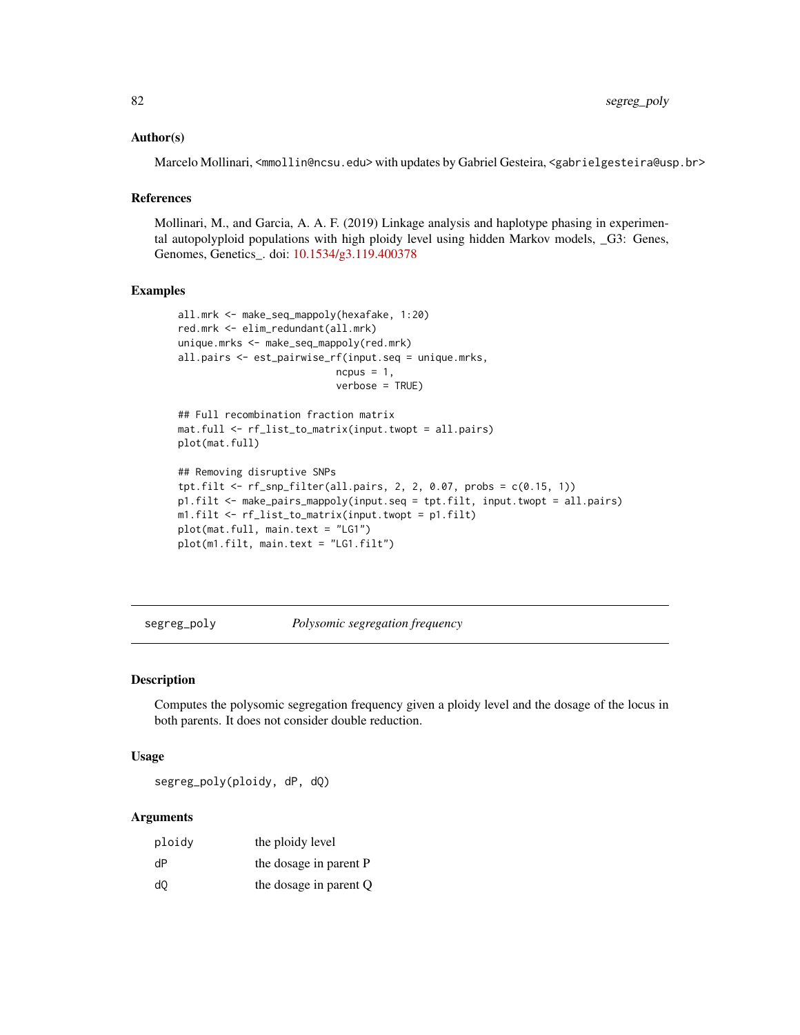### Author(s)

Marcelo Mollinari, <mmollin@ncsu.edu> with updates by Gabriel Gesteira, <gabrielgesteira@usp.br>

### References

Mollinari, M., and Garcia, A. A. F. (2019) Linkage analysis and haplotype phasing in experimental autopolyploid populations with high ploidy level using hidden Markov models, _G3: Genes, Genomes, Genetics_. doi: 10.1534/g3.119.400378

### Examples

```
all.mrk <- make_seq_mappoly(hexafake, 1:20)
red.mrk <- elim_redundant(all.mrk)
unique.mrks <- make_seq_mappoly(red.mrk)
all.pairs <- est_pairwise_rf(input.seq = unique.mrks,
                             ncpus = 1,
                             verbose = TRUE)

## Full recombination fraction matrix
mat.full <- rf_list_to_matrix(input.twopt = all.pairs)
plot(mat.full)

## Removing disruptive SNPs
tpt.filt <- rf_snp_filter(all.pairs, 2, 2, 0.07, probs = c(0.15, 1))
p1.filt <- make_pairs_mappoly(input.seq = tpt.filt, input.twopt = all.pairs)
m1.filt <- rf_list_to_matrix(input.twopt = p1.filt)
plot(mat.full, main.text = "LG1")
plot(m1.filt, main.text = "LG1.filt")
```

## segreg_poly — *Polysomic segregation frequency*

### Description

Computes the polysomic segregation frequency given a ploidy level and the dosage of the locus in both parents. It does not consider double reduction.

### Usage

```
segreg_poly(ploidy, dP, dQ)
```

### Arguments

| | |
|---|---|
| ploidy | the ploidy level |
| dP | the dosage in parent P |
| dQ | the dosage in parent Q |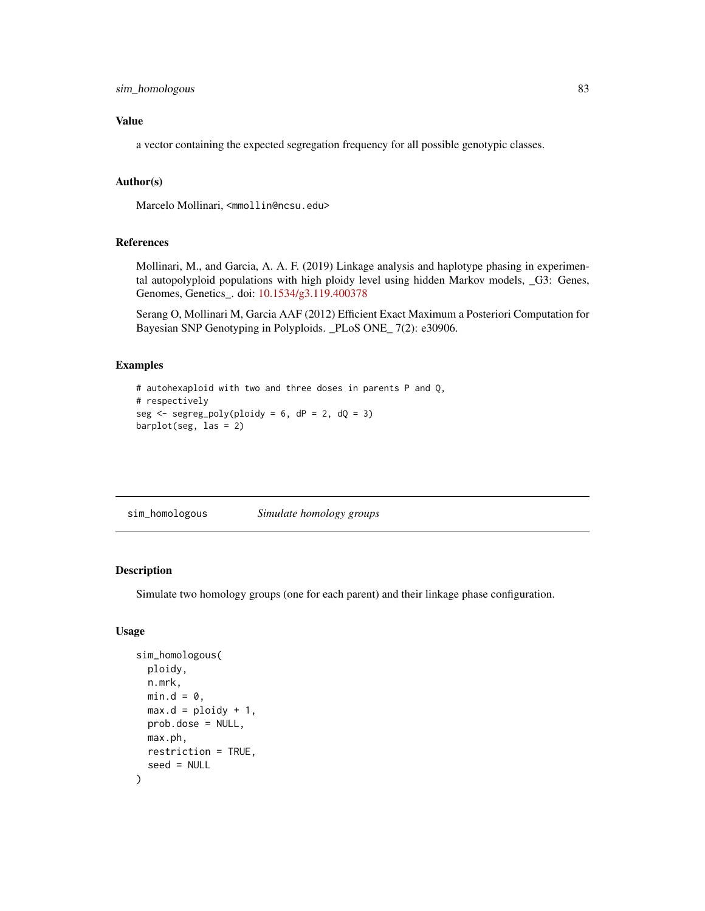## Value

a vector containing the expected segregation frequency for all possible genotypic classes.

## Author(s)

Marcelo Mollinari, <mmollin@ncsu.edu>

## References

Mollinari, M., and Garcia, A. A. F. (2019) Linkage analysis and haplotype phasing in experimental autopolyploid populations with high ploidy level using hidden Markov models, _G3: Genes, Genomes, Genetics_. doi: 10.1534/g3.119.400378

Serang O, Mollinari M, Garcia AAF (2012) Efficient Exact Maximum a Posteriori Computation for Bayesian SNP Genotyping in Polyploids. _PLoS ONE_ 7(2): e30906.

## Examples

```
# autohexaploid with two and three doses in parents P and Q,
# respectively
seg <- segreg_poly(ploidy = 6, dP = 2, dQ = 3)
barplot(seg, las = 2)
```

---

# sim_homologous *Simulate homology groups*

## Description

Simulate two homology groups (one for each parent) and their linkage phase configuration.

## Usage

```
sim_homologous(
  ploidy,
  n.mrk,
  min.d = 0,
  max.d = ploidy + 1,
  prob.dose = NULL,
  max.ph,
  restriction = TRUE,
  seed = NULL
)
```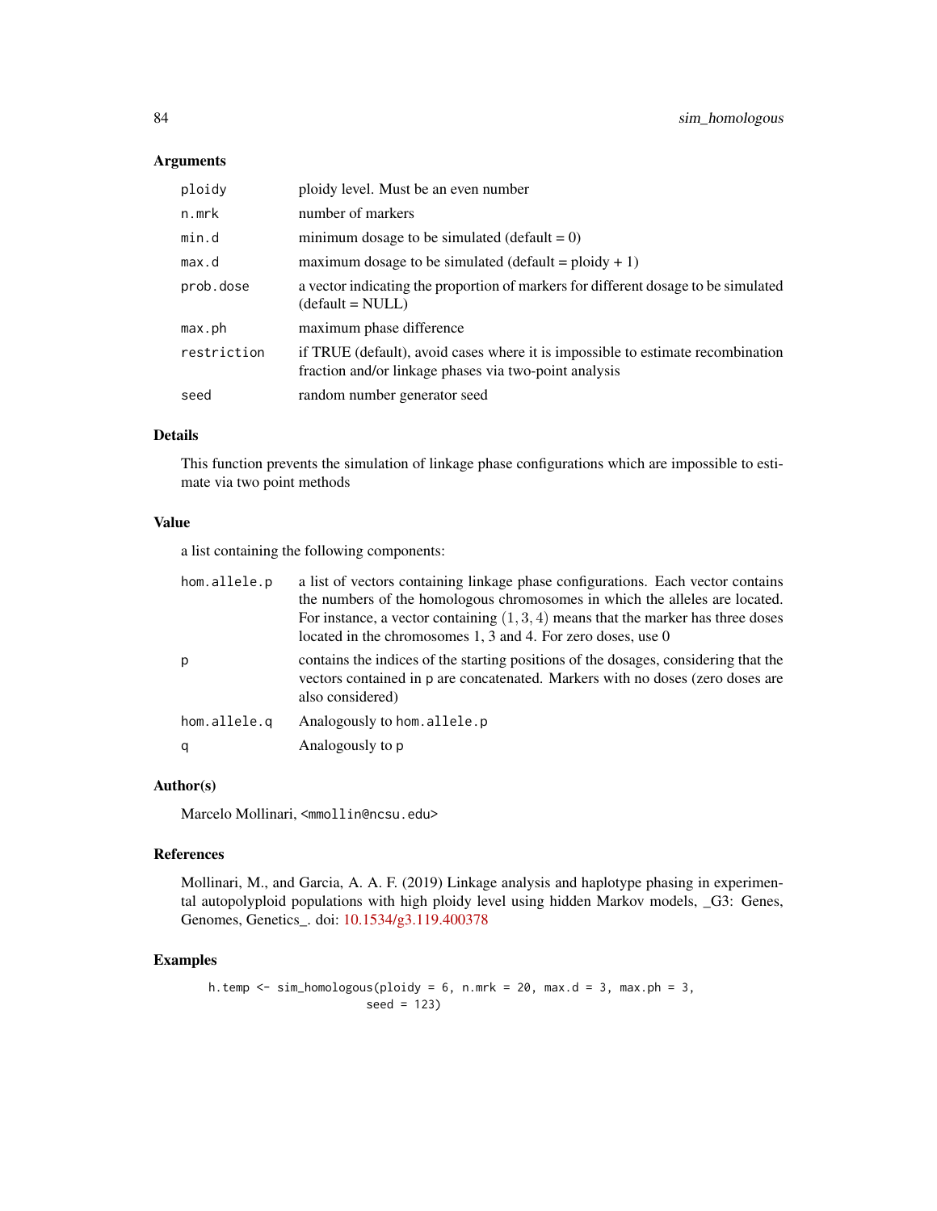### Arguments

| | |
|---|---|
| `ploidy` | ploidy level. Must be an even number |
| `n.mrk` | number of markers |
| `min.d` | minimum dosage to be simulated (default = 0) |
| `max.d` | maximum dosage to be simulated (default = ploidy + 1) |
| `prob.dose` | a vector indicating the proportion of markers for different dosage to be simulated (default = NULL) |
| `max.ph` | maximum phase difference |
| `restriction` | if TRUE (default), avoid cases where it is impossible to estimate recombination fraction and/or linkage phases via two-point analysis |
| `seed` | random number generator seed |

### Details

This function prevents the simulation of linkage phase configurations which are impossible to estimate via two point methods

### Value

a list containing the following components:

| | |
|---|---|
| `hom.allele.p` | a list of vectors containing linkage phase configurations. Each vector contains the numbers of the homologous chromosomes in which the alleles are located. For instance, a vector containing $(1, 3, 4)$ means that the marker has three doses located in the chromosomes 1, 3 and 4. For zero doses, use 0 |
| `p` | contains the indices of the starting positions of the dosages, considering that the vectors contained in `p` are concatenated. Markers with no doses (zero doses are also considered) |
| `hom.allele.q` | Analogously to `hom.allele.p` |
| `q` | Analogously to `p` |

### Author(s)

Marcelo Mollinari, <mmollin@ncsu.edu>

### References

Mollinari, M., and Garcia, A. A. F. (2019) Linkage analysis and haplotype phasing in experimental autopolyploid populations with high ploidy level using hidden Markov models, _G3: Genes, Genomes, Genetics_. doi: 10.1534/g3.119.400378

### Examples

```
h.temp <- sim_homologous(ploidy = 6, n.mrk = 20, max.d = 3, max.ph = 3,
                        seed = 123)
```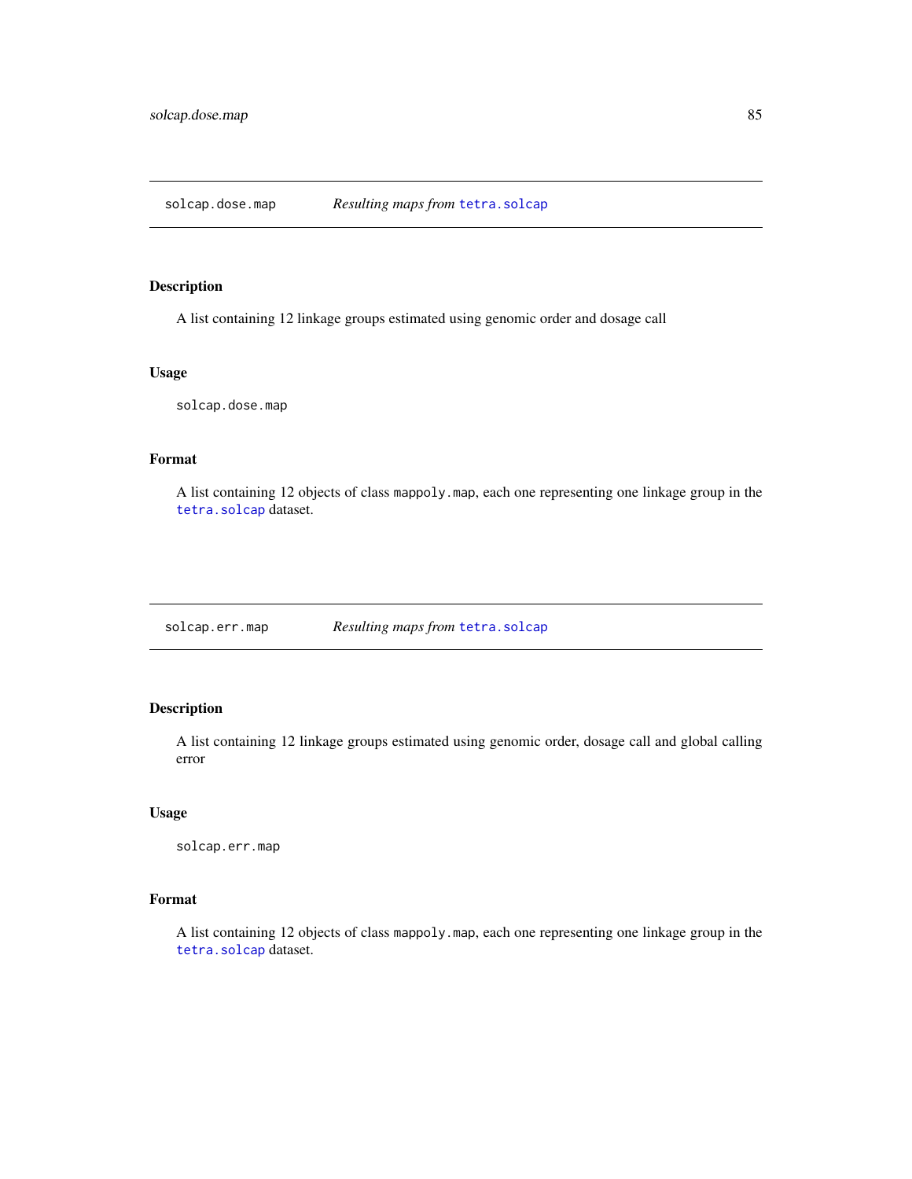## solcap.dose.map — *Resulting maps from* `tetra.solcap`

### Description

A list containing 12 linkage groups estimated using genomic order and dosage call

### Usage

```
solcap.dose.map
```

### Format

A list containing 12 objects of class `mappoly.map`, each one representing one linkage group in the `tetra.solcap` dataset.

## solcap.err.map — *Resulting maps from* `tetra.solcap`

### Description

A list containing 12 linkage groups estimated using genomic order, dosage call and global calling error

### Usage

```
solcap.err.map
```

### Format

A list containing 12 objects of class `mappoly.map`, each one representing one linkage group in the `tetra.solcap` dataset.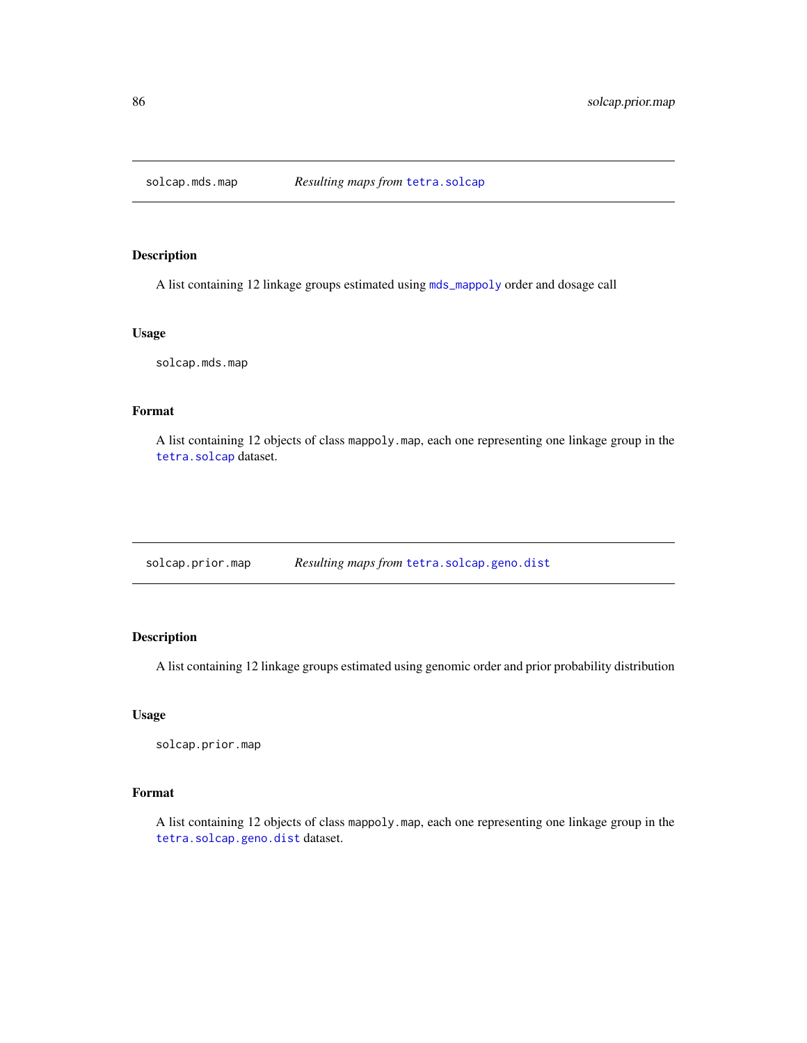## solcap.mds.map — *Resulting maps from* tetra.solcap

### Description

A list containing 12 linkage groups estimated using mds_mappoly order and dosage call

### Usage

```
solcap.mds.map
```

### Format

A list containing 12 objects of class mappoly.map, each one representing one linkage group in the tetra.solcap dataset.

## solcap.prior.map — *Resulting maps from* tetra.solcap.geno.dist

### Description

A list containing 12 linkage groups estimated using genomic order and prior probability distribution

### Usage

```
solcap.prior.map
```

### Format

A list containing 12 objects of class mappoly.map, each one representing one linkage group in the tetra.solcap.geno.dist dataset.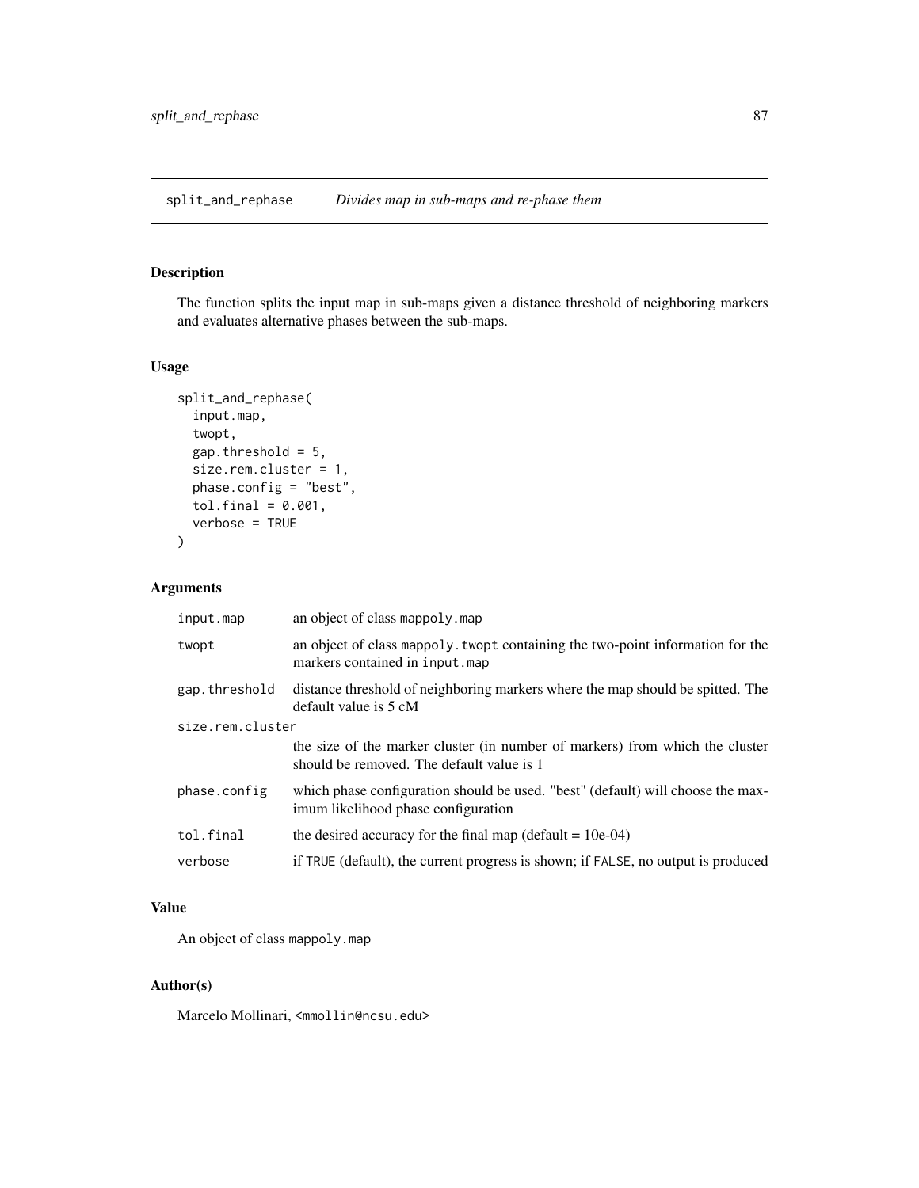## split_and_rephase *Divides map in sub-maps and re-phase them*

### Description

The function splits the input map in sub-maps given a distance threshold of neighboring markers and evaluates alternative phases between the sub-maps.

### Usage

```
split_and_rephase(
  input.map,
  twopt,
  gap.threshold = 5,
  size.rem.cluster = 1,
  phase.config = "best",
  tol.final = 0.001,
  verbose = TRUE
)
```

### Arguments

| | |
|---|---|
| input.map | an object of class mappoly.map |
| twopt | an object of class mappoly.twopt containing the two-point information for the markers contained in input.map |
| gap.threshold | distance threshold of neighboring markers where the map should be spitted. The default value is 5 cM |
| size.rem.cluster | the size of the marker cluster (in number of markers) from which the cluster should be removed. The default value is 1 |
| phase.config | which phase configuration should be used. "best" (default) will choose the maximum likelihood phase configuration |
| tol.final | the desired accuracy for the final map (default = 10e-04) |
| verbose | if TRUE (default), the current progress is shown; if FALSE, no output is produced |

### Value

An object of class mappoly.map

### Author(s)

Marcelo Mollinari, <mmollin@ncsu.edu>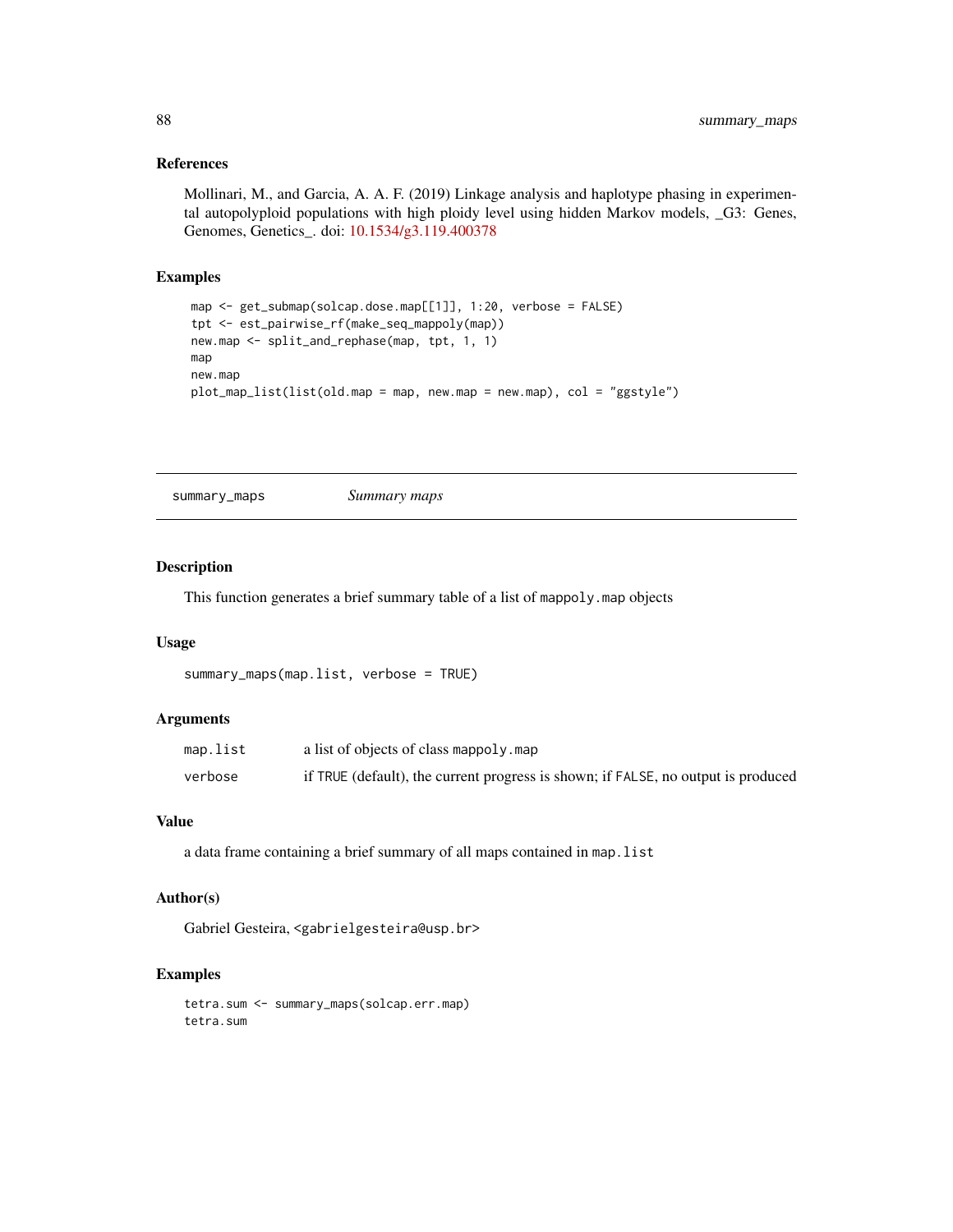### References

Mollinari, M., and Garcia, A. A. F. (2019) Linkage analysis and haplotype phasing in experimental autopolyploid populations with high ploidy level using hidden Markov models, _G3: Genes, Genomes, Genetics_. doi: 10.1534/g3.119.400378

### Examples

```
map <- get_submap(solcap.dose.map[[1]], 1:20, verbose = FALSE)
tpt <- est_pairwise_rf(make_seq_mappoly(map))
new.map <- split_and_rephase(map, tpt, 1, 1)
map
new.map
plot_map_list(list(old.map = map, new.map = new.map), col = "ggstyle")
```

---

## summary_maps *Summary maps*

---

### Description

This function generates a brief summary table of a list of `mappoly.map` objects

### Usage

```
summary_maps(map.list, verbose = TRUE)
```

### Arguments

| | |
|---|---|
| `map.list` | a list of objects of class `mappoly.map` |
| `verbose` | if `TRUE` (default), the current progress is shown; if `FALSE`, no output is produced |

### Value

a data frame containing a brief summary of all maps contained in `map.list`

### Author(s)

Gabriel Gesteira, <gabrielgesteira@usp.br>

### Examples

```
tetra.sum <- summary_maps(solcap.err.map)
tetra.sum
```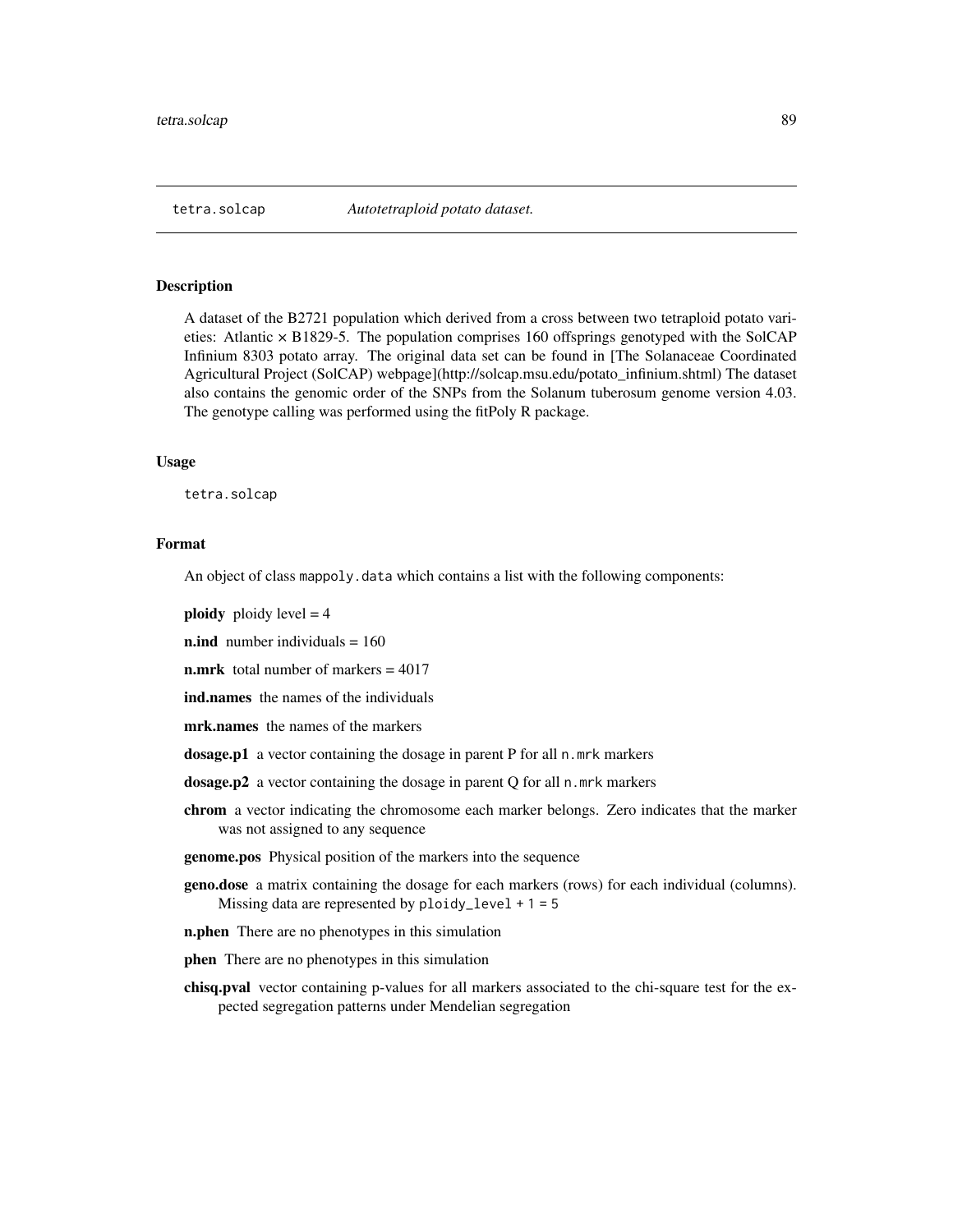## tetra.solcap *Autotetraploid potato dataset.*

### Description

A dataset of the B2721 population which derived from a cross between two tetraploid potato varieties: Atlantic × B1829-5. The population comprises 160 offsprings genotyped with the SolCAP Infinium 8303 potato array. The original data set can be found in [The Solanaceae Coordinated Agricultural Project (SolCAP) webpage](http://solcap.msu.edu/potato_infinium.shtml) The dataset also contains the genomic order of the SNPs from the Solanum tuberosum genome version 4.03. The genotype calling was performed using the fitPoly R package.

### Usage

```
tetra.solcap
```

### Format

An object of class `mappoly.data` which contains a list with the following components:

**ploidy** ploidy level = 4

**n.ind** number individuals = 160

**n.mrk** total number of markers = 4017

**ind.names** the names of the individuals

**mrk.names** the names of the markers

**dosage.p1** a vector containing the dosage in parent P for all `n.mrk` markers

**dosage.p2** a vector containing the dosage in parent Q for all `n.mrk` markers

**chrom** a vector indicating the chromosome each marker belongs. Zero indicates that the marker was not assigned to any sequence

**genome.pos** Physical position of the markers into the sequence

**geno.dose** a matrix containing the dosage for each markers (rows) for each individual (columns). Missing data are represented by `ploidy_level + 1 = 5`

**n.phen** There are no phenotypes in this simulation

**phen** There are no phenotypes in this simulation

**chisq.pval** vector containing p-values for all markers associated to the chi-square test for the expected segregation patterns under Mendelian segregation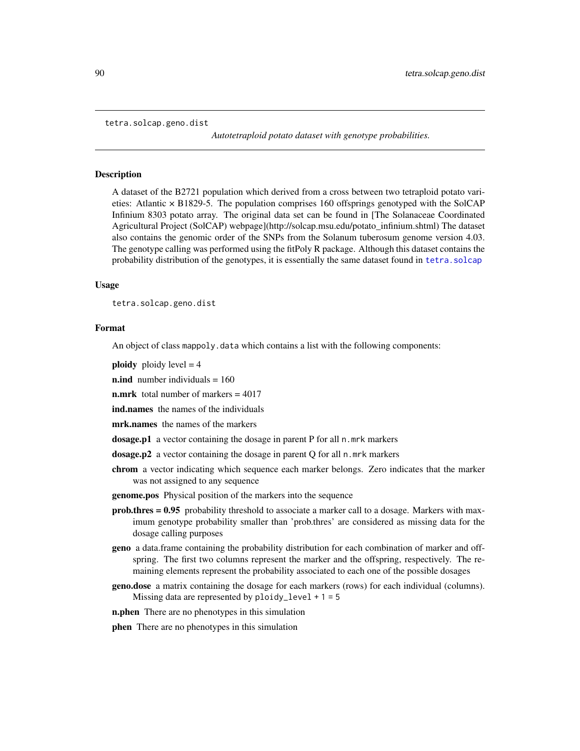tetra.solcap.geno.dist

*Autotetraploid potato dataset with genotype probabilities.*

## Description

A dataset of the B2721 population which derived from a cross between two tetraploid potato varieties: Atlantic × B1829-5. The population comprises 160 offsprings genotyped with the SolCAP Infinium 8303 potato array. The original data set can be found in [The Solanaceae Coordinated Agricultural Project (SolCAP) webpage](http://solcap.msu.edu/potato_infinium.shtml) The dataset also contains the genomic order of the SNPs from the Solanum tuberosum genome version 4.03. The genotype calling was performed using the fitPoly R package. Although this dataset contains the probability distribution of the genotypes, it is essentially the same dataset found in `tetra.solcap`

## Usage

```
tetra.solcap.geno.dist
```

## Format

An object of class `mappoly.data` which contains a list with the following components:

**ploidy** ploidy level = 4

**n.ind** number individuals = 160

**n.mrk** total number of markers = 4017

**ind.names** the names of the individuals

**mrk.names** the names of the markers

**dosage.p1** a vector containing the dosage in parent P for all `n.mrk` markers

**dosage.p2** a vector containing the dosage in parent Q for all `n.mrk` markers

**chrom** a vector indicating which sequence each marker belongs. Zero indicates that the marker was not assigned to any sequence

**genome.pos** Physical position of the markers into the sequence

**prob.thres = 0.95** probability threshold to associate a marker call to a dosage. Markers with maximum genotype probability smaller than 'prob.thres' are considered as missing data for the dosage calling purposes

**geno** a data.frame containing the probability distribution for each combination of marker and offspring. The first two columns represent the marker and the offspring, respectively. The remaining elements represent the probability associated to each one of the possible dosages

**geno.dose** a matrix containing the dosage for each markers (rows) for each individual (columns). Missing data are represented by `ploidy_level + 1 = 5`

**n.phen** There are no phenotypes in this simulation

**phen** There are no phenotypes in this simulation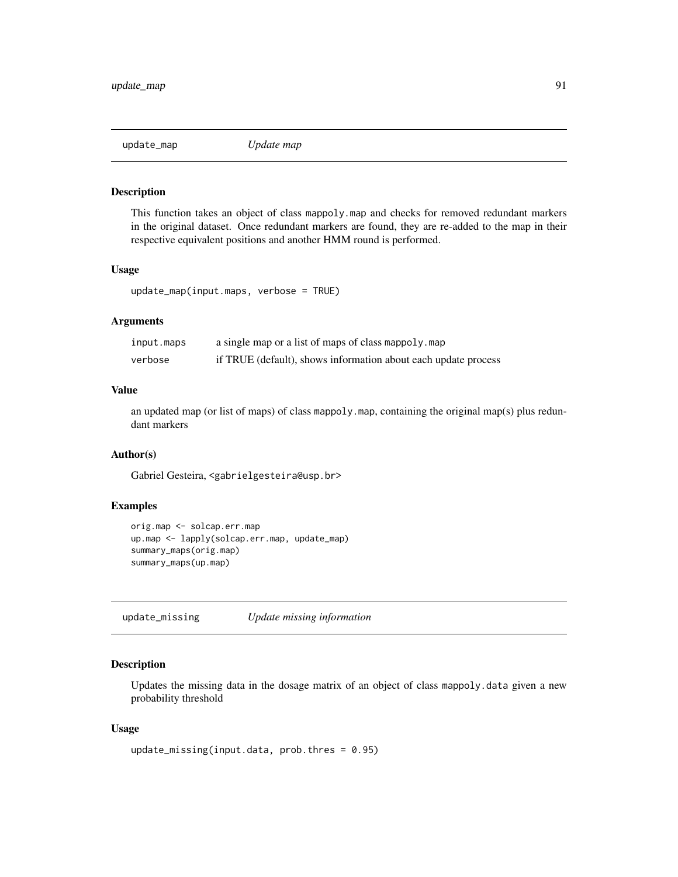## update_map *Update map*

### Description

This function takes an object of class `mappoly.map` and checks for removed redundant markers in the original dataset. Once redundant markers are found, they are re-added to the map in their respective equivalent positions and another HMM round is performed.

### Usage

```
update_map(input.maps, verbose = TRUE)
```

### Arguments

| | |
|---|---|
| input.maps | a single map or a list of maps of class `mappoly.map` |
| verbose | if TRUE (default), shows information about each update process |

### Value

an updated map (or list of maps) of class `mappoly.map`, containing the original map(s) plus redundant markers

### Author(s)

Gabriel Gesteira, <gabrielgesteira@usp.br>

### Examples

```
orig.map <- solcap.err.map
up.map <- lapply(solcap.err.map, update_map)
summary_maps(orig.map)
summary_maps(up.map)
```

## update_missing *Update missing information*

### Description

Updates the missing data in the dosage matrix of an object of class `mappoly.data` given a new probability threshold

### Usage

```
update_missing(input.data, prob.thres = 0.95)
```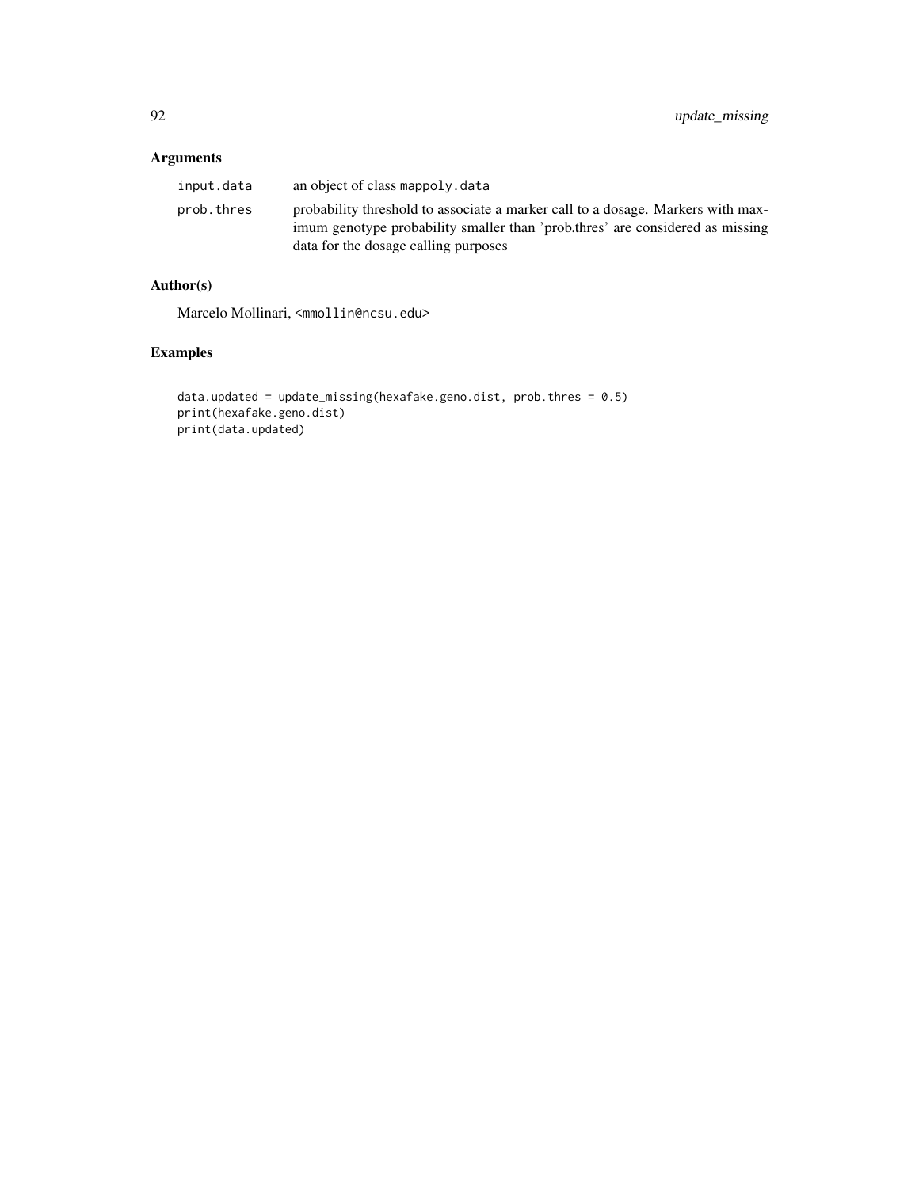## Arguments

| | |
|---|---|
| `input.data` | an object of class `mappoly.data` |
| `prob.thres` | probability threshold to associate a marker call to a dosage. Markers with maximum genotype probability smaller than 'prob.thres' are considered as missing data for the dosage calling purposes |

## Author(s)

Marcelo Mollinari, <mmollin@ncsu.edu>

## Examples

```
data.updated = update_missing(hexafake.geno.dist, prob.thres = 0.5)
print(hexafake.geno.dist)
print(data.updated)
```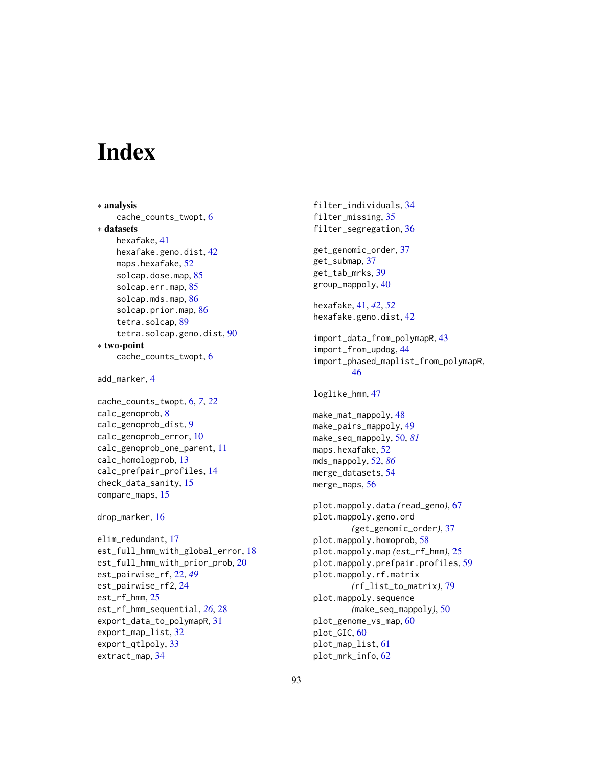# Index

∗ **analysis**
    cache_counts_twopt, 6
∗ **datasets**
    hexafake, 41
    hexafake.geno.dist, 42
    maps.hexafake, 52
    solcap.dose.map, 85
    solcap.err.map, 85
    solcap.mds.map, 86
    solcap.prior.map, 86
    tetra.solcap, 89
    tetra.solcap.geno.dist, 90
∗ **two-point**
    cache_counts_twopt, 6

add_marker, 4

cache_counts_twopt, 6, *7*, *22*
calc_genoprob, 8
calc_genoprob_dist, 9
calc_genoprob_error, 10
calc_genoprob_one_parent, 11
calc_homologprob, 13
calc_prefpair_profiles, 14
check_data_sanity, 15
compare_maps, 15

drop_marker, 16

elim_redundant, 17
est_full_hmm_with_global_error, 18
est_full_hmm_with_prior_prob, 20
est_pairwise_rf, 22, *49*
est_pairwise_rf2, 24
est_rf_hmm, 25
est_rf_hmm_sequential, *26*, 28
export_data_to_polymapR, 31
export_map_list, 32
export_qtlpoly, 33
extract_map, 34

filter_individuals, 34
filter_missing, 35
filter_segregation, 36

get_genomic_order, 37
get_submap, 37
get_tab_mrks, 39
group_mappoly, 40

hexafake, 41, *42*, *52*
hexafake.geno.dist, 42

import_data_from_polymapR, 43
import_from_updog, 44
import_phased_maplist_from_polymapR, 46

loglike_hmm, 47

make_mat_mappoly, 48
make_pairs_mappoly, 49
make_seq_mappoly, 50, *81*
maps.hexafake, 52
mds_mappoly, 52, *86*
merge_datasets, 54
merge_maps, 56

plot.mappoly.data *(read_geno)*, 67
plot.mappoly.geno.ord *(get_genomic_order)*, 37
plot.mappoly.homoprob, 58
plot.mappoly.map *(est_rf_hmm)*, 25
plot.mappoly.prefpair.profiles, 59
plot.mappoly.rf.matrix *(rf_list_to_matrix)*, 79
plot.mappoly.sequence *(make_seq_mappoly)*, 50
plot_genome_vs_map, 60
plot_GIC, 60
plot_map_list, 61
plot_mrk_info, 62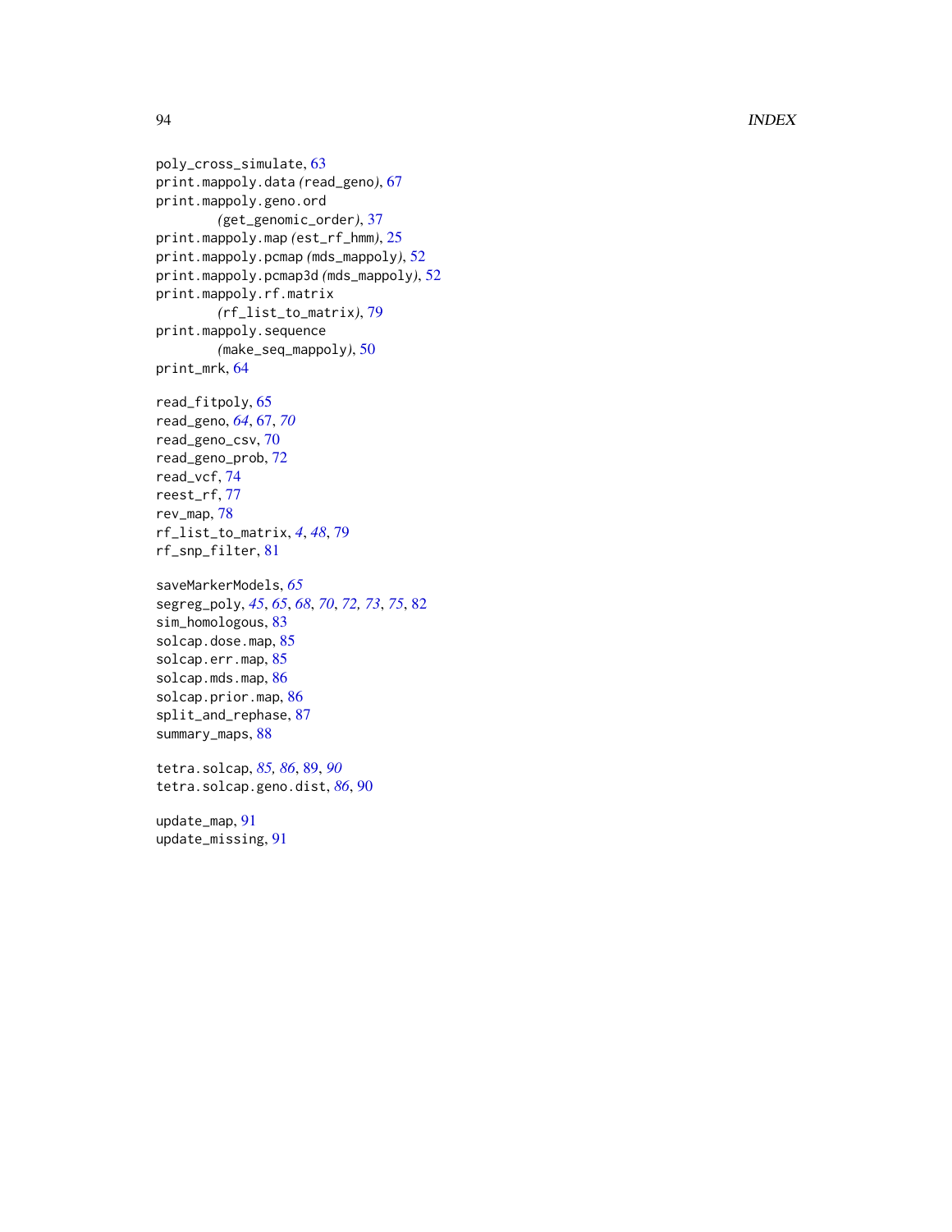poly_cross_simulate, 63
print.mappoly.data (read_geno), 67
print.mappoly.geno.ord
        (get_genomic_order), 37
print.mappoly.map (est_rf_hmm), 25
print.mappoly.pcmap (mds_mappoly), 52
print.mappoly.pcmap3d (mds_mappoly), 52
print.mappoly.rf.matrix
        (rf_list_to_matrix), 79
print.mappoly.sequence
        (make_seq_mappoly), 50
print_mrk, 64

read_fitpoly, 65
read_geno, *64*, 67, *70*
read_geno_csv, 70
read_geno_prob, 72
read_vcf, 74
reest_rf, 77
rev_map, 78
rf_list_to_matrix, *4*, *48*, 79
rf_snp_filter, 81

saveMarkerModels, *65*
segreg_poly, *45*, *65*, *68*, *70*, *72*, *73*, *75*, 82
sim_homologous, 83
solcap.dose.map, 85
solcap.err.map, 85
solcap.mds.map, 86
solcap.prior.map, 86
split_and_rephase, 87
summary_maps, 88

tetra.solcap, *85*, *86*, 89, *90*
tetra.solcap.geno.dist, *86*, 90

update_map, 91
update_missing, 91